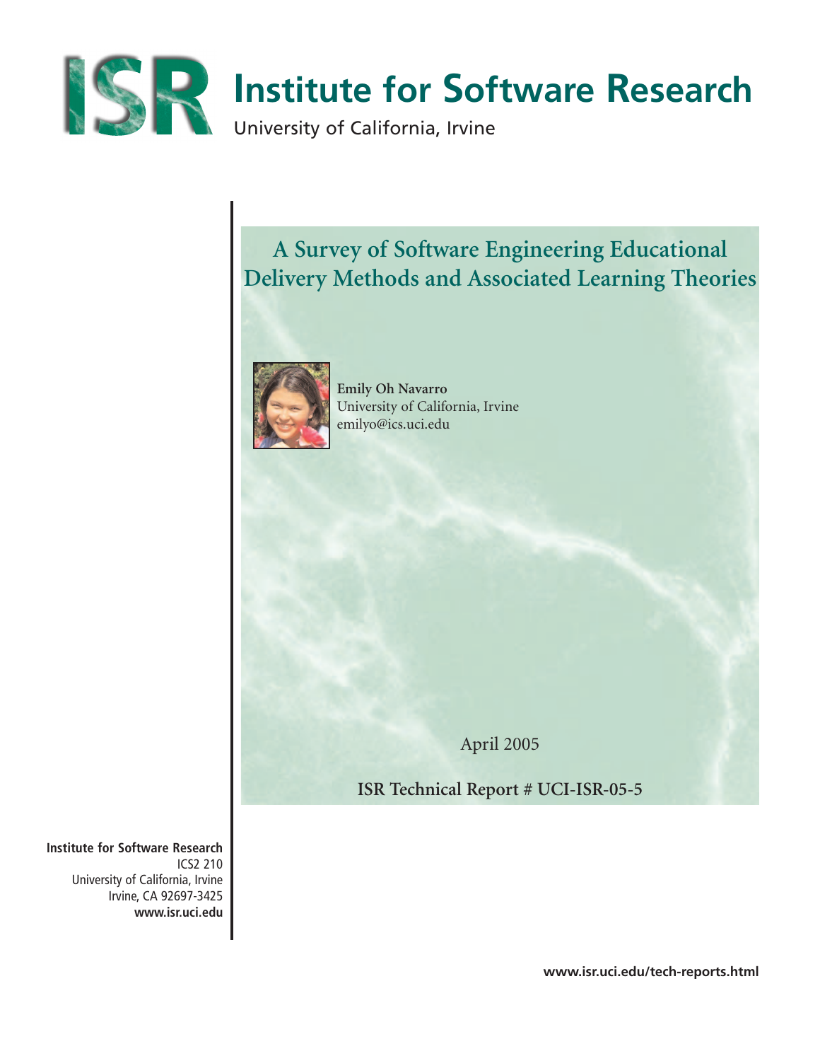# Institute for Software Research

University of California, Irvine

## A Survey of Software Engineering Educational Delivery Methods and Associated Learning Theories

**Emily Oh Navarro**
University of California, Irvine
emilyo@ics.uci.edu

April 2005

**ISR Technical Report # UCI-ISR-05-5**

**Institute for Software Research**
ICS2 210
University of California, Irvine
Irvine, CA 92697-3425
**www.isr.uci.edu**

**www.isr.uci.edu/tech-reports.html**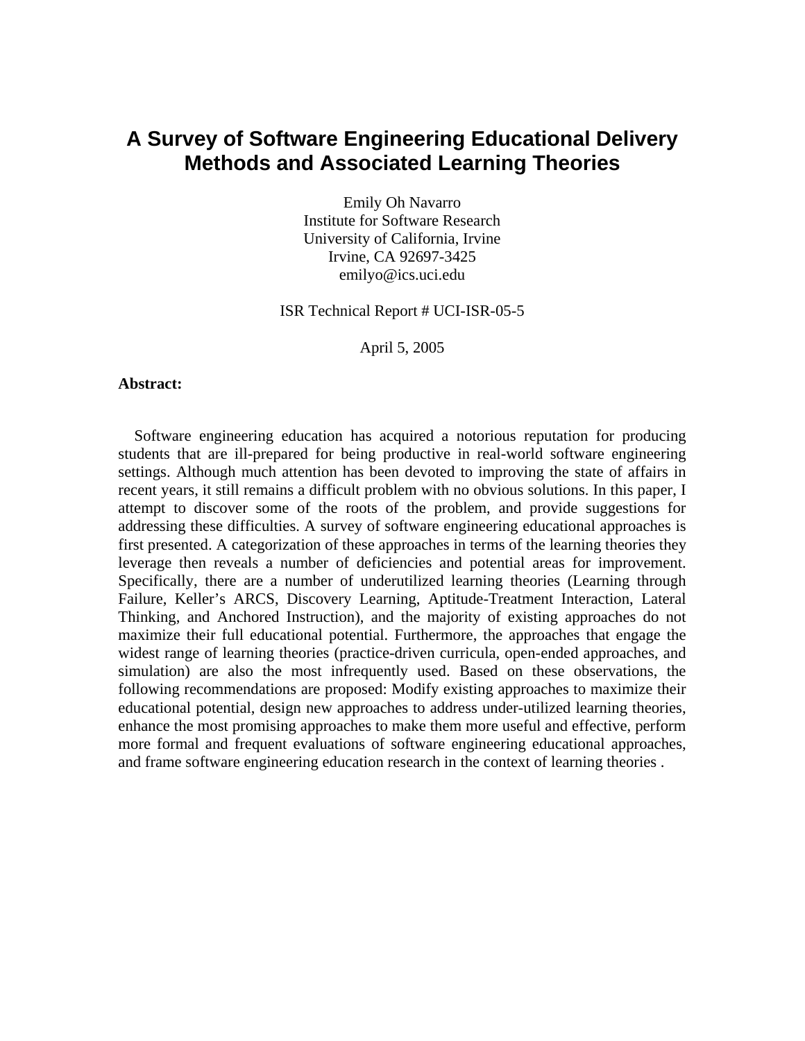# A Survey of Software Engineering Educational Delivery Methods and Associated Learning Theories

Emily Oh Navarro
Institute for Software Research
University of California, Irvine
Irvine, CA 92697-3425
emilyo@ics.uci.edu

ISR Technical Report # UCI-ISR-05-5

April 5, 2005

**Abstract:**

Software engineering education has acquired a notorious reputation for producing students that are ill-prepared for being productive in real-world software engineering settings. Although much attention has been devoted to improving the state of affairs in recent years, it still remains a difficult problem with no obvious solutions. In this paper, I attempt to discover some of the roots of the problem, and provide suggestions for addressing these difficulties. A survey of software engineering educational approaches is first presented. A categorization of these approaches in terms of the learning theories they leverage then reveals a number of deficiencies and potential areas for improvement. Specifically, there are a number of underutilized learning theories (Learning through Failure, Keller's ARCS, Discovery Learning, Aptitude-Treatment Interaction, Lateral Thinking, and Anchored Instruction), and the majority of existing approaches do not maximize their full educational potential. Furthermore, the approaches that engage the widest range of learning theories (practice-driven curricula, open-ended approaches, and simulation) are also the most infrequently used. Based on these observations, the following recommendations are proposed: Modify existing approaches to maximize their educational potential, design new approaches to address under-utilized learning theories, enhance the most promising approaches to make them more useful and effective, perform more formal and frequent evaluations of software engineering educational approaches, and frame software engineering education research in the context of learning theories .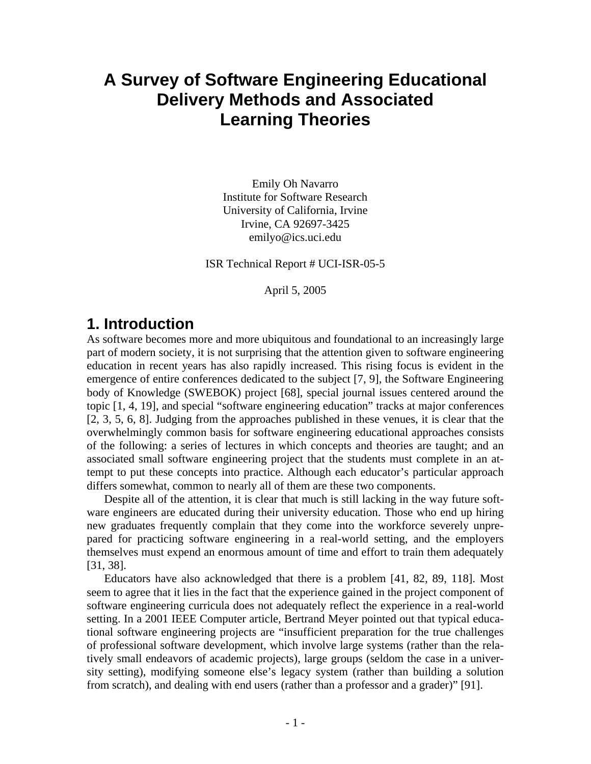# A Survey of Software Engineering Educational Delivery Methods and Associated Learning Theories

Emily Oh Navarro
Institute for Software Research
University of California, Irvine
Irvine, CA 92697-3425
emilyo@ics.uci.edu

ISR Technical Report # UCI-ISR-05-5

April 5, 2005

## 1. Introduction

As software becomes more and more ubiquitous and foundational to an increasingly large part of modern society, it is not surprising that the attention given to software engineering education in recent years has also rapidly increased. This rising focus is evident in the emergence of entire conferences dedicated to the subject [7, 9], the Software Engineering body of Knowledge (SWEBOK) project [68], special journal issues centered around the topic [1, 4, 19], and special "software engineering education" tracks at major conferences [2, 3, 5, 6, 8]. Judging from the approaches published in these venues, it is clear that the overwhelmingly common basis for software engineering educational approaches consists of the following: a series of lectures in which concepts and theories are taught; and an associated small software engineering project that the students must complete in an attempt to put these concepts into practice. Although each educator's particular approach differs somewhat, common to nearly all of them are these two components.

Despite all of the attention, it is clear that much is still lacking in the way future software engineers are educated during their university education. Those who end up hiring new graduates frequently complain that they come into the workforce severely unprepared for practicing software engineering in a real-world setting, and the employers themselves must expend an enormous amount of time and effort to train them adequately [31, 38].

Educators have also acknowledged that there is a problem [41, 82, 89, 118]. Most seem to agree that it lies in the fact that the experience gained in the project component of software engineering curricula does not adequately reflect the experience in a real-world setting. In a 2001 IEEE Computer article, Bertrand Meyer pointed out that typical educational software engineering projects are "insufficient preparation for the true challenges of professional software development, which involve large systems (rather than the relatively small endeavors of academic projects), large groups (seldom the case in a university setting), modifying someone else's legacy system (rather than building a solution from scratch), and dealing with end users (rather than a professor and a grader)" [91].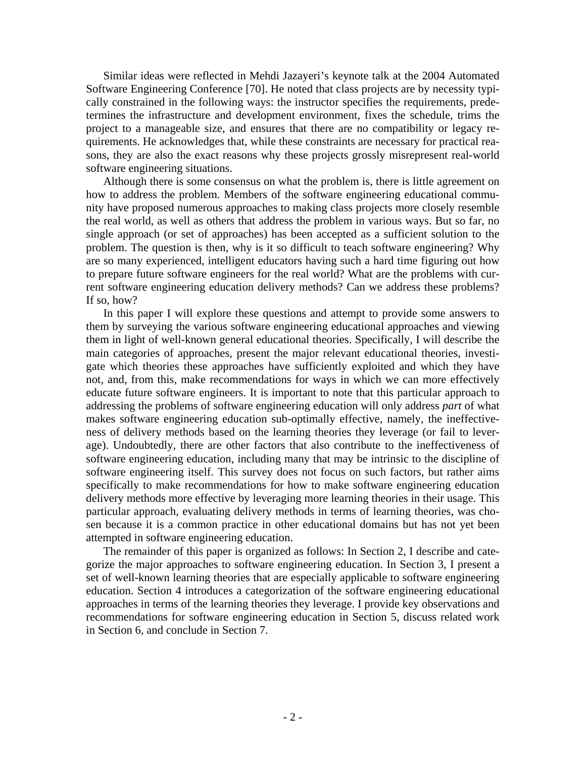Similar ideas were reflected in Mehdi Jazayeri's keynote talk at the 2004 Automated Software Engineering Conference [70]. He noted that class projects are by necessity typically constrained in the following ways: the instructor specifies the requirements, predetermines the infrastructure and development environment, fixes the schedule, trims the project to a manageable size, and ensures that there are no compatibility or legacy requirements. He acknowledges that, while these constraints are necessary for practical reasons, they are also the exact reasons why these projects grossly misrepresent real-world software engineering situations.

Although there is some consensus on what the problem is, there is little agreement on how to address the problem. Members of the software engineering educational community have proposed numerous approaches to making class projects more closely resemble the real world, as well as others that address the problem in various ways. But so far, no single approach (or set of approaches) has been accepted as a sufficient solution to the problem. The question is then, why is it so difficult to teach software engineering? Why are so many experienced, intelligent educators having such a hard time figuring out how to prepare future software engineers for the real world? What are the problems with current software engineering education delivery methods? Can we address these problems? If so, how?

In this paper I will explore these questions and attempt to provide some answers to them by surveying the various software engineering educational approaches and viewing them in light of well-known general educational theories. Specifically, I will describe the main categories of approaches, present the major relevant educational theories, investigate which theories these approaches have sufficiently exploited and which they have not, and, from this, make recommendations for ways in which we can more effectively educate future software engineers. It is important to note that this particular approach to addressing the problems of software engineering education will only address *part* of what makes software engineering education sub-optimally effective, namely, the ineffectiveness of delivery methods based on the learning theories they leverage (or fail to leverage). Undoubtedly, there are other factors that also contribute to the ineffectiveness of software engineering education, including many that may be intrinsic to the discipline of software engineering itself. This survey does not focus on such factors, but rather aims specifically to make recommendations for how to make software engineering education delivery methods more effective by leveraging more learning theories in their usage. This particular approach, evaluating delivery methods in terms of learning theories, was chosen because it is a common practice in other educational domains but has not yet been attempted in software engineering education.

The remainder of this paper is organized as follows: In Section 2, I describe and categorize the major approaches to software engineering education. In Section 3, I present a set of well-known learning theories that are especially applicable to software engineering education. Section 4 introduces a categorization of the software engineering educational approaches in terms of the learning theories they leverage. I provide key observations and recommendations for software engineering education in Section 5, discuss related work in Section 6, and conclude in Section 7.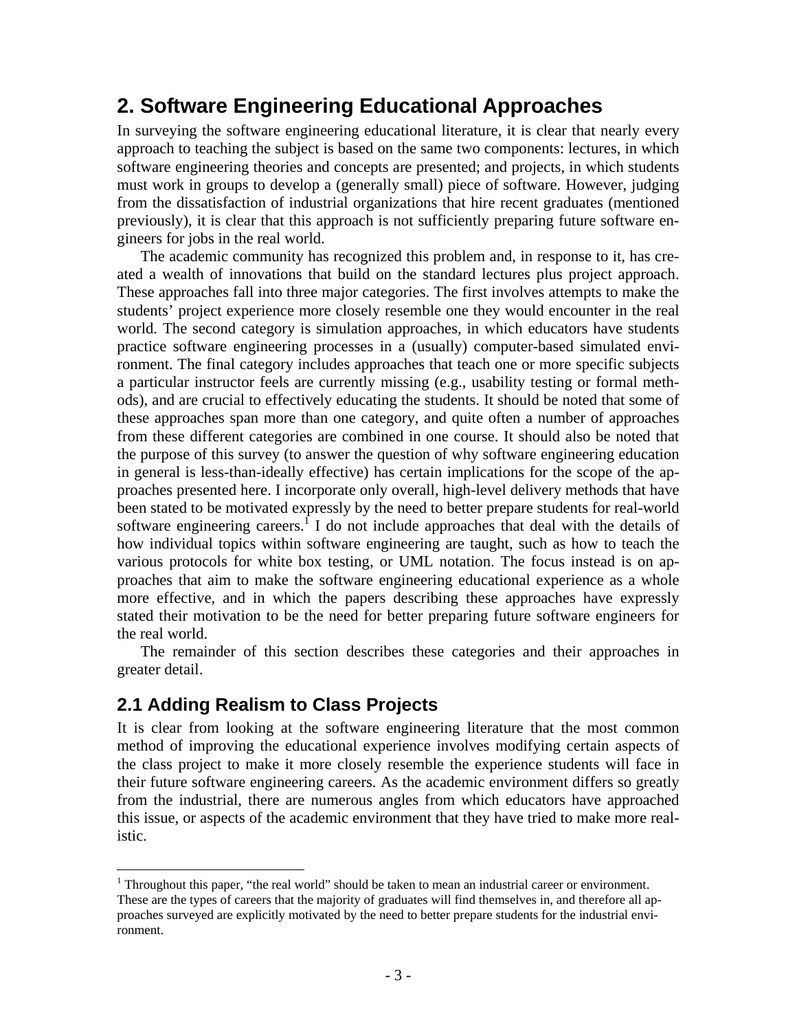## 2. Software Engineering Educational Approaches

In surveying the software engineering educational literature, it is clear that nearly every approach to teaching the subject is based on the same two components: lectures, in which software engineering theories and concepts are presented; and projects, in which students must work in groups to develop a (generally small) piece of software. However, judging from the dissatisfaction of industrial organizations that hire recent graduates (mentioned previously), it is clear that this approach is not sufficiently preparing future software engineers for jobs in the real world.

The academic community has recognized this problem and, in response to it, has created a wealth of innovations that build on the standard lectures plus project approach. These approaches fall into three major categories. The first involves attempts to make the students' project experience more closely resemble one they would encounter in the real world. The second category is simulation approaches, in which educators have students practice software engineering processes in a (usually) computer-based simulated environment. The final category includes approaches that teach one or more specific subjects a particular instructor feels are currently missing (e.g., usability testing or formal methods), and are crucial to effectively educating the students. It should be noted that some of these approaches span more than one category, and quite often a number of approaches from these different categories are combined in one course. It should also be noted that the purpose of this survey (to answer the question of why software engineering education in general is less-than-ideally effective) has certain implications for the scope of the approaches presented here. I incorporate only overall, high-level delivery methods that have been stated to be motivated expressly by the need to better prepare students for real-world software engineering careers.[1] I do not include approaches that deal with the details of how individual topics within software engineering are taught, such as how to teach the various protocols for white box testing, or UML notation. The focus instead is on approaches that aim to make the software engineering educational experience as a whole more effective, and in which the papers describing these approaches have expressly stated their motivation to be the need for better preparing future software engineers for the real world.

The remainder of this section describes these categories and their approaches in greater detail.

### 2.1 Adding Realism to Class Projects

It is clear from looking at the software engineering literature that the most common method of improving the educational experience involves modifying certain aspects of the class project to make it more closely resemble the experience students will face in their future software engineering careers. As the academic environment differs so greatly from the industrial, there are numerous angles from which educators have approached this issue, or aspects of the academic environment that they have tried to make more realistic.

---

[1] Throughout this paper, "the real world" should be taken to mean an industrial career or environment. These are the types of careers that the majority of graduates will find themselves in, and therefore all approaches surveyed are explicitly motivated by the need to better prepare students for the industrial environment.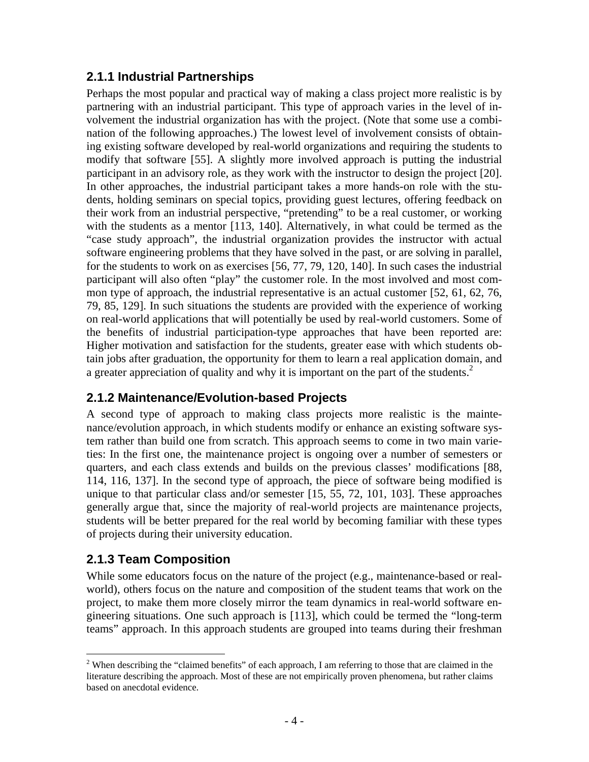### 2.1.1 Industrial Partnerships

Perhaps the most popular and practical way of making a class project more realistic is by partnering with an industrial participant. This type of approach varies in the level of involvement the industrial organization has with the project. (Note that some use a combination of the following approaches.) The lowest level of involvement consists of obtaining existing software developed by real-world organizations and requiring the students to modify that software [55]. A slightly more involved approach is putting the industrial participant in an advisory role, as they work with the instructor to design the project [20]. In other approaches, the industrial participant takes a more hands-on role with the students, holding seminars on special topics, providing guest lectures, offering feedback on their work from an industrial perspective, "pretending" to be a real customer, or working with the students as a mentor [113, 140]. Alternatively, in what could be termed as the "case study approach", the industrial organization provides the instructor with actual software engineering problems that they have solved in the past, or are solving in parallel, for the students to work on as exercises [56, 77, 79, 120, 140]. In such cases the industrial participant will also often "play" the customer role. In the most involved and most common type of approach, the industrial representative is an actual customer [52, 61, 62, 76, 79, 85, 129]. In such situations the students are provided with the experience of working on real-world applications that will potentially be used by real-world customers. Some of the benefits of industrial participation-type approaches that have been reported are: Higher motivation and satisfaction for the students, greater ease with which students obtain jobs after graduation, the opportunity for them to learn a real application domain, and a greater appreciation of quality and why it is important on the part of the students.[2]

### 2.1.2 Maintenance/Evolution-based Projects

A second type of approach to making class projects more realistic is the maintenance/evolution approach, in which students modify or enhance an existing software system rather than build one from scratch. This approach seems to come in two main varieties: In the first one, the maintenance project is ongoing over a number of semesters or quarters, and each class extends and builds on the previous classes' modifications [88, 114, 116, 137]. In the second type of approach, the piece of software being modified is unique to that particular class and/or semester [15, 55, 72, 101, 103]. These approaches generally argue that, since the majority of real-world projects are maintenance projects, students will be better prepared for the real world by becoming familiar with these types of projects during their university education.

### 2.1.3 Team Composition

While some educators focus on the nature of the project (e.g., maintenance-based or real-world), others focus on the nature and composition of the student teams that work on the project, to make them more closely mirror the team dynamics in real-world software engineering situations. One such approach is [113], which could be termed the "long-term teams" approach. In this approach students are grouped into teams during their freshman

---

[2] When describing the "claimed benefits" of each approach, I am referring to those that are claimed in the literature describing the approach. Most of these are not empirically proven phenomena, but rather claims based on anecdotal evidence.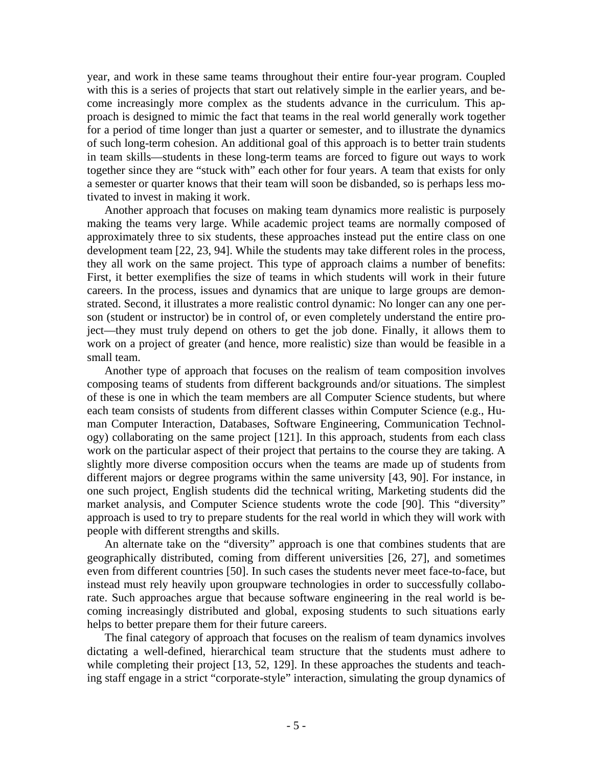year, and work in these same teams throughout their entire four-year program. Coupled with this is a series of projects that start out relatively simple in the earlier years, and become increasingly more complex as the students advance in the curriculum. This approach is designed to mimic the fact that teams in the real world generally work together for a period of time longer than just a quarter or semester, and to illustrate the dynamics of such long-term cohesion. An additional goal of this approach is to better train students in team skills—students in these long-term teams are forced to figure out ways to work together since they are "stuck with" each other for four years. A team that exists for only a semester or quarter knows that their team will soon be disbanded, so is perhaps less motivated to invest in making it work.

Another approach that focuses on making team dynamics more realistic is purposely making the teams very large. While academic project teams are normally composed of approximately three to six students, these approaches instead put the entire class on one development team [22, 23, 94]. While the students may take different roles in the process, they all work on the same project. This type of approach claims a number of benefits: First, it better exemplifies the size of teams in which students will work in their future careers. In the process, issues and dynamics that are unique to large groups are demonstrated. Second, it illustrates a more realistic control dynamic: No longer can any one person (student or instructor) be in control of, or even completely understand the entire project—they must truly depend on others to get the job done. Finally, it allows them to work on a project of greater (and hence, more realistic) size than would be feasible in a small team.

Another type of approach that focuses on the realism of team composition involves composing teams of students from different backgrounds and/or situations. The simplest of these is one in which the team members are all Computer Science students, but where each team consists of students from different classes within Computer Science (e.g., Human Computer Interaction, Databases, Software Engineering, Communication Technology) collaborating on the same project [121]. In this approach, students from each class work on the particular aspect of their project that pertains to the course they are taking. A slightly more diverse composition occurs when the teams are made up of students from different majors or degree programs within the same university [43, 90]. For instance, in one such project, English students did the technical writing, Marketing students did the market analysis, and Computer Science students wrote the code [90]. This "diversity" approach is used to try to prepare students for the real world in which they will work with people with different strengths and skills.

An alternate take on the "diversity" approach is one that combines students that are geographically distributed, coming from different universities [26, 27], and sometimes even from different countries [50]. In such cases the students never meet face-to-face, but instead must rely heavily upon groupware technologies in order to successfully collaborate. Such approaches argue that because software engineering in the real world is becoming increasingly distributed and global, exposing students to such situations early helps to better prepare them for their future careers.

The final category of approach that focuses on the realism of team dynamics involves dictating a well-defined, hierarchical team structure that the students must adhere to while completing their project [13, 52, 129]. In these approaches the students and teaching staff engage in a strict "corporate-style" interaction, simulating the group dynamics of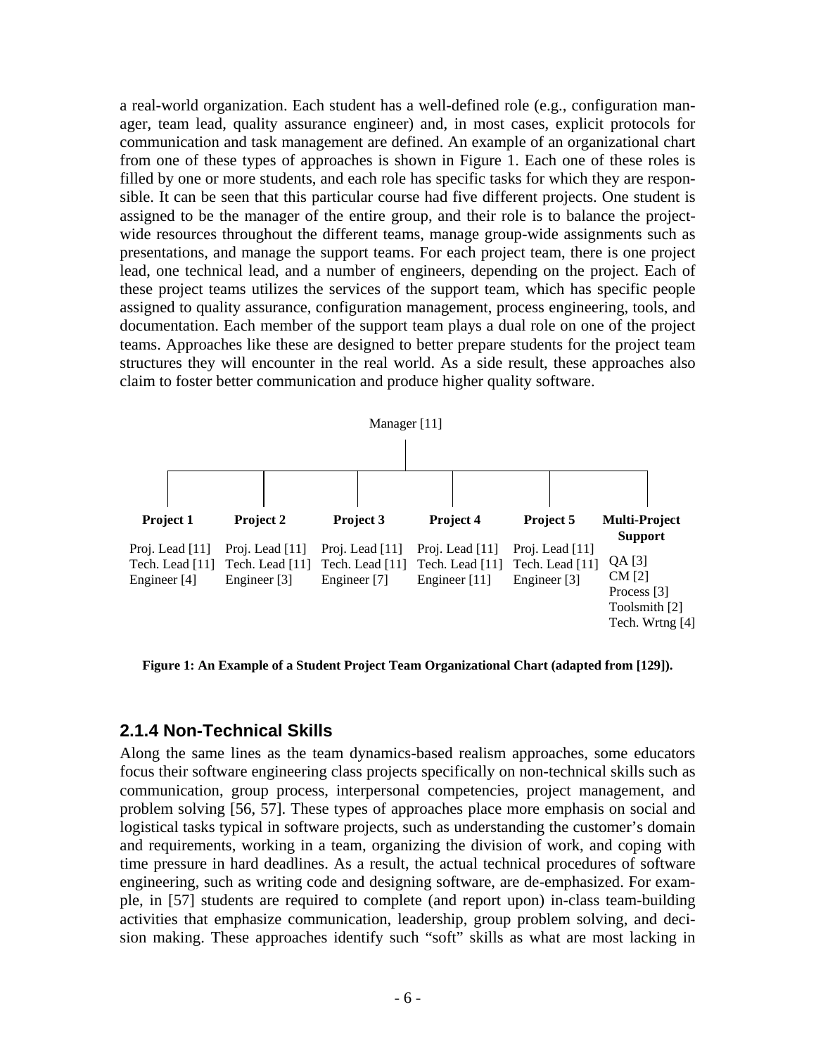a real-world organization. Each student has a well-defined role (e.g., configuration manager, team lead, quality assurance engineer) and, in most cases, explicit protocols for communication and task management are defined. An example of an organizational chart from one of these types of approaches is shown in Figure 1. Each one of these roles is filled by one or more students, and each role has specific tasks for which they are responsible. It can be seen that this particular course had five different projects. One student is assigned to be the manager of the entire group, and their role is to balance the project-wide resources throughout the different teams, manage group-wide assignments such as presentations, and manage the support teams. For each project team, there is one project lead, one technical lead, and a number of engineers, depending on the project. Each of these project teams utilizes the services of the support team, which has specific people assigned to quality assurance, configuration management, process engineering, tools, and documentation. Each member of the support team plays a dual role on one of the project teams. Approaches like these are designed to better prepare students for the project team structures they will encounter in the real world. As a side result, these approaches also claim to foster better communication and produce higher quality software.

Manager [11]

| **Project 1** | **Project 2** | **Project 3** | **Project 4** | **Project 5** | **Multi-Project Support** |
|---|---|---|---|---|---|
| Proj. Lead [11] | Proj. Lead [11] | Proj. Lead [11] | Proj. Lead [11] | Proj. Lead [11] | QA [3] |
| Tech. Lead [11] | Tech. Lead [11] | Tech. Lead [11] | Tech. Lead [11] | Tech. Lead [11] | CM [2] |
| Engineer [4] | Engineer [3] | Engineer [7] | Engineer [11] | Engineer [3] | Process [3] |
| | | | | | Toolsmith [2] |
| | | | | | Tech. Wrtng [4] |

**Figure 1: An Example of a Student Project Team Organizational Chart (adapted from [129]).**

### 2.1.4 Non-Technical Skills

Along the same lines as the team dynamics-based realism approaches, some educators focus their software engineering class projects specifically on non-technical skills such as communication, group process, interpersonal competencies, project management, and problem solving [56, 57]. These types of approaches place more emphasis on social and logistical tasks typical in software projects, such as understanding the customer's domain and requirements, working in a team, organizing the division of work, and coping with time pressure in hard deadlines. As a result, the actual technical procedures of software engineering, such as writing code and designing software, are de-emphasized. For example, in [57] students are required to complete (and report upon) in-class team-building activities that emphasize communication, leadership, group problem solving, and decision making. These approaches identify such "soft" skills as what are most lacking in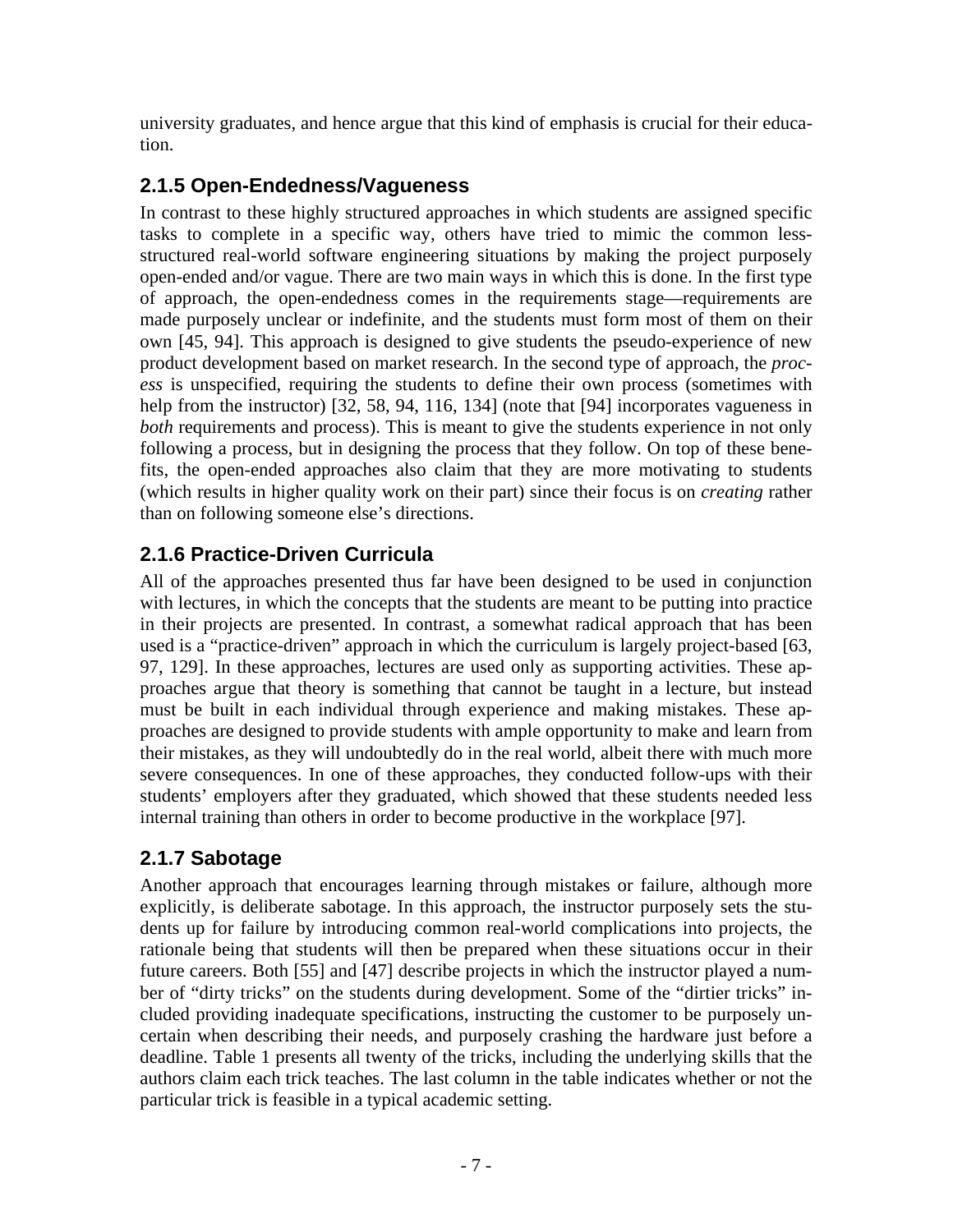university graduates, and hence argue that this kind of emphasis is crucial for their education.

### 2.1.5 Open-Endedness/Vagueness

In contrast to these highly structured approaches in which students are assigned specific tasks to complete in a specific way, others have tried to mimic the common less-structured real-world software engineering situations by making the project purposely open-ended and/or vague. There are two main ways in which this is done. In the first type of approach, the open-endedness comes in the requirements stage—requirements are made purposely unclear or indefinite, and the students must form most of them on their own [45, 94]. This approach is designed to give students the pseudo-experience of new product development based on market research. In the second type of approach, the *process* is unspecified, requiring the students to define their own process (sometimes with help from the instructor) [32, 58, 94, 116, 134] (note that [94] incorporates vagueness in *both* requirements and process). This is meant to give the students experience in not only following a process, but in designing the process that they follow. On top of these benefits, the open-ended approaches also claim that they are more motivating to students (which results in higher quality work on their part) since their focus is on *creating* rather than on following someone else's directions.

### 2.1.6 Practice-Driven Curricula

All of the approaches presented thus far have been designed to be used in conjunction with lectures, in which the concepts that the students are meant to be putting into practice in their projects are presented. In contrast, a somewhat radical approach that has been used is a "practice-driven" approach in which the curriculum is largely project-based [63, 97, 129]. In these approaches, lectures are used only as supporting activities. These approaches argue that theory is something that cannot be taught in a lecture, but instead must be built in each individual through experience and making mistakes. These approaches are designed to provide students with ample opportunity to make and learn from their mistakes, as they will undoubtedly do in the real world, albeit there with much more severe consequences. In one of these approaches, they conducted follow-ups with their students' employers after they graduated, which showed that these students needed less internal training than others in order to become productive in the workplace [97].

### 2.1.7 Sabotage

Another approach that encourages learning through mistakes or failure, although more explicitly, is deliberate sabotage. In this approach, the instructor purposely sets the students up for failure by introducing common real-world complications into projects, the rationale being that students will then be prepared when these situations occur in their future careers. Both [55] and [47] describe projects in which the instructor played a number of "dirty tricks" on the students during development. Some of the "dirtier tricks" included providing inadequate specifications, instructing the customer to be purposely uncertain when describing their needs, and purposely crashing the hardware just before a deadline. Table 1 presents all twenty of the tricks, including the underlying skills that the authors claim each trick teaches. The last column in the table indicates whether or not the particular trick is feasible in a typical academic setting.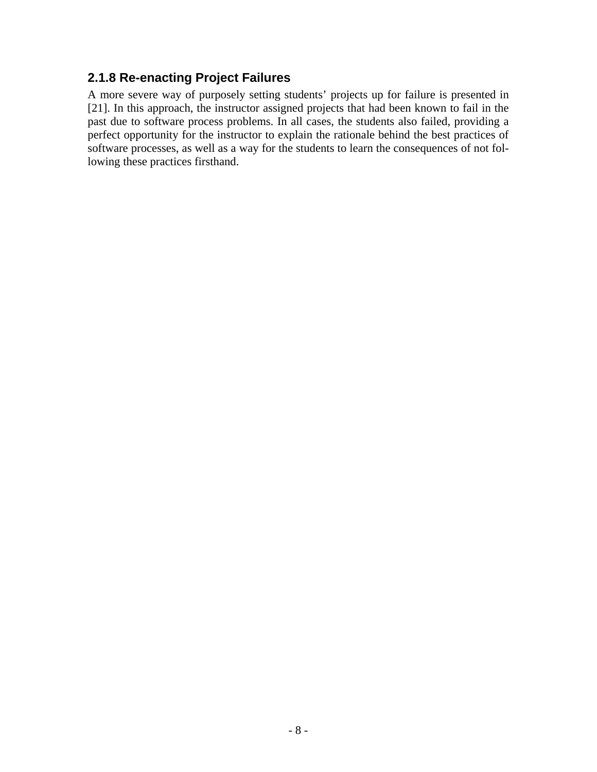### 2.1.8 Re-enacting Project Failures

A more severe way of purposely setting students' projects up for failure is presented in [21]. In this approach, the instructor assigned projects that had been known to fail in the past due to software process problems. In all cases, the students also failed, providing a perfect opportunity for the instructor to explain the rationale behind the best practices of software processes, as well as a way for the students to learn the consequences of not following these practices firsthand.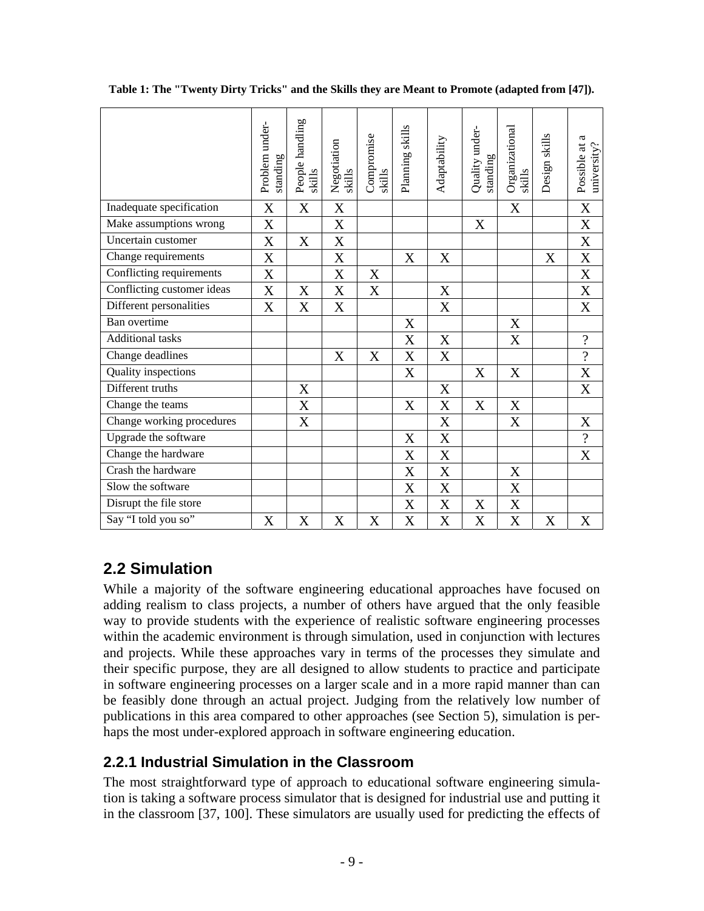**Table 1: The "Twenty Dirty Tricks" and the Skills they are Meant to Promote (adapted from [47]).**

| | Problem under-standing | People handling skills | Negotiation skills | Compromise skills | Planning skills | Adaptability | Quality under-standing | Organizational skills | Design skills | Possible at a university? |
|---|---|---|---|---|---|---|---|---|---|---|
| Inadequate specification | X | X | X | | | | | X | | X |
| Make assumptions wrong | X | | X | | | | X | | | X |
| Uncertain customer | X | X | X | | | | | | | X |
| Change requirements | X | | X | | X | X | | | X | X |
| Conflicting requirements | X | | X | X | | | | | | X |
| Conflicting customer ideas | X | X | X | X | | X | | | | X |
| Different personalities | X | X | X | | | X | | | | X |
| Ban overtime | | | | | X | | | X | | |
| Additional tasks | | | | | X | X | | X | | ? |
| Change deadlines | | | X | X | X | X | | | | ? |
| Quality inspections | | | | | X | | X | X | | X |
| Different truths | | X | | | | X | | | | X |
| Change the teams | | X | | | X | X | X | X | | |
| Change working procedures | | X | | | | X | | X | | X |
| Upgrade the software | | | | | X | X | | | | ? |
| Change the hardware | | | | | X | X | | | | X |
| Crash the hardware | | | | | X | X | | X | | |
| Slow the software | | | | | X | X | | X | | |
| Disrupt the file store | | | | | X | X | X | X | | |
| Say "I told you so" | X | X | X | X | X | X | X | X | X | X |

## 2.2 Simulation

While a majority of the software engineering educational approaches have focused on adding realism to class projects, a number of others have argued that the only feasible way to provide students with the experience of realistic software engineering processes within the academic environment is through simulation, used in conjunction with lectures and projects. While these approaches vary in terms of the processes they simulate and their specific purpose, they are all designed to allow students to practice and participate in software engineering processes on a larger scale and in a more rapid manner than can be feasibly done through an actual project. Judging from the relatively low number of publications in this area compared to other approaches (see Section 5), simulation is perhaps the most under-explored approach in software engineering education.

### 2.2.1 Industrial Simulation in the Classroom

The most straightforward type of approach to educational software engineering simulation is taking a software process simulator that is designed for industrial use and putting it in the classroom [37, 100]. These simulators are usually used for predicting the effects of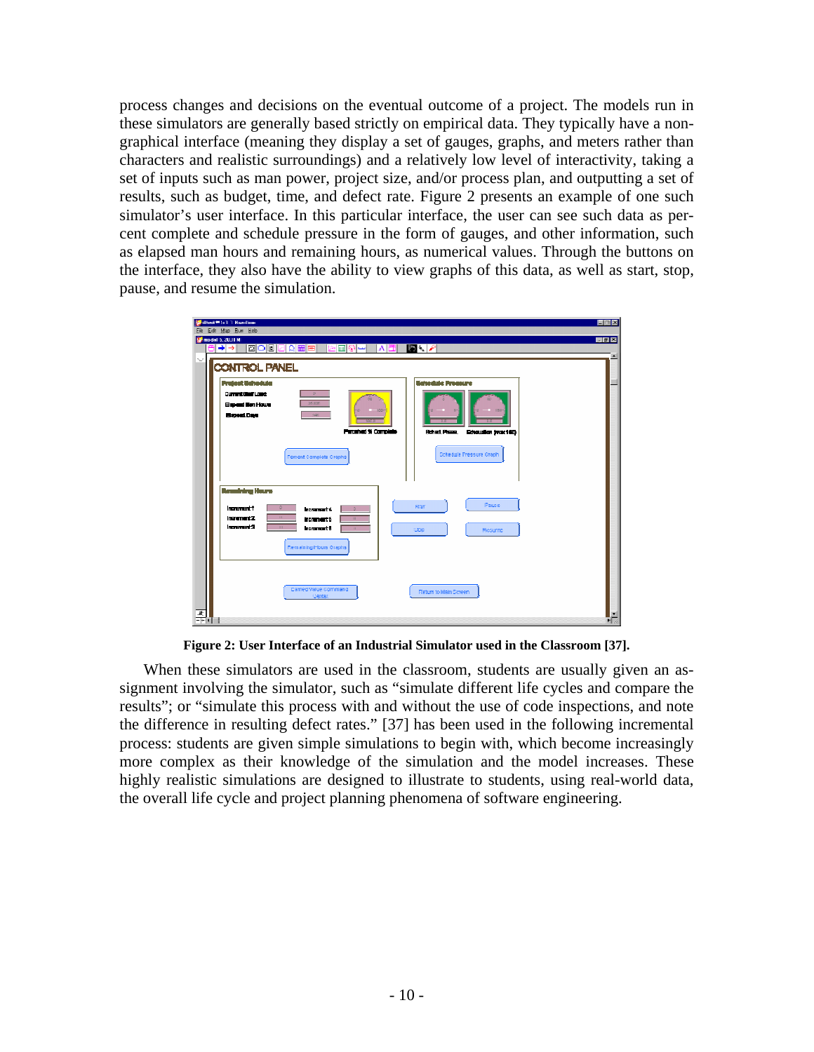process changes and decisions on the eventual outcome of a project. The models run in these simulators are generally based strictly on empirical data. They typically have a non-graphical interface (meaning they display a set of gauges, graphs, and meters rather than characters and realistic surroundings) and a relatively low level of interactivity, taking a set of inputs such as man power, project size, and/or process plan, and outputting a set of results, such as budget, time, and defect rate. Figure 2 presents an example of one such simulator's user interface. In this particular interface, the user can see such data as percent complete and schedule pressure in the form of gauges, and other information, such as elapsed man hours and remaining hours, as numerical values. Through the buttons on the interface, they also have the ability to view graphs of this data, as well as start, stop, pause, and resume the simulation.

**Figure 2: User Interface of an Industrial Simulator used in the Classroom [37].**

When these simulators are used in the classroom, students are usually given an assignment involving the simulator, such as "simulate different life cycles and compare the results"; or "simulate this process with and without the use of code inspections, and note the difference in resulting defect rates." [37] has been used in the following incremental process: students are given simple simulations to begin with, which become increasingly more complex as their knowledge of the simulation and the model increases. These highly realistic simulations are designed to illustrate to students, using real-world data, the overall life cycle and project planning phenomena of software engineering.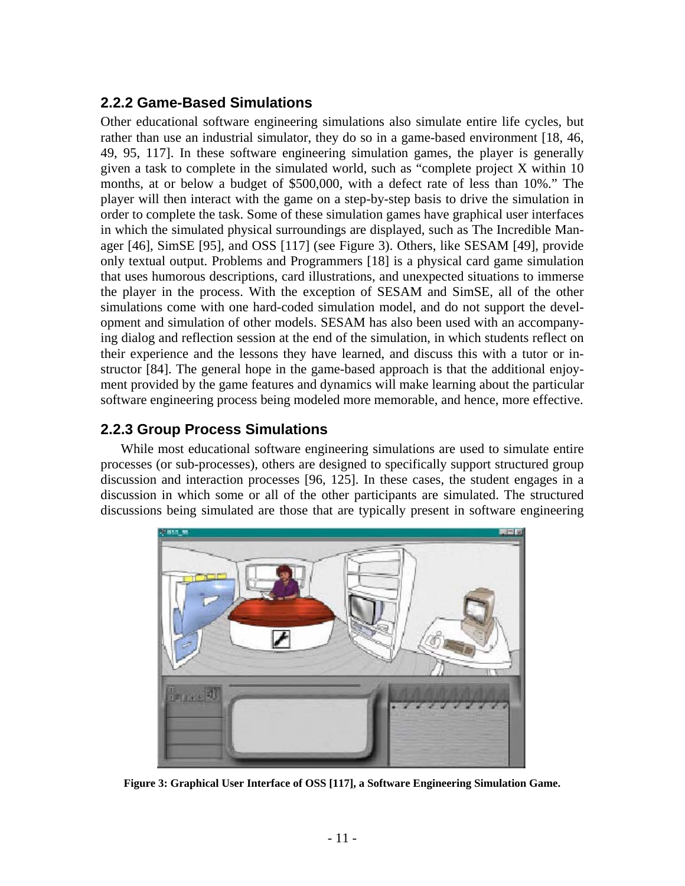### 2.2.2 Game-Based Simulations

Other educational software engineering simulations also simulate entire life cycles, but rather than use an industrial simulator, they do so in a game-based environment [18, 46, 49, 95, 117]. In these software engineering simulation games, the player is generally given a task to complete in the simulated world, such as "complete project X within 10 months, at or below a budget of $500,000, with a defect rate of less than 10%." The player will then interact with the game on a step-by-step basis to drive the simulation in order to complete the task. Some of these simulation games have graphical user interfaces in which the simulated physical surroundings are displayed, such as The Incredible Manager [46], SimSE [95], and OSS [117] (see Figure 3). Others, like SESAM [49], provide only textual output. Problems and Programmers [18] is a physical card game simulation that uses humorous descriptions, card illustrations, and unexpected situations to immerse the player in the process. With the exception of SESAM and SimSE, all of the other simulations come with one hard-coded simulation model, and do not support the development and simulation of other models. SESAM has also been used with an accompanying dialog and reflection session at the end of the simulation, in which students reflect on their experience and the lessons they have learned, and discuss this with a tutor or instructor [84]. The general hope in the game-based approach is that the additional enjoyment provided by the game features and dynamics will make learning about the particular software engineering process being modeled more memorable, and hence, more effective.

### 2.2.3 Group Process Simulations

While most educational software engineering simulations are used to simulate entire processes (or sub-processes), others are designed to specifically support structured group discussion and interaction processes [96, 125]. In these cases, the student engages in a discussion in which some or all of the other participants are simulated. The structured discussions being simulated are those that are typically present in software engineering

**Figure 3: Graphical User Interface of OSS [117], a Software Engineering Simulation Game.**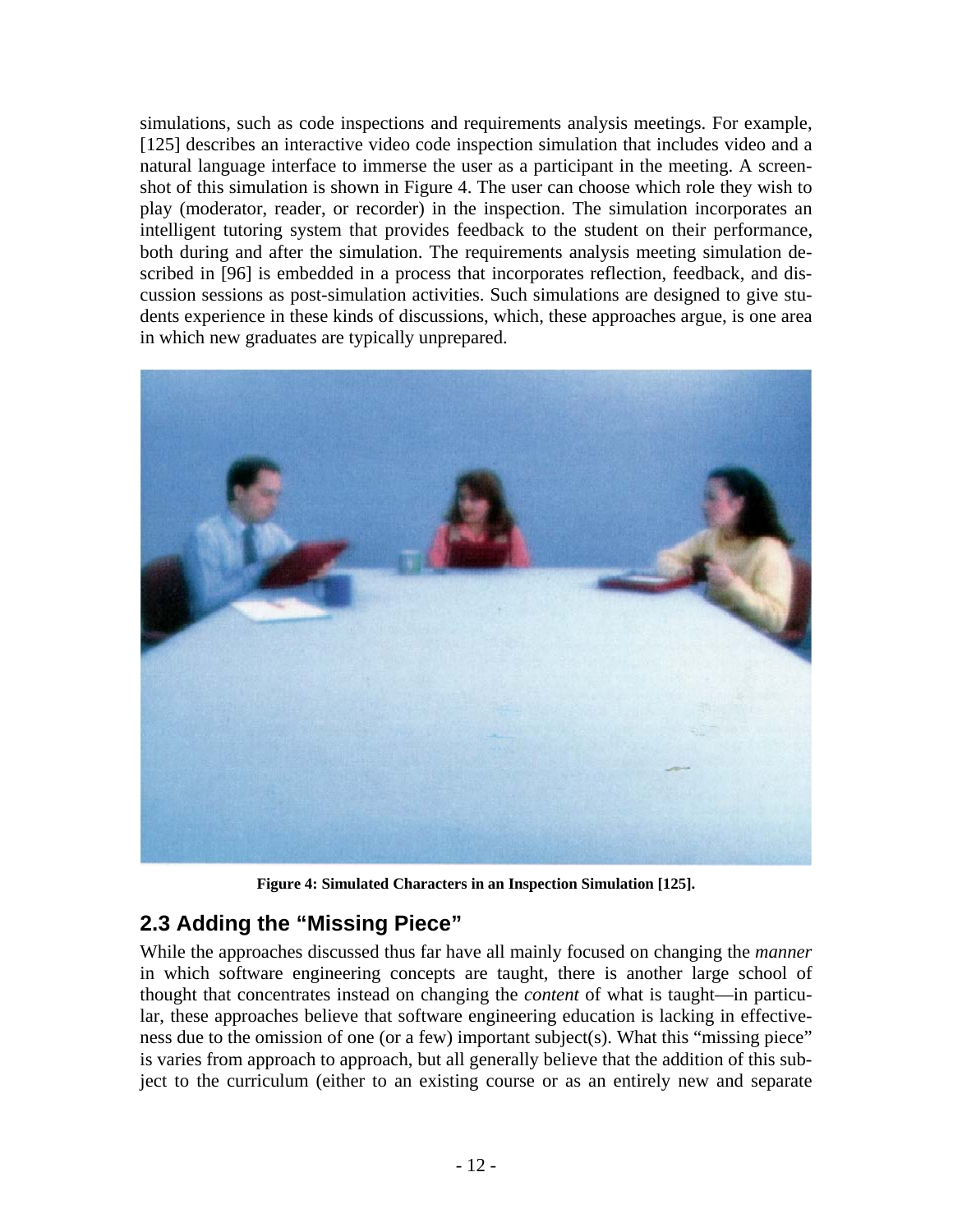simulations, such as code inspections and requirements analysis meetings. For example, [125] describes an interactive video code inspection simulation that includes video and a natural language interface to immerse the user as a participant in the meeting. A screenshot of this simulation is shown in Figure 4. The user can choose which role they wish to play (moderator, reader, or recorder) in the inspection. The simulation incorporates an intelligent tutoring system that provides feedback to the student on their performance, both during and after the simulation. The requirements analysis meeting simulation described in [96] is embedded in a process that incorporates reflection, feedback, and discussion sessions as post-simulation activities. Such simulations are designed to give students experience in these kinds of discussions, which, these approaches argue, is one area in which new graduates are typically unprepared.

**Figure 4: Simulated Characters in an Inspection Simulation [125].**

## 2.3 Adding the "Missing Piece"

While the approaches discussed thus far have all mainly focused on changing the *manner* in which software engineering concepts are taught, there is another large school of thought that concentrates instead on changing the *content* of what is taught—in particular, these approaches believe that software engineering education is lacking in effectiveness due to the omission of one (or a few) important subject(s). What this "missing piece" is varies from approach to approach, but all generally believe that the addition of this subject to the curriculum (either to an existing course or as an entirely new and separate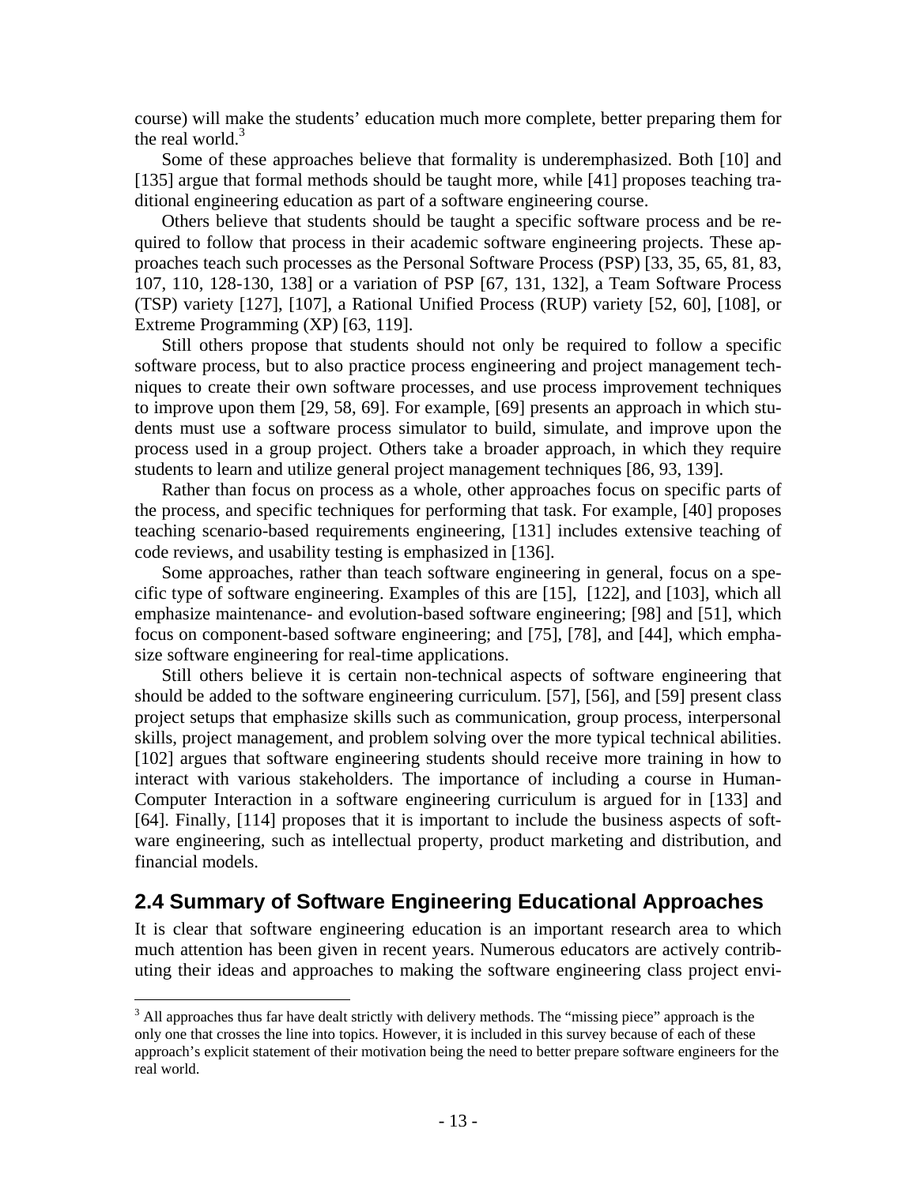course) will make the students' education much more complete, better preparing them for the real world.[3]

Some of these approaches believe that formality is underemphasized. Both [10] and [135] argue that formal methods should be taught more, while [41] proposes teaching traditional engineering education as part of a software engineering course.

Others believe that students should be taught a specific software process and be required to follow that process in their academic software engineering projects. These approaches teach such processes as the Personal Software Process (PSP) [33, 35, 65, 81, 83, 107, 110, 128-130, 138] or a variation of PSP [67, 131, 132], a Team Software Process (TSP) variety [127], [107], a Rational Unified Process (RUP) variety [52, 60], [108], or Extreme Programming (XP) [63, 119].

Still others propose that students should not only be required to follow a specific software process, but to also practice process engineering and project management techniques to create their own software processes, and use process improvement techniques to improve upon them [29, 58, 69]. For example, [69] presents an approach in which students must use a software process simulator to build, simulate, and improve upon the process used in a group project. Others take a broader approach, in which they require students to learn and utilize general project management techniques [86, 93, 139].

Rather than focus on process as a whole, other approaches focus on specific parts of the process, and specific techniques for performing that task. For example, [40] proposes teaching scenario-based requirements engineering, [131] includes extensive teaching of code reviews, and usability testing is emphasized in [136].

Some approaches, rather than teach software engineering in general, focus on a specific type of software engineering. Examples of this are [15], [122], and [103], which all emphasize maintenance- and evolution-based software engineering; [98] and [51], which focus on component-based software engineering; and [75], [78], and [44], which emphasize software engineering for real-time applications.

Still others believe it is certain non-technical aspects of software engineering that should be added to the software engineering curriculum. [57], [56], and [59] present class project setups that emphasize skills such as communication, group process, interpersonal skills, project management, and problem solving over the more typical technical abilities. [102] argues that software engineering students should receive more training in how to interact with various stakeholders. The importance of including a course in Human-Computer Interaction in a software engineering curriculum is argued for in [133] and [64]. Finally, [114] proposes that it is important to include the business aspects of software engineering, such as intellectual property, product marketing and distribution, and financial models.

## 2.4 Summary of Software Engineering Educational Approaches

It is clear that software engineering education is an important research area to which much attention has been given in recent years. Numerous educators are actively contributing their ideas and approaches to making the software engineering class project envi-

---

[3] All approaches thus far have dealt strictly with delivery methods. The "missing piece" approach is the only one that crosses the line into topics. However, it is included in this survey because of each of these approach's explicit statement of their motivation being the need to better prepare software engineers for the real world.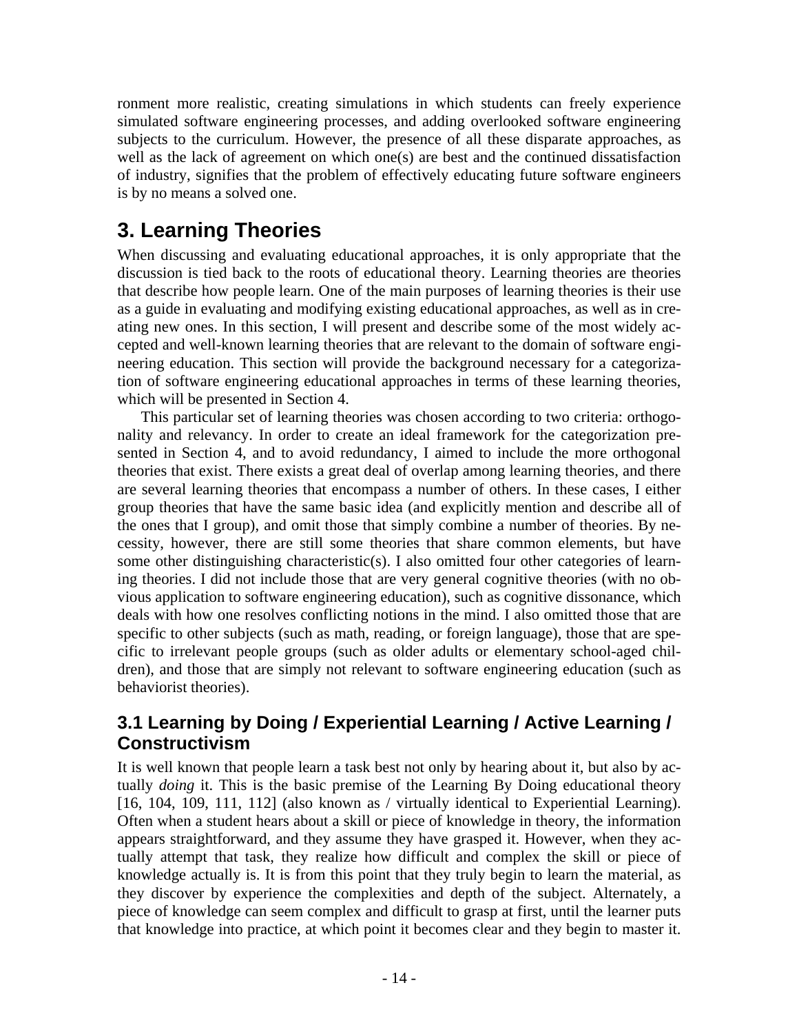ronment more realistic, creating simulations in which students can freely experience simulated software engineering processes, and adding overlooked software engineering subjects to the curriculum. However, the presence of all these disparate approaches, as well as the lack of agreement on which one(s) are best and the continued dissatisfaction of industry, signifies that the problem of effectively educating future software engineers is by no means a solved one.

# 3. Learning Theories

When discussing and evaluating educational approaches, it is only appropriate that the discussion is tied back to the roots of educational theory. Learning theories are theories that describe how people learn. One of the main purposes of learning theories is their use as a guide in evaluating and modifying existing educational approaches, as well as in creating new ones. In this section, I will present and describe some of the most widely accepted and well-known learning theories that are relevant to the domain of software engineering education. This section will provide the background necessary for a categorization of software engineering educational approaches in terms of these learning theories, which will be presented in Section 4.

This particular set of learning theories was chosen according to two criteria: orthogonality and relevancy. In order to create an ideal framework for the categorization presented in Section 4, and to avoid redundancy, I aimed to include the more orthogonal theories that exist. There exists a great deal of overlap among learning theories, and there are several learning theories that encompass a number of others. In these cases, I either group theories that have the same basic idea (and explicitly mention and describe all of the ones that I group), and omit those that simply combine a number of theories. By necessity, however, there are still some theories that share common elements, but have some other distinguishing characteristic(s). I also omitted four other categories of learning theories. I did not include those that are very general cognitive theories (with no obvious application to software engineering education), such as cognitive dissonance, which deals with how one resolves conflicting notions in the mind. I also omitted those that are specific to other subjects (such as math, reading, or foreign language), those that are specific to irrelevant people groups (such as older adults or elementary school-aged children), and those that are simply not relevant to software engineering education (such as behaviorist theories).

## 3.1 Learning by Doing / Experiential Learning / Active Learning / Constructivism

It is well known that people learn a task best not only by hearing about it, but also by actually *doing* it. This is the basic premise of the Learning By Doing educational theory [16, 104, 109, 111, 112] (also known as / virtually identical to Experiential Learning). Often when a student hears about a skill or piece of knowledge in theory, the information appears straightforward, and they assume they have grasped it. However, when they actually attempt that task, they realize how difficult and complex the skill or piece of knowledge actually is. It is from this point that they truly begin to learn the material, as they discover by experience the complexities and depth of the subject. Alternately, a piece of knowledge can seem complex and difficult to grasp at first, until the learner puts that knowledge into practice, at which point it becomes clear and they begin to master it.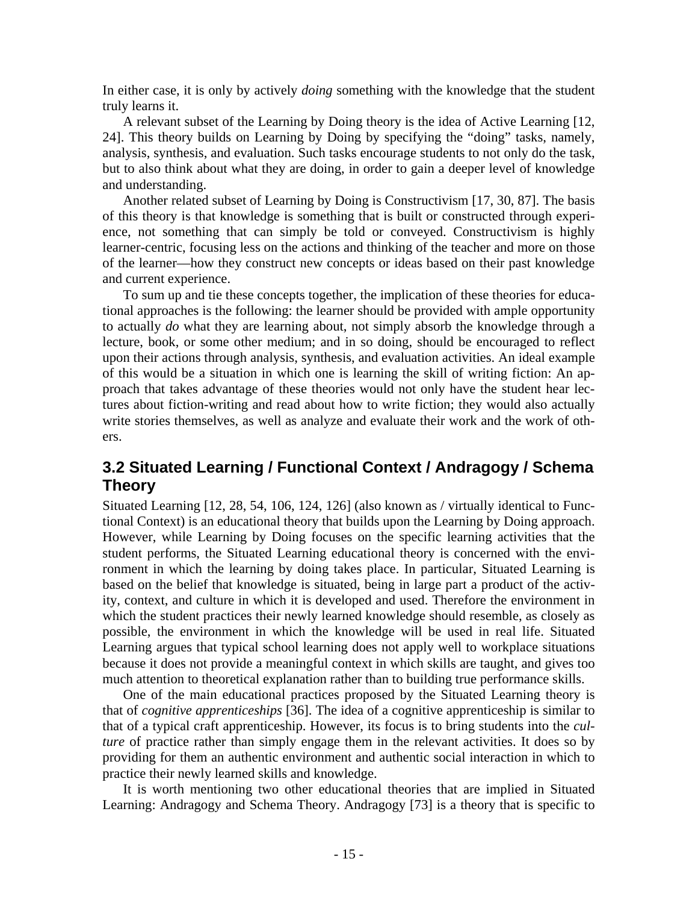In either case, it is only by actively *doing* something with the knowledge that the student truly learns it.

A relevant subset of the Learning by Doing theory is the idea of Active Learning [12, 24]. This theory builds on Learning by Doing by specifying the "doing" tasks, namely, analysis, synthesis, and evaluation. Such tasks encourage students to not only do the task, but to also think about what they are doing, in order to gain a deeper level of knowledge and understanding.

Another related subset of Learning by Doing is Constructivism [17, 30, 87]. The basis of this theory is that knowledge is something that is built or constructed through experience, not something that can simply be told or conveyed. Constructivism is highly learner-centric, focusing less on the actions and thinking of the teacher and more on those of the learner—how they construct new concepts or ideas based on their past knowledge and current experience.

To sum up and tie these concepts together, the implication of these theories for educational approaches is the following: the learner should be provided with ample opportunity to actually *do* what they are learning about, not simply absorb the knowledge through a lecture, book, or some other medium; and in so doing, should be encouraged to reflect upon their actions through analysis, synthesis, and evaluation activities. An ideal example of this would be a situation in which one is learning the skill of writing fiction: An approach that takes advantage of these theories would not only have the student hear lectures about fiction-writing and read about how to write fiction; they would also actually write stories themselves, as well as analyze and evaluate their work and the work of others.

## 3.2 Situated Learning / Functional Context / Andragogy / Schema Theory

Situated Learning [12, 28, 54, 106, 124, 126] (also known as / virtually identical to Functional Context) is an educational theory that builds upon the Learning by Doing approach. However, while Learning by Doing focuses on the specific learning activities that the student performs, the Situated Learning educational theory is concerned with the environment in which the learning by doing takes place. In particular, Situated Learning is based on the belief that knowledge is situated, being in large part a product of the activity, context, and culture in which it is developed and used. Therefore the environment in which the student practices their newly learned knowledge should resemble, as closely as possible, the environment in which the knowledge will be used in real life. Situated Learning argues that typical school learning does not apply well to workplace situations because it does not provide a meaningful context in which skills are taught, and gives too much attention to theoretical explanation rather than to building true performance skills.

One of the main educational practices proposed by the Situated Learning theory is that of *cognitive apprenticeships* [36]. The idea of a cognitive apprenticeship is similar to that of a typical craft apprenticeship. However, its focus is to bring students into the *culture* of practice rather than simply engage them in the relevant activities. It does so by providing for them an authentic environment and authentic social interaction in which to practice their newly learned skills and knowledge.

It is worth mentioning two other educational theories that are implied in Situated Learning: Andragogy and Schema Theory. Andragogy [73] is a theory that is specific to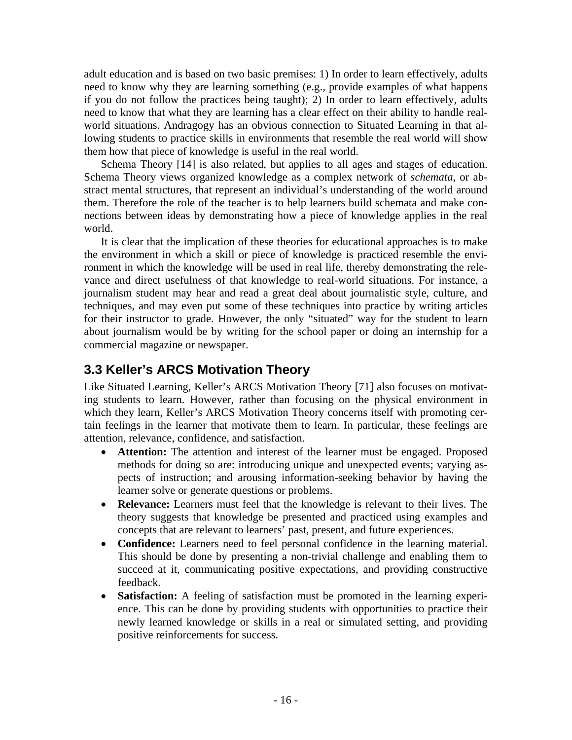adult education and is based on two basic premises: 1) In order to learn effectively, adults need to know why they are learning something (e.g., provide examples of what happens if you do not follow the practices being taught); 2) In order to learn effectively, adults need to know that what they are learning has a clear effect on their ability to handle real-world situations. Andragogy has an obvious connection to Situated Learning in that allowing students to practice skills in environments that resemble the real world will show them how that piece of knowledge is useful in the real world.

Schema Theory [14] is also related, but applies to all ages and stages of education. Schema Theory views organized knowledge as a complex network of *schemata*, or abstract mental structures, that represent an individual's understanding of the world around them. Therefore the role of the teacher is to help learners build schemata and make connections between ideas by demonstrating how a piece of knowledge applies in the real world.

It is clear that the implication of these theories for educational approaches is to make the environment in which a skill or piece of knowledge is practiced resemble the environment in which the knowledge will be used in real life, thereby demonstrating the relevance and direct usefulness of that knowledge to real-world situations. For instance, a journalism student may hear and read a great deal about journalistic style, culture, and techniques, and may even put some of these techniques into practice by writing articles for their instructor to grade. However, the only "situated" way for the student to learn about journalism would be by writing for the school paper or doing an internship for a commercial magazine or newspaper.

## 3.3 Keller's ARCS Motivation Theory

Like Situated Learning, Keller's ARCS Motivation Theory [71] also focuses on motivating students to learn. However, rather than focusing on the physical environment in which they learn, Keller's ARCS Motivation Theory concerns itself with promoting certain feelings in the learner that motivate them to learn. In particular, these feelings are attention, relevance, confidence, and satisfaction.

- **Attention:** The attention and interest of the learner must be engaged. Proposed methods for doing so are: introducing unique and unexpected events; varying aspects of instruction; and arousing information-seeking behavior by having the learner solve or generate questions or problems.
- **Relevance:** Learners must feel that the knowledge is relevant to their lives. The theory suggests that knowledge be presented and practiced using examples and concepts that are relevant to learners' past, present, and future experiences.
- **Confidence:** Learners need to feel personal confidence in the learning material. This should be done by presenting a non-trivial challenge and enabling them to succeed at it, communicating positive expectations, and providing constructive feedback.
- **Satisfaction:** A feeling of satisfaction must be promoted in the learning experience. This can be done by providing students with opportunities to practice their newly learned knowledge or skills in a real or simulated setting, and providing positive reinforcements for success.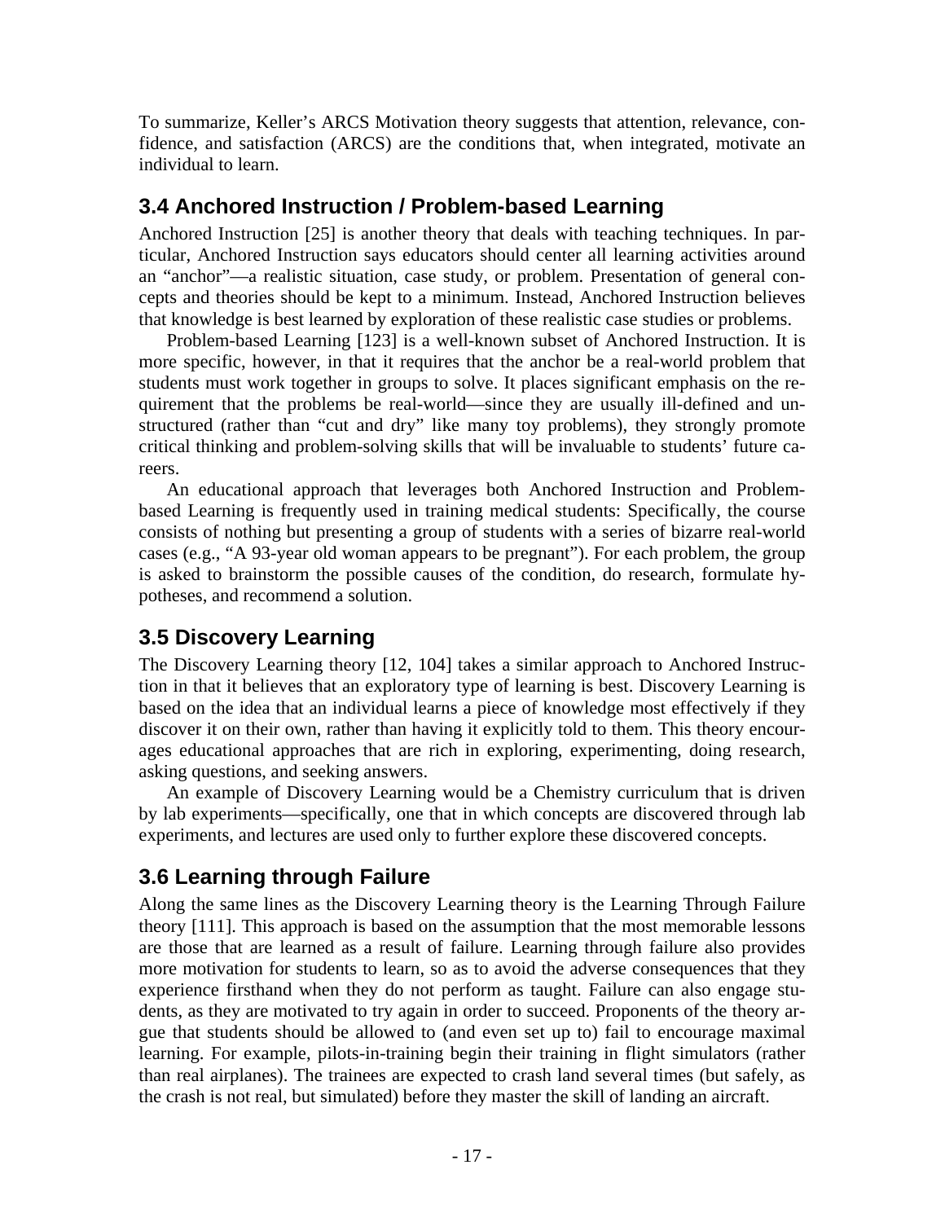To summarize, Keller's ARCS Motivation theory suggests that attention, relevance, confidence, and satisfaction (ARCS) are the conditions that, when integrated, motivate an individual to learn.

## 3.4 Anchored Instruction / Problem-based Learning

Anchored Instruction [25] is another theory that deals with teaching techniques. In particular, Anchored Instruction says educators should center all learning activities around an "anchor"—a realistic situation, case study, or problem. Presentation of general concepts and theories should be kept to a minimum. Instead, Anchored Instruction believes that knowledge is best learned by exploration of these realistic case studies or problems.

Problem-based Learning [123] is a well-known subset of Anchored Instruction. It is more specific, however, in that it requires that the anchor be a real-world problem that students must work together in groups to solve. It places significant emphasis on the requirement that the problems be real-world—since they are usually ill-defined and unstructured (rather than "cut and dry" like many toy problems), they strongly promote critical thinking and problem-solving skills that will be invaluable to students' future careers.

An educational approach that leverages both Anchored Instruction and Problem-based Learning is frequently used in training medical students: Specifically, the course consists of nothing but presenting a group of students with a series of bizarre real-world cases (e.g., "A 93-year old woman appears to be pregnant"). For each problem, the group is asked to brainstorm the possible causes of the condition, do research, formulate hypotheses, and recommend a solution.

## 3.5 Discovery Learning

The Discovery Learning theory [12, 104] takes a similar approach to Anchored Instruction in that it believes that an exploratory type of learning is best. Discovery Learning is based on the idea that an individual learns a piece of knowledge most effectively if they discover it on their own, rather than having it explicitly told to them. This theory encourages educational approaches that are rich in exploring, experimenting, doing research, asking questions, and seeking answers.

An example of Discovery Learning would be a Chemistry curriculum that is driven by lab experiments—specifically, one that in which concepts are discovered through lab experiments, and lectures are used only to further explore these discovered concepts.

## 3.6 Learning through Failure

Along the same lines as the Discovery Learning theory is the Learning Through Failure theory [111]. This approach is based on the assumption that the most memorable lessons are those that are learned as a result of failure. Learning through failure also provides more motivation for students to learn, so as to avoid the adverse consequences that they experience firsthand when they do not perform as taught. Failure can also engage students, as they are motivated to try again in order to succeed. Proponents of the theory argue that students should be allowed to (and even set up to) fail to encourage maximal learning. For example, pilots-in-training begin their training in flight simulators (rather than real airplanes). The trainees are expected to crash land several times (but safely, as the crash is not real, but simulated) before they master the skill of landing an aircraft.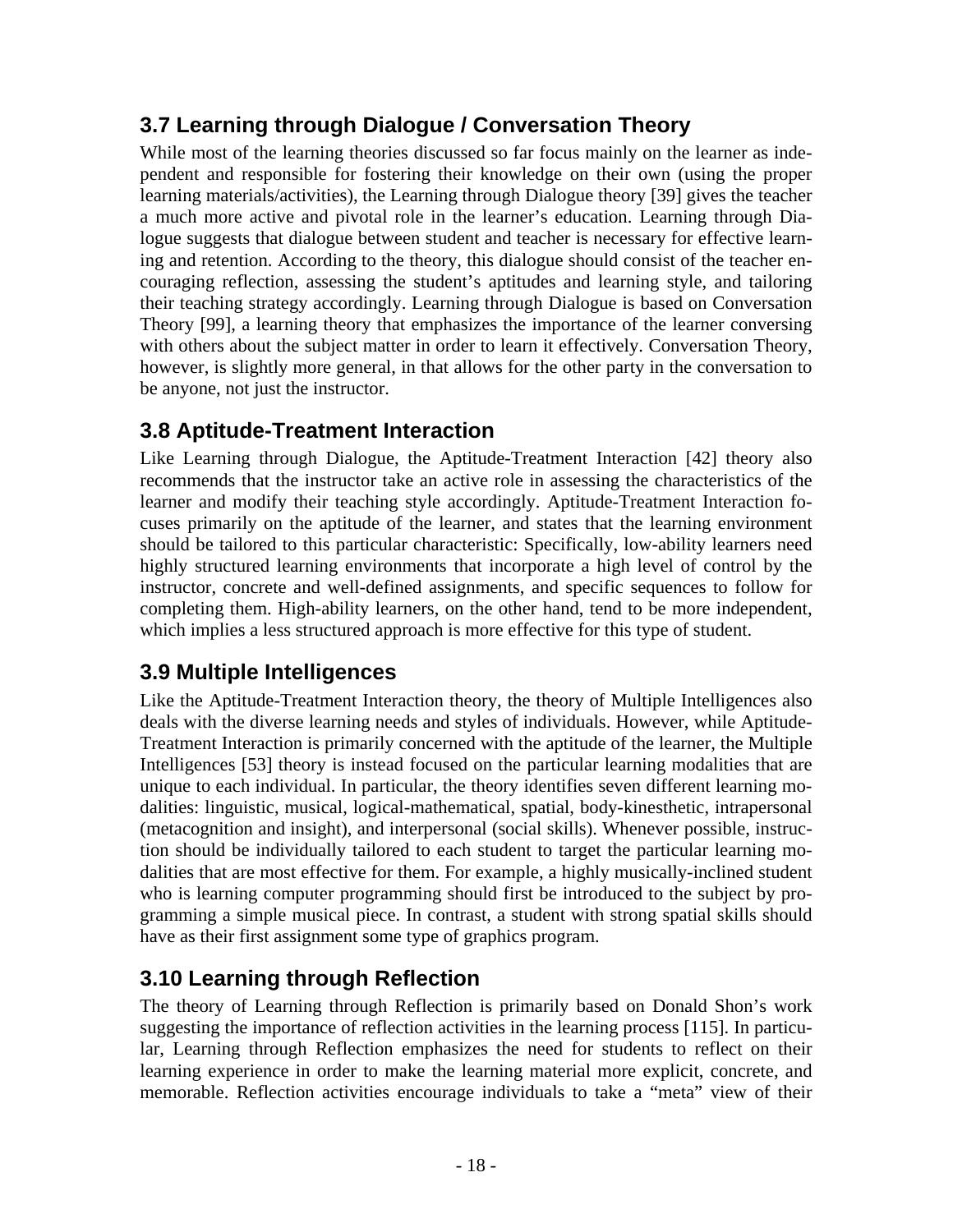## 3.7 Learning through Dialogue / Conversation Theory

While most of the learning theories discussed so far focus mainly on the learner as independent and responsible for fostering their knowledge on their own (using the proper learning materials/activities), the Learning through Dialogue theory [39] gives the teacher a much more active and pivotal role in the learner's education. Learning through Dialogue suggests that dialogue between student and teacher is necessary for effective learning and retention. According to the theory, this dialogue should consist of the teacher encouraging reflection, assessing the student's aptitudes and learning style, and tailoring their teaching strategy accordingly. Learning through Dialogue is based on Conversation Theory [99], a learning theory that emphasizes the importance of the learner conversing with others about the subject matter in order to learn it effectively. Conversation Theory, however, is slightly more general, in that allows for the other party in the conversation to be anyone, not just the instructor.

## 3.8 Aptitude-Treatment Interaction

Like Learning through Dialogue, the Aptitude-Treatment Interaction [42] theory also recommends that the instructor take an active role in assessing the characteristics of the learner and modify their teaching style accordingly. Aptitude-Treatment Interaction focuses primarily on the aptitude of the learner, and states that the learning environment should be tailored to this particular characteristic: Specifically, low-ability learners need highly structured learning environments that incorporate a high level of control by the instructor, concrete and well-defined assignments, and specific sequences to follow for completing them. High-ability learners, on the other hand, tend to be more independent, which implies a less structured approach is more effective for this type of student.

## 3.9 Multiple Intelligences

Like the Aptitude-Treatment Interaction theory, the theory of Multiple Intelligences also deals with the diverse learning needs and styles of individuals. However, while Aptitude-Treatment Interaction is primarily concerned with the aptitude of the learner, the Multiple Intelligences [53] theory is instead focused on the particular learning modalities that are unique to each individual. In particular, the theory identifies seven different learning modalities: linguistic, musical, logical-mathematical, spatial, body-kinesthetic, intrapersonal (metacognition and insight), and interpersonal (social skills). Whenever possible, instruction should be individually tailored to each student to target the particular learning modalities that are most effective for them. For example, a highly musically-inclined student who is learning computer programming should first be introduced to the subject by programming a simple musical piece. In contrast, a student with strong spatial skills should have as their first assignment some type of graphics program.

## 3.10 Learning through Reflection

The theory of Learning through Reflection is primarily based on Donald Shon's work suggesting the importance of reflection activities in the learning process [115]. In particular, Learning through Reflection emphasizes the need for students to reflect on their learning experience in order to make the learning material more explicit, concrete, and memorable. Reflection activities encourage individuals to take a "meta" view of their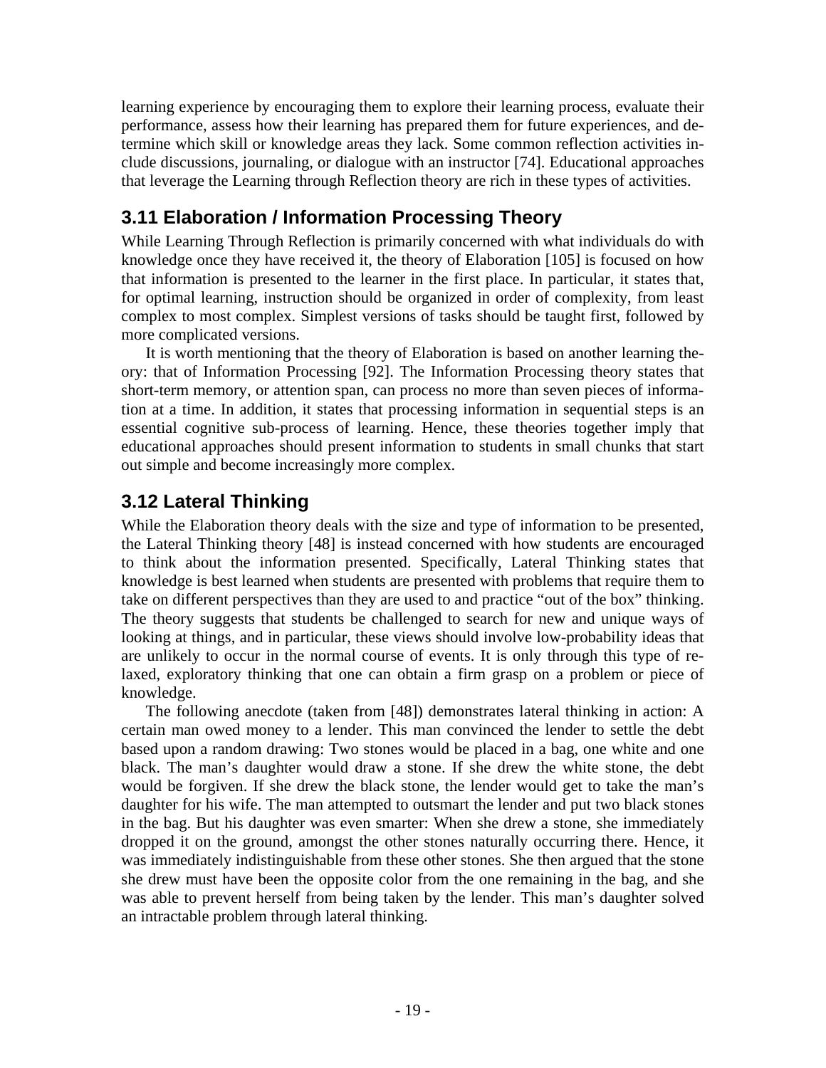learning experience by encouraging them to explore their learning process, evaluate their performance, assess how their learning has prepared them for future experiences, and determine which skill or knowledge areas they lack. Some common reflection activities include discussions, journaling, or dialogue with an instructor [74]. Educational approaches that leverage the Learning through Reflection theory are rich in these types of activities.

## 3.11 Elaboration / Information Processing Theory

While Learning Through Reflection is primarily concerned with what individuals do with knowledge once they have received it, the theory of Elaboration [105] is focused on how that information is presented to the learner in the first place. In particular, it states that, for optimal learning, instruction should be organized in order of complexity, from least complex to most complex. Simplest versions of tasks should be taught first, followed by more complicated versions.

It is worth mentioning that the theory of Elaboration is based on another learning theory: that of Information Processing [92]. The Information Processing theory states that short-term memory, or attention span, can process no more than seven pieces of information at a time. In addition, it states that processing information in sequential steps is an essential cognitive sub-process of learning. Hence, these theories together imply that educational approaches should present information to students in small chunks that start out simple and become increasingly more complex.

## 3.12 Lateral Thinking

While the Elaboration theory deals with the size and type of information to be presented, the Lateral Thinking theory [48] is instead concerned with how students are encouraged to think about the information presented. Specifically, Lateral Thinking states that knowledge is best learned when students are presented with problems that require them to take on different perspectives than they are used to and practice "out of the box" thinking. The theory suggests that students be challenged to search for new and unique ways of looking at things, and in particular, these views should involve low-probability ideas that are unlikely to occur in the normal course of events. It is only through this type of relaxed, exploratory thinking that one can obtain a firm grasp on a problem or piece of knowledge.

The following anecdote (taken from [48]) demonstrates lateral thinking in action: A certain man owed money to a lender. This man convinced the lender to settle the debt based upon a random drawing: Two stones would be placed in a bag, one white and one black. The man's daughter would draw a stone. If she drew the white stone, the debt would be forgiven. If she drew the black stone, the lender would get to take the man's daughter for his wife. The man attempted to outsmart the lender and put two black stones in the bag. But his daughter was even smarter: When she drew a stone, she immediately dropped it on the ground, amongst the other stones naturally occurring there. Hence, it was immediately indistinguishable from these other stones. She then argued that the stone she drew must have been the opposite color from the one remaining in the bag, and she was able to prevent herself from being taken by the lender. This man's daughter solved an intractable problem through lateral thinking.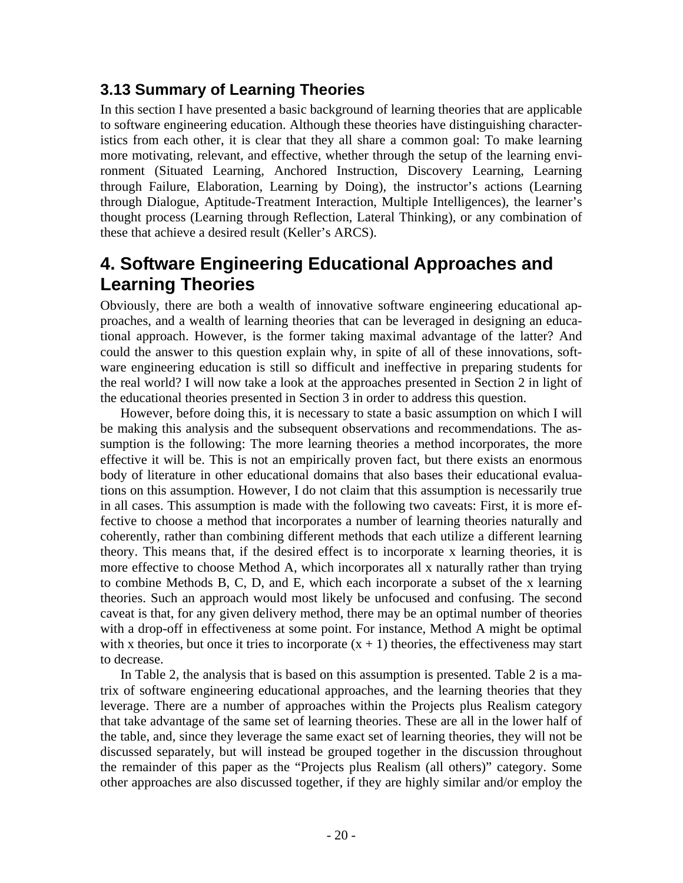### 3.13 Summary of Learning Theories

In this section I have presented a basic background of learning theories that are applicable to software engineering education. Although these theories have distinguishing characteristics from each other, it is clear that they all share a common goal: To make learning more motivating, relevant, and effective, whether through the setup of the learning environment (Situated Learning, Anchored Instruction, Discovery Learning, Learning through Failure, Elaboration, Learning by Doing), the instructor's actions (Learning through Dialogue, Aptitude-Treatment Interaction, Multiple Intelligences), the learner's thought process (Learning through Reflection, Lateral Thinking), or any combination of these that achieve a desired result (Keller's ARCS).

## 4. Software Engineering Educational Approaches and Learning Theories

Obviously, there are both a wealth of innovative software engineering educational approaches, and a wealth of learning theories that can be leveraged in designing an educational approach. However, is the former taking maximal advantage of the latter? And could the answer to this question explain why, in spite of all of these innovations, software engineering education is still so difficult and ineffective in preparing students for the real world? I will now take a look at the approaches presented in Section 2 in light of the educational theories presented in Section 3 in order to address this question.

However, before doing this, it is necessary to state a basic assumption on which I will be making this analysis and the subsequent observations and recommendations. The assumption is the following: The more learning theories a method incorporates, the more effective it will be. This is not an empirically proven fact, but there exists an enormous body of literature in other educational domains that also bases their educational evaluations on this assumption. However, I do not claim that this assumption is necessarily true in all cases. This assumption is made with the following two caveats: First, it is more effective to choose a method that incorporates a number of learning theories naturally and coherently, rather than combining different methods that each utilize a different learning theory. This means that, if the desired effect is to incorporate x learning theories, it is more effective to choose Method A, which incorporates all x naturally rather than trying to combine Methods B, C, D, and E, which each incorporate a subset of the x learning theories. Such an approach would most likely be unfocused and confusing. The second caveat is that, for any given delivery method, there may be an optimal number of theories with a drop-off in effectiveness at some point. For instance, Method A might be optimal with x theories, but once it tries to incorporate $(x + 1)$ theories, the effectiveness may start to decrease.

In Table 2, the analysis that is based on this assumption is presented. Table 2 is a matrix of software engineering educational approaches, and the learning theories that they leverage. There are a number of approaches within the Projects plus Realism category that take advantage of the same set of learning theories. These are all in the lower half of the table, and, since they leverage the same exact set of learning theories, they will not be discussed separately, but will instead be grouped together in the discussion throughout the remainder of this paper as the "Projects plus Realism (all others)" category. Some other approaches are also discussed together, if they are highly similar and/or employ the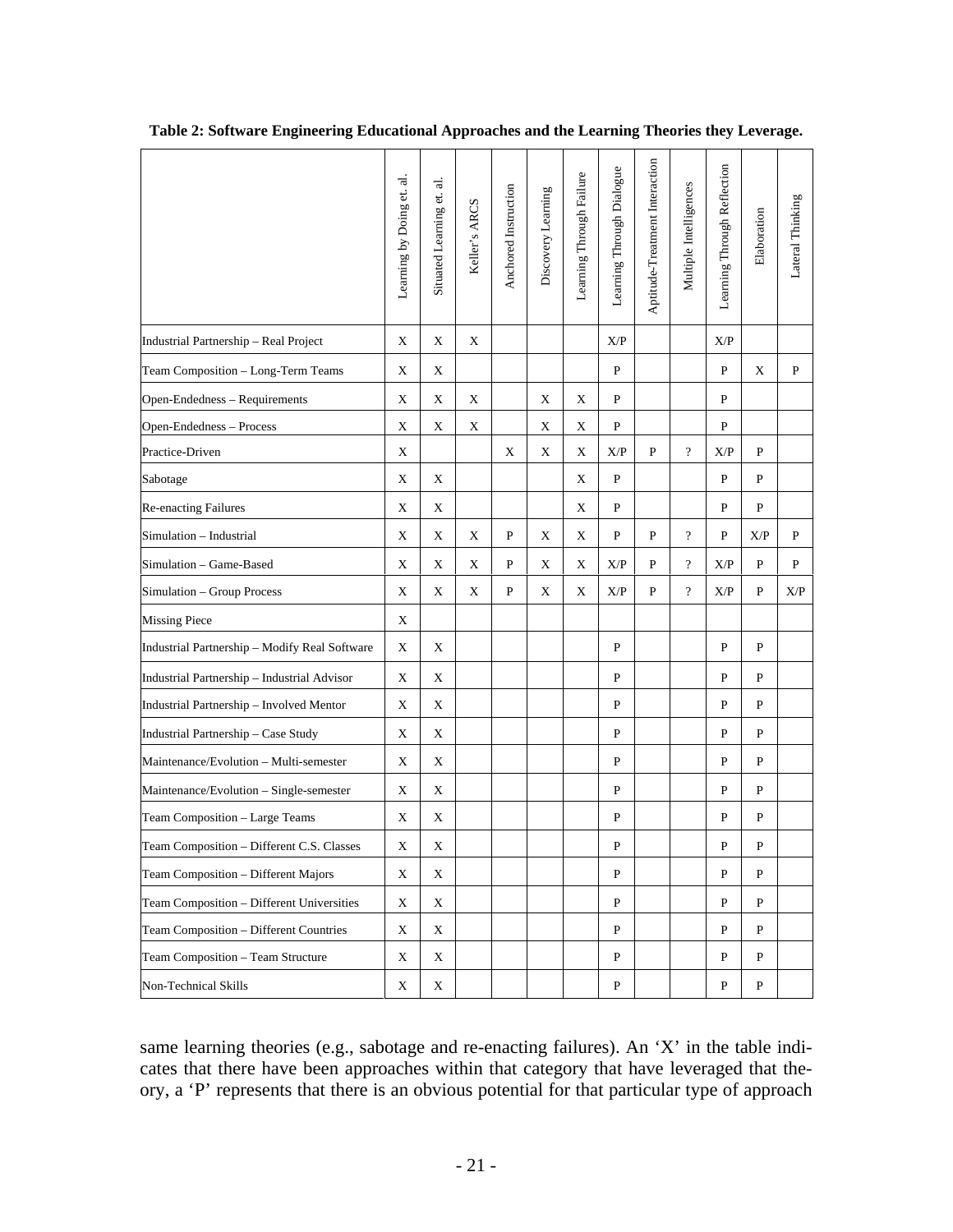**Table 2: Software Engineering Educational Approaches and the Learning Theories they Leverage.**

| | Learning by Doing et. al. | Situated Learning et. al. | Keller's ARCS | Anchored Instruction | Discovery Learning | Learning Through Failure | Learning Through Dialogue | Aptitude-Treatment Interaction | Multiple Intelligences | Learning Through Reflection | Elaboration | Lateral Thinking |
|---|---|---|---|---|---|---|---|---|---|---|---|---|
| Industrial Partnership – Real Project | X | X | X | | | | X/P | | | X/P | | |
| Team Composition – Long-Term Teams | X | X | | | | | P | | | P | X | P |
| Open-Endedness – Requirements | X | X | X | | X | X | P | | | P | | |
| Open-Endedness – Process | X | X | X | | X | X | P | | | P | | |
| Practice-Driven | X | | | X | X | X | X/P | P | ? | X/P | P | |
| Sabotage | X | X | | | | X | P | | | P | P | |
| Re-enacting Failures | X | X | | | | X | P | | | P | P | |
| Simulation – Industrial | X | X | X | P | X | X | P | P | ? | P | X/P | P |
| Simulation – Game-Based | X | X | X | P | X | X | X/P | P | ? | X/P | P | P |
| Simulation – Group Process | X | X | X | P | X | X | X/P | P | ? | X/P | P | X/P |
| Missing Piece | X | | | | | | | | | | | |
| Industrial Partnership – Modify Real Software | X | X | | | | | P | | | P | P | |
| Industrial Partnership – Industrial Advisor | X | X | | | | | P | | | P | P | |
| Industrial Partnership – Involved Mentor | X | X | | | | | P | | | P | P | |
| Industrial Partnership – Case Study | X | X | | | | | P | | | P | P | |
| Maintenance/Evolution – Multi-semester | X | X | | | | | P | | | P | P | |
| Maintenance/Evolution – Single-semester | X | X | | | | | P | | | P | P | |
| Team Composition – Large Teams | X | X | | | | | P | | | P | P | |
| Team Composition – Different C.S. Classes | X | X | | | | | P | | | P | P | |
| Team Composition – Different Majors | X | X | | | | | P | | | P | P | |
| Team Composition – Different Universities | X | X | | | | | P | | | P | P | |
| Team Composition – Different Countries | X | X | | | | | P | | | P | P | |
| Team Composition – Team Structure | X | X | | | | | P | | | P | P | |
| Non-Technical Skills | X | X | | | | | P | | | P | P | |

same learning theories (e.g., sabotage and re-enacting failures). An 'X' in the table indicates that there have been approaches within that category that have leveraged that theory, a 'P' represents that there is an obvious potential for that particular type of approach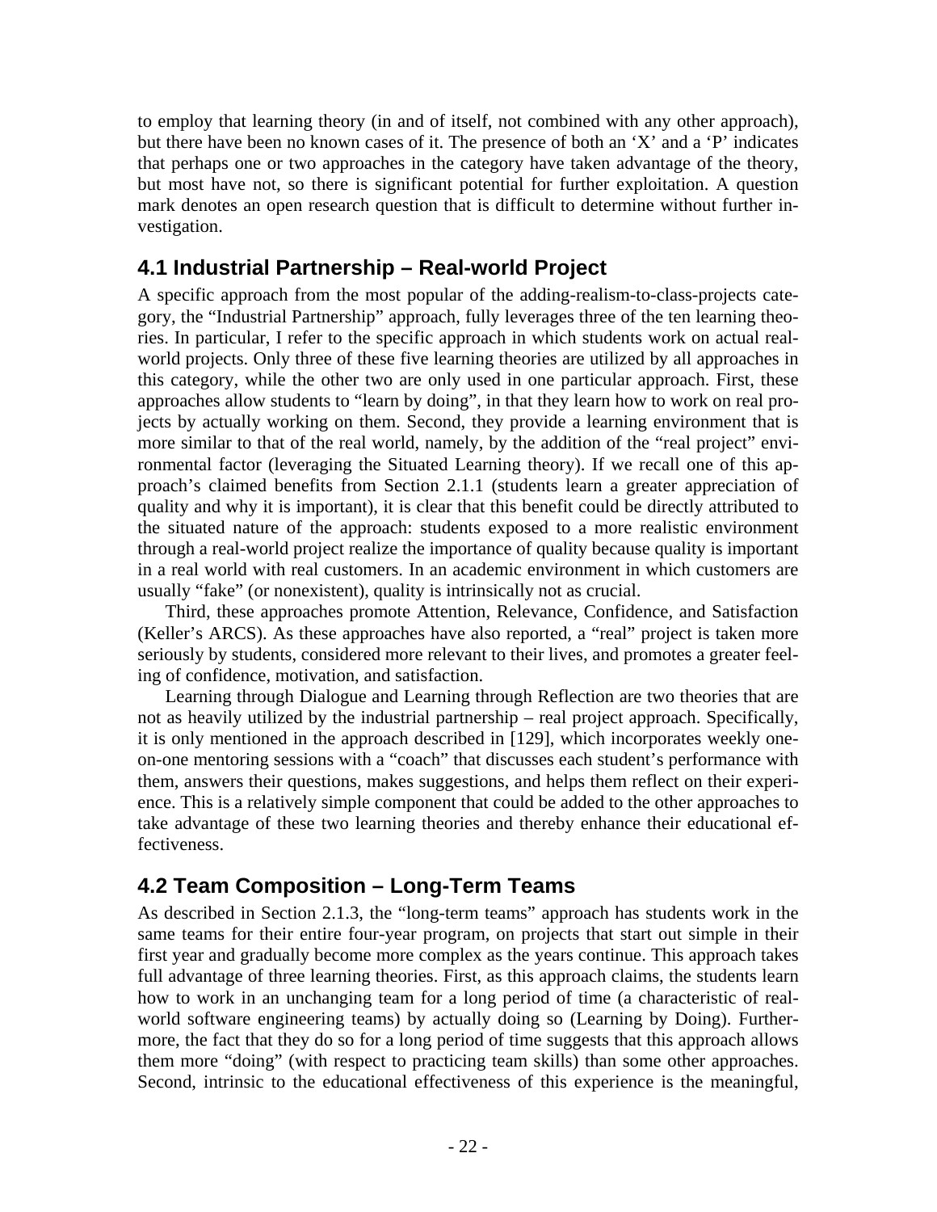to employ that learning theory (in and of itself, not combined with any other approach), but there have been no known cases of it. The presence of both an 'X' and a 'P' indicates that perhaps one or two approaches in the category have taken advantage of the theory, but most have not, so there is significant potential for further exploitation. A question mark denotes an open research question that is difficult to determine without further investigation.

## 4.1 Industrial Partnership – Real-world Project

A specific approach from the most popular of the adding-realism-to-class-projects category, the "Industrial Partnership" approach, fully leverages three of the ten learning theories. In particular, I refer to the specific approach in which students work on actual real-world projects. Only three of these five learning theories are utilized by all approaches in this category, while the other two are only used in one particular approach. First, these approaches allow students to "learn by doing", in that they learn how to work on real projects by actually working on them. Second, they provide a learning environment that is more similar to that of the real world, namely, by the addition of the "real project" environmental factor (leveraging the Situated Learning theory). If we recall one of this approach's claimed benefits from Section 2.1.1 (students learn a greater appreciation of quality and why it is important), it is clear that this benefit could be directly attributed to the situated nature of the approach: students exposed to a more realistic environment through a real-world project realize the importance of quality because quality is important in a real world with real customers. In an academic environment in which customers are usually "fake" (or nonexistent), quality is intrinsically not as crucial.

Third, these approaches promote Attention, Relevance, Confidence, and Satisfaction (Keller's ARCS). As these approaches have also reported, a "real" project is taken more seriously by students, considered more relevant to their lives, and promotes a greater feeling of confidence, motivation, and satisfaction.

Learning through Dialogue and Learning through Reflection are two theories that are not as heavily utilized by the industrial partnership – real project approach. Specifically, it is only mentioned in the approach described in [129], which incorporates weekly one-on-one mentoring sessions with a "coach" that discusses each student's performance with them, answers their questions, makes suggestions, and helps them reflect on their experience. This is a relatively simple component that could be added to the other approaches to take advantage of these two learning theories and thereby enhance their educational effectiveness.

## 4.2 Team Composition – Long-Term Teams

As described in Section 2.1.3, the "long-term teams" approach has students work in the same teams for their entire four-year program, on projects that start out simple in their first year and gradually become more complex as the years continue. This approach takes full advantage of three learning theories. First, as this approach claims, the students learn how to work in an unchanging team for a long period of time (a characteristic of real-world software engineering teams) by actually doing so (Learning by Doing). Furthermore, the fact that they do so for a long period of time suggests that this approach allows them more "doing" (with respect to practicing team skills) than some other approaches. Second, intrinsic to the educational effectiveness of this experience is the meaningful,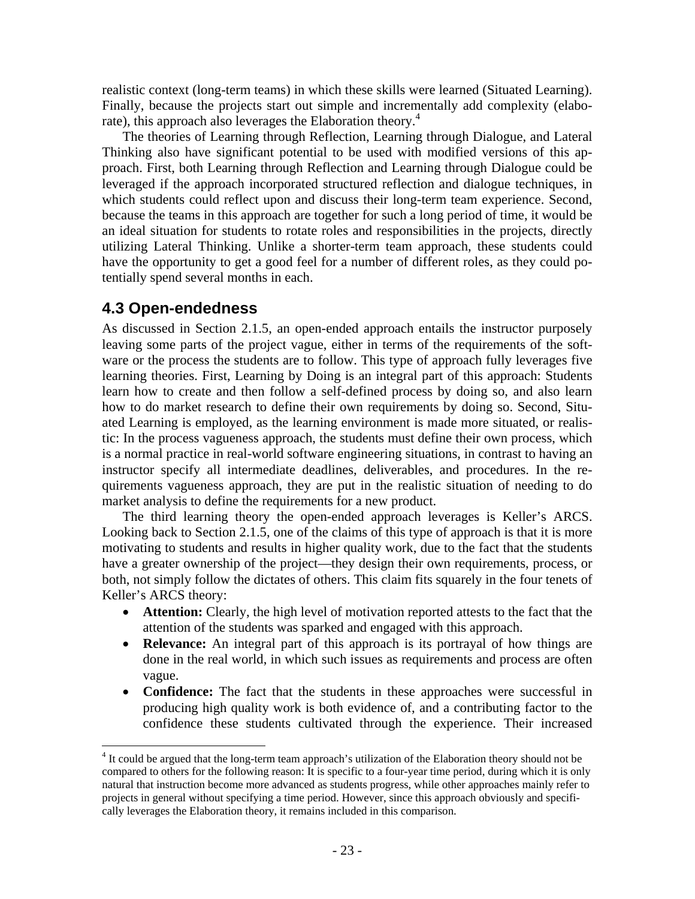realistic context (long-term teams) in which these skills were learned (Situated Learning). Finally, because the projects start out simple and incrementally add complexity (elaborate), this approach also leverages the Elaboration theory.[4]

The theories of Learning through Reflection, Learning through Dialogue, and Lateral Thinking also have significant potential to be used with modified versions of this approach. First, both Learning through Reflection and Learning through Dialogue could be leveraged if the approach incorporated structured reflection and dialogue techniques, in which students could reflect upon and discuss their long-term team experience. Second, because the teams in this approach are together for such a long period of time, it would be an ideal situation for students to rotate roles and responsibilities in the projects, directly utilizing Lateral Thinking. Unlike a shorter-term team approach, these students could have the opportunity to get a good feel for a number of different roles, as they could potentially spend several months in each.

## 4.3 Open-endedness

As discussed in Section 2.1.5, an open-ended approach entails the instructor purposely leaving some parts of the project vague, either in terms of the requirements of the software or the process the students are to follow. This type of approach fully leverages five learning theories. First, Learning by Doing is an integral part of this approach: Students learn how to create and then follow a self-defined process by doing so, and also learn how to do market research to define their own requirements by doing so. Second, Situated Learning is employed, as the learning environment is made more situated, or realistic: In the process vagueness approach, the students must define their own process, which is a normal practice in real-world software engineering situations, in contrast to having an instructor specify all intermediate deadlines, deliverables, and procedures. In the requirements vagueness approach, they are put in the realistic situation of needing to do market analysis to define the requirements for a new product.

The third learning theory the open-ended approach leverages is Keller's ARCS. Looking back to Section 2.1.5, one of the claims of this type of approach is that it is more motivating to students and results in higher quality work, due to the fact that the students have a greater ownership of the project—they design their own requirements, process, or both, not simply follow the dictates of others. This claim fits squarely in the four tenets of Keller's ARCS theory:

- **Attention:** Clearly, the high level of motivation reported attests to the fact that the attention of the students was sparked and engaged with this approach.
- **Relevance:** An integral part of this approach is its portrayal of how things are done in the real world, in which such issues as requirements and process are often vague.
- **Confidence:** The fact that the students in these approaches were successful in producing high quality work is both evidence of, and a contributing factor to the confidence these students cultivated through the experience. Their increased

[4] It could be argued that the long-term team approach's utilization of the Elaboration theory should not be compared to others for the following reason: It is specific to a four-year time period, during which it is only natural that instruction become more advanced as students progress, while other approaches mainly refer to projects in general without specifying a time period. However, since this approach obviously and specifically leverages the Elaboration theory, it remains included in this comparison.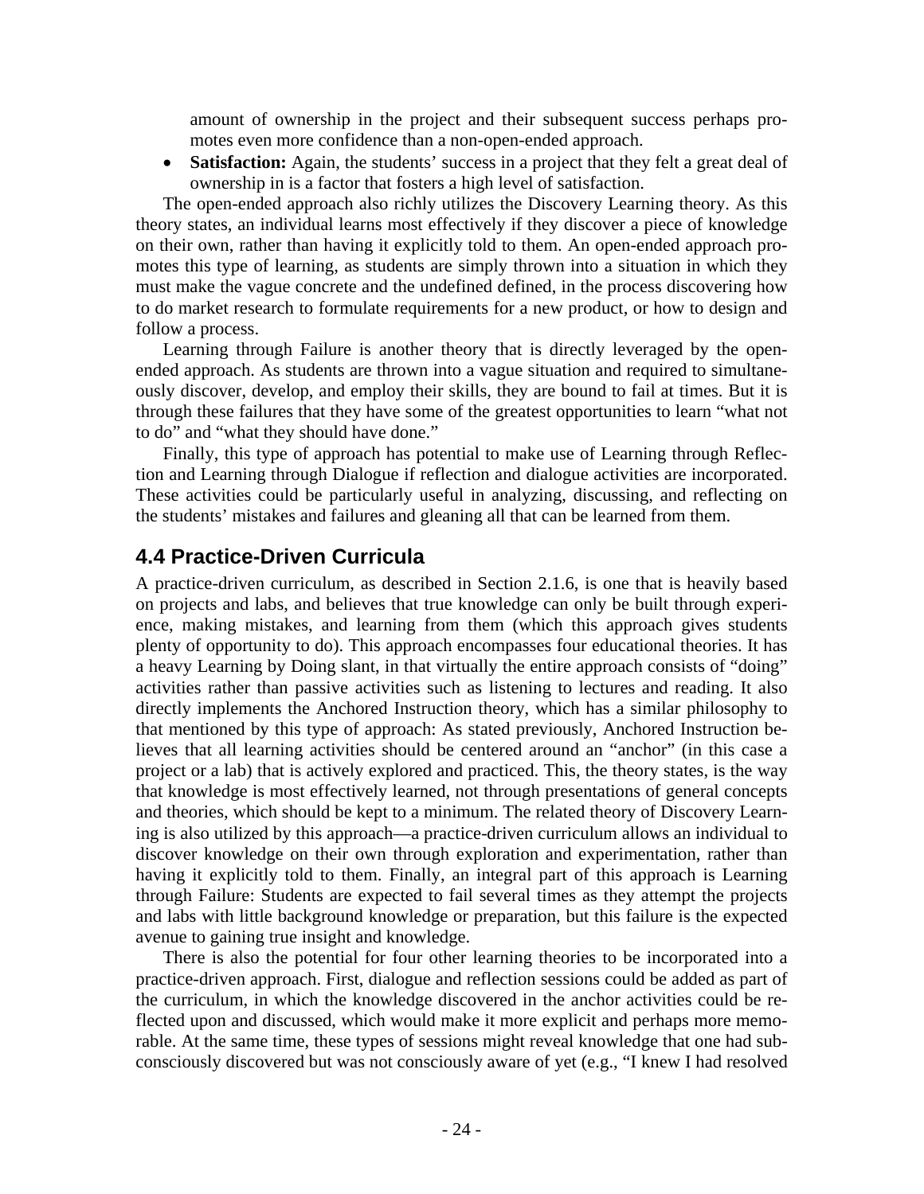amount of ownership in the project and their subsequent success perhaps promotes even more confidence than a non-open-ended approach.

- **Satisfaction:** Again, the students' success in a project that they felt a great deal of ownership in is a factor that fosters a high level of satisfaction.

The open-ended approach also richly utilizes the Discovery Learning theory. As this theory states, an individual learns most effectively if they discover a piece of knowledge on their own, rather than having it explicitly told to them. An open-ended approach promotes this type of learning, as students are simply thrown into a situation in which they must make the vague concrete and the undefined defined, in the process discovering how to do market research to formulate requirements for a new product, or how to design and follow a process.

Learning through Failure is another theory that is directly leveraged by the open-ended approach. As students are thrown into a vague situation and required to simultaneously discover, develop, and employ their skills, they are bound to fail at times. But it is through these failures that they have some of the greatest opportunities to learn "what not to do" and "what they should have done."

Finally, this type of approach has potential to make use of Learning through Reflection and Learning through Dialogue if reflection and dialogue activities are incorporated. These activities could be particularly useful in analyzing, discussing, and reflecting on the students' mistakes and failures and gleaning all that can be learned from them.

## 4.4 Practice-Driven Curricula

A practice-driven curriculum, as described in Section 2.1.6, is one that is heavily based on projects and labs, and believes that true knowledge can only be built through experience, making mistakes, and learning from them (which this approach gives students plenty of opportunity to do). This approach encompasses four educational theories. It has a heavy Learning by Doing slant, in that virtually the entire approach consists of "doing" activities rather than passive activities such as listening to lectures and reading. It also directly implements the Anchored Instruction theory, which has a similar philosophy to that mentioned by this type of approach: As stated previously, Anchored Instruction believes that all learning activities should be centered around an "anchor" (in this case a project or a lab) that is actively explored and practiced. This, the theory states, is the way that knowledge is most effectively learned, not through presentations of general concepts and theories, which should be kept to a minimum. The related theory of Discovery Learning is also utilized by this approach—a practice-driven curriculum allows an individual to discover knowledge on their own through exploration and experimentation, rather than having it explicitly told to them. Finally, an integral part of this approach is Learning through Failure: Students are expected to fail several times as they attempt the projects and labs with little background knowledge or preparation, but this failure is the expected avenue to gaining true insight and knowledge.

There is also the potential for four other learning theories to be incorporated into a practice-driven approach. First, dialogue and reflection sessions could be added as part of the curriculum, in which the knowledge discovered in the anchor activities could be reflected upon and discussed, which would make it more explicit and perhaps more memorable. At the same time, these types of sessions might reveal knowledge that one had subconsciously discovered but was not consciously aware of yet (e.g., "I knew I had resolved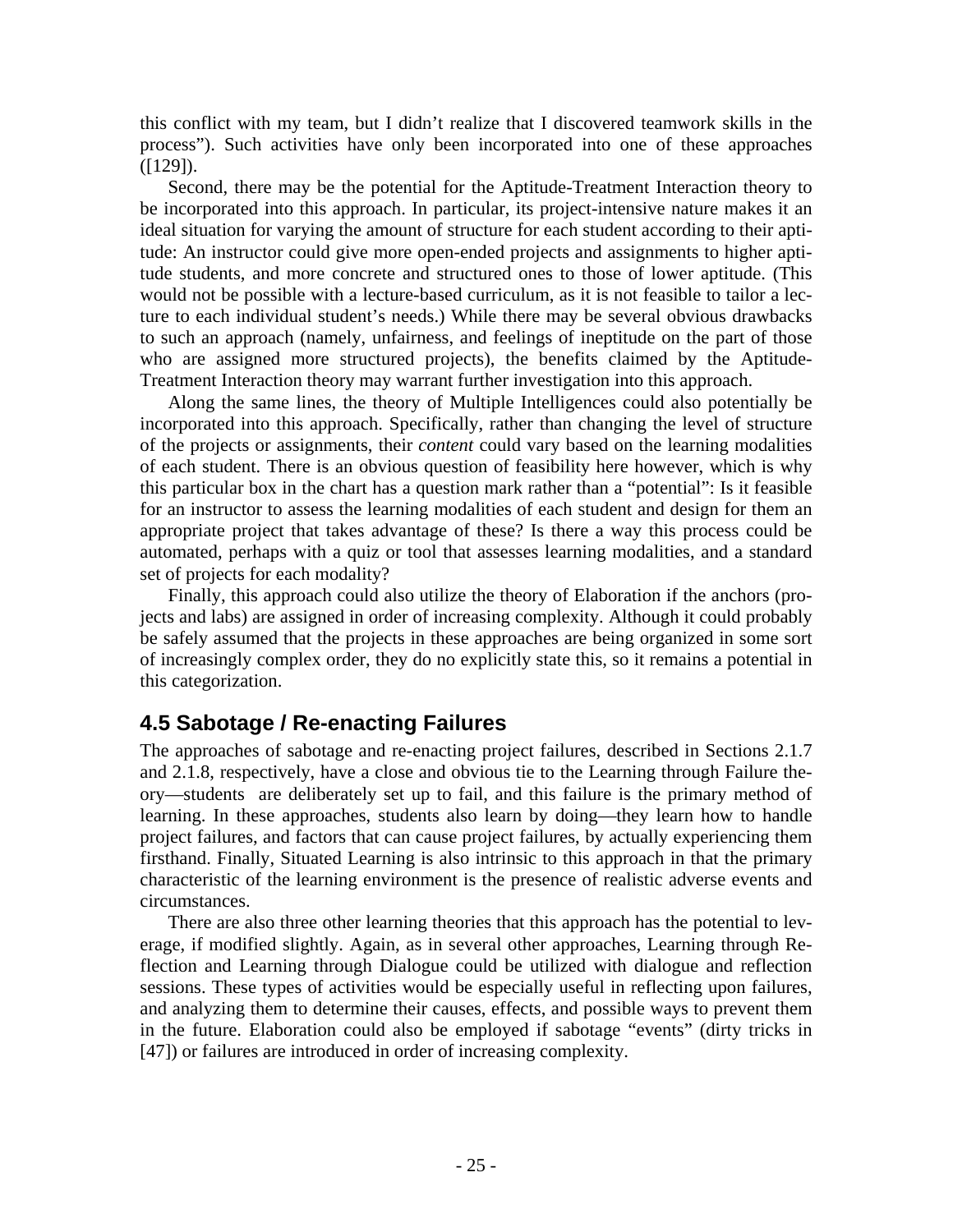this conflict with my team, but I didn't realize that I discovered teamwork skills in the process"). Such activities have only been incorporated into one of these approaches ([129]).

Second, there may be the potential for the Aptitude-Treatment Interaction theory to be incorporated into this approach. In particular, its project-intensive nature makes it an ideal situation for varying the amount of structure for each student according to their aptitude: An instructor could give more open-ended projects and assignments to higher aptitude students, and more concrete and structured ones to those of lower aptitude. (This would not be possible with a lecture-based curriculum, as it is not feasible to tailor a lecture to each individual student's needs.) While there may be several obvious drawbacks to such an approach (namely, unfairness, and feelings of ineptitude on the part of those who are assigned more structured projects), the benefits claimed by the Aptitude-Treatment Interaction theory may warrant further investigation into this approach.

Along the same lines, the theory of Multiple Intelligences could also potentially be incorporated into this approach. Specifically, rather than changing the level of structure of the projects or assignments, their *content* could vary based on the learning modalities of each student. There is an obvious question of feasibility here however, which is why this particular box in the chart has a question mark rather than a "potential": Is it feasible for an instructor to assess the learning modalities of each student and design for them an appropriate project that takes advantage of these? Is there a way this process could be automated, perhaps with a quiz or tool that assesses learning modalities, and a standard set of projects for each modality?

Finally, this approach could also utilize the theory of Elaboration if the anchors (projects and labs) are assigned in order of increasing complexity. Although it could probably be safely assumed that the projects in these approaches are being organized in some sort of increasingly complex order, they do no explicitly state this, so it remains a potential in this categorization.

## 4.5 Sabotage / Re-enacting Failures

The approaches of sabotage and re-enacting project failures, described in Sections 2.1.7 and 2.1.8, respectively, have a close and obvious tie to the Learning through Failure theory—students are deliberately set up to fail, and this failure is the primary method of learning. In these approaches, students also learn by doing—they learn how to handle project failures, and factors that can cause project failures, by actually experiencing them firsthand. Finally, Situated Learning is also intrinsic to this approach in that the primary characteristic of the learning environment is the presence of realistic adverse events and circumstances.

There are also three other learning theories that this approach has the potential to leverage, if modified slightly. Again, as in several other approaches, Learning through Reflection and Learning through Dialogue could be utilized with dialogue and reflection sessions. These types of activities would be especially useful in reflecting upon failures, and analyzing them to determine their causes, effects, and possible ways to prevent them in the future. Elaboration could also be employed if sabotage "events" (dirty tricks in [47]) or failures are introduced in order of increasing complexity.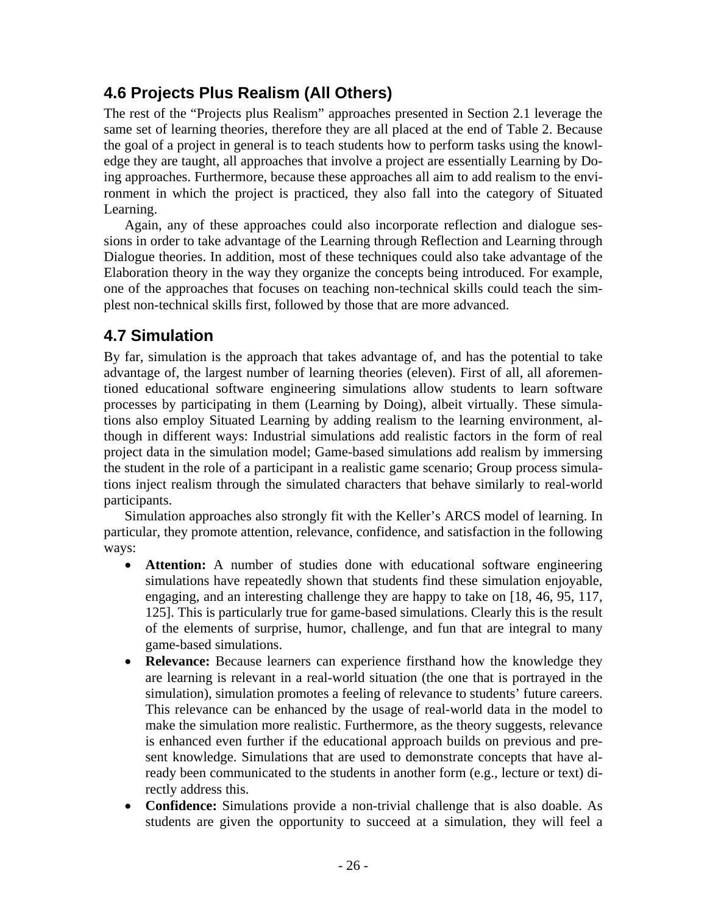## 4.6 Projects Plus Realism (All Others)

The rest of the "Projects plus Realism" approaches presented in Section 2.1 leverage the same set of learning theories, therefore they are all placed at the end of Table 2. Because the goal of a project in general is to teach students how to perform tasks using the knowledge they are taught, all approaches that involve a project are essentially Learning by Doing approaches. Furthermore, because these approaches all aim to add realism to the environment in which the project is practiced, they also fall into the category of Situated Learning.

Again, any of these approaches could also incorporate reflection and dialogue sessions in order to take advantage of the Learning through Reflection and Learning through Dialogue theories. In addition, most of these techniques could also take advantage of the Elaboration theory in the way they organize the concepts being introduced. For example, one of the approaches that focuses on teaching non-technical skills could teach the simplest non-technical skills first, followed by those that are more advanced.

## 4.7 Simulation

By far, simulation is the approach that takes advantage of, and has the potential to take advantage of, the largest number of learning theories (eleven). First of all, all aforementioned educational software engineering simulations allow students to learn software processes by participating in them (Learning by Doing), albeit virtually. These simulations also employ Situated Learning by adding realism to the learning environment, although in different ways: Industrial simulations add realistic factors in the form of real project data in the simulation model; Game-based simulations add realism by immersing the student in the role of a participant in a realistic game scenario; Group process simulations inject realism through the simulated characters that behave similarly to real-world participants.

Simulation approaches also strongly fit with the Keller's ARCS model of learning. In particular, they promote attention, relevance, confidence, and satisfaction in the following ways:

- **Attention:** A number of studies done with educational software engineering simulations have repeatedly shown that students find these simulation enjoyable, engaging, and an interesting challenge they are happy to take on [18, 46, 95, 117, 125]. This is particularly true for game-based simulations. Clearly this is the result of the elements of surprise, humor, challenge, and fun that are integral to many game-based simulations.
- **Relevance:** Because learners can experience firsthand how the knowledge they are learning is relevant in a real-world situation (the one that is portrayed in the simulation), simulation promotes a feeling of relevance to students' future careers. This relevance can be enhanced by the usage of real-world data in the model to make the simulation more realistic. Furthermore, as the theory suggests, relevance is enhanced even further if the educational approach builds on previous and present knowledge. Simulations that are used to demonstrate concepts that have already been communicated to the students in another form (e.g., lecture or text) directly address this.
- **Confidence:** Simulations provide a non-trivial challenge that is also doable. As students are given the opportunity to succeed at a simulation, they will feel a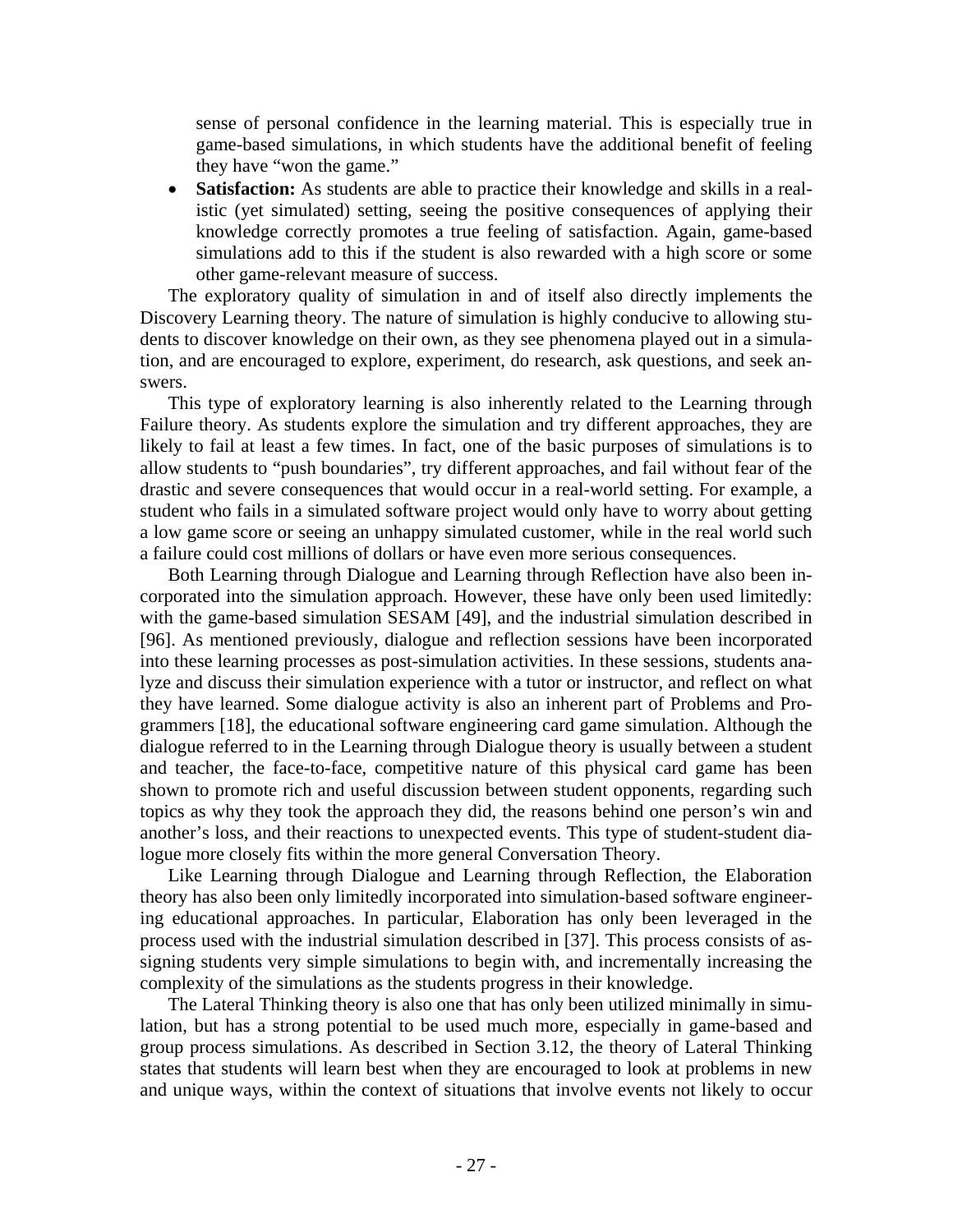sense of personal confidence in the learning material. This is especially true in game-based simulations, in which students have the additional benefit of feeling they have "won the game."

- **Satisfaction:** As students are able to practice their knowledge and skills in a realistic (yet simulated) setting, seeing the positive consequences of applying their knowledge correctly promotes a true feeling of satisfaction. Again, game-based simulations add to this if the student is also rewarded with a high score or some other game-relevant measure of success.

The exploratory quality of simulation in and of itself also directly implements the Discovery Learning theory. The nature of simulation is highly conducive to allowing students to discover knowledge on their own, as they see phenomena played out in a simulation, and are encouraged to explore, experiment, do research, ask questions, and seek answers.

This type of exploratory learning is also inherently related to the Learning through Failure theory. As students explore the simulation and try different approaches, they are likely to fail at least a few times. In fact, one of the basic purposes of simulations is to allow students to "push boundaries", try different approaches, and fail without fear of the drastic and severe consequences that would occur in a real-world setting. For example, a student who fails in a simulated software project would only have to worry about getting a low game score or seeing an unhappy simulated customer, while in the real world such a failure could cost millions of dollars or have even more serious consequences.

Both Learning through Dialogue and Learning through Reflection have also been incorporated into the simulation approach. However, these have only been used limitedly: with the game-based simulation SESAM [49], and the industrial simulation described in [96]. As mentioned previously, dialogue and reflection sessions have been incorporated into these learning processes as post-simulation activities. In these sessions, students analyze and discuss their simulation experience with a tutor or instructor, and reflect on what they have learned. Some dialogue activity is also an inherent part of Problems and Programmers [18], the educational software engineering card game simulation. Although the dialogue referred to in the Learning through Dialogue theory is usually between a student and teacher, the face-to-face, competitive nature of this physical card game has been shown to promote rich and useful discussion between student opponents, regarding such topics as why they took the approach they did, the reasons behind one person's win and another's loss, and their reactions to unexpected events. This type of student-student dialogue more closely fits within the more general Conversation Theory.

Like Learning through Dialogue and Learning through Reflection, the Elaboration theory has also been only limitedly incorporated into simulation-based software engineering educational approaches. In particular, Elaboration has only been leveraged in the process used with the industrial simulation described in [37]. This process consists of assigning students very simple simulations to begin with, and incrementally increasing the complexity of the simulations as the students progress in their knowledge.

The Lateral Thinking theory is also one that has only been utilized minimally in simulation, but has a strong potential to be used much more, especially in game-based and group process simulations. As described in Section 3.12, the theory of Lateral Thinking states that students will learn best when they are encouraged to look at problems in new and unique ways, within the context of situations that involve events not likely to occur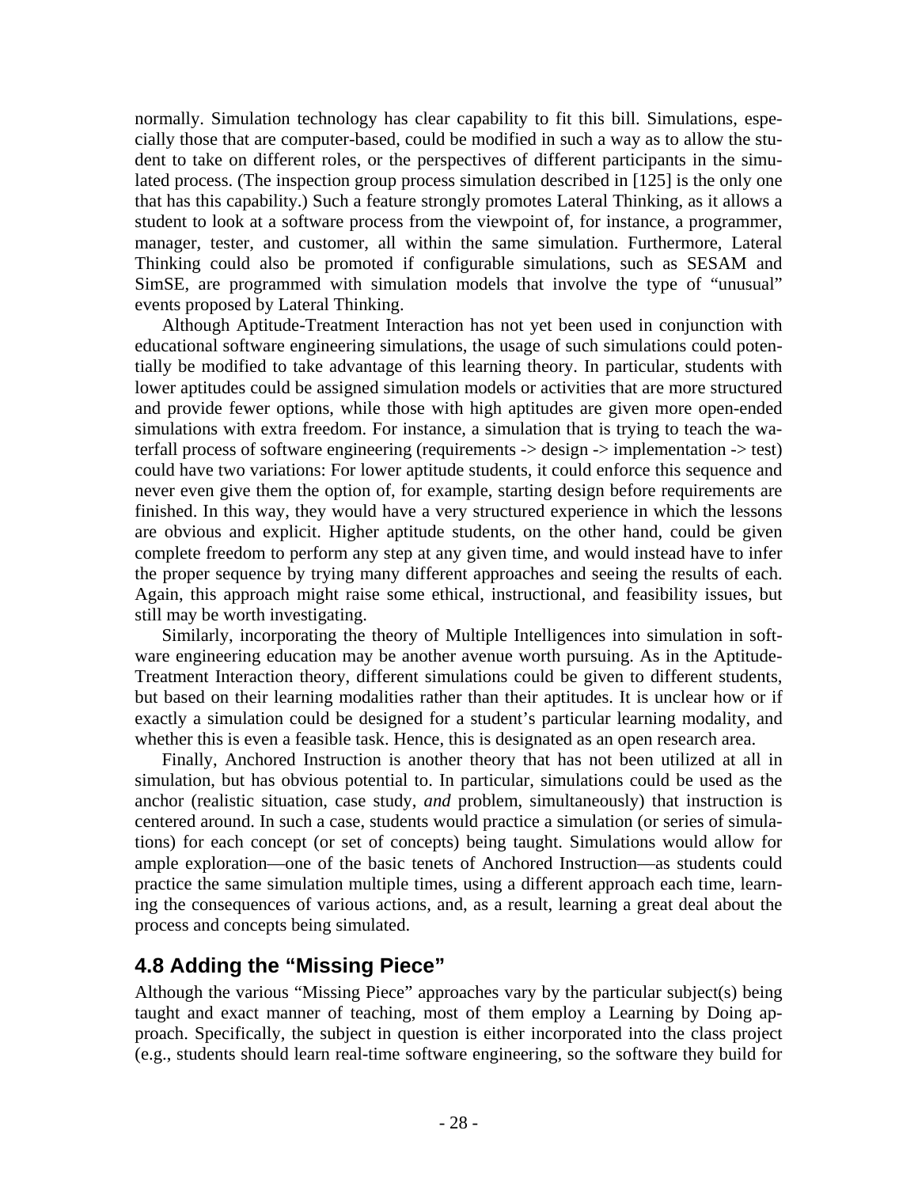normally. Simulation technology has clear capability to fit this bill. Simulations, especially those that are computer-based, could be modified in such a way as to allow the student to take on different roles, or the perspectives of different participants in the simulated process. (The inspection group process simulation described in [125] is the only one that has this capability.) Such a feature strongly promotes Lateral Thinking, as it allows a student to look at a software process from the viewpoint of, for instance, a programmer, manager, tester, and customer, all within the same simulation. Furthermore, Lateral Thinking could also be promoted if configurable simulations, such as SESAM and SimSE, are programmed with simulation models that involve the type of "unusual" events proposed by Lateral Thinking.

Although Aptitude-Treatment Interaction has not yet been used in conjunction with educational software engineering simulations, the usage of such simulations could potentially be modified to take advantage of this learning theory. In particular, students with lower aptitudes could be assigned simulation models or activities that are more structured and provide fewer options, while those with high aptitudes are given more open-ended simulations with extra freedom. For instance, a simulation that is trying to teach the waterfall process of software engineering (requirements -> design -> implementation -> test) could have two variations: For lower aptitude students, it could enforce this sequence and never even give them the option of, for example, starting design before requirements are finished. In this way, they would have a very structured experience in which the lessons are obvious and explicit. Higher aptitude students, on the other hand, could be given complete freedom to perform any step at any given time, and would instead have to infer the proper sequence by trying many different approaches and seeing the results of each. Again, this approach might raise some ethical, instructional, and feasibility issues, but still may be worth investigating.

Similarly, incorporating the theory of Multiple Intelligences into simulation in software engineering education may be another avenue worth pursuing. As in the Aptitude-Treatment Interaction theory, different simulations could be given to different students, but based on their learning modalities rather than their aptitudes. It is unclear how or if exactly a simulation could be designed for a student's particular learning modality, and whether this is even a feasible task. Hence, this is designated as an open research area.

Finally, Anchored Instruction is another theory that has not been utilized at all in simulation, but has obvious potential to. In particular, simulations could be used as the anchor (realistic situation, case study, *and* problem, simultaneously) that instruction is centered around. In such a case, students would practice a simulation (or series of simulations) for each concept (or set of concepts) being taught. Simulations would allow for ample exploration—one of the basic tenets of Anchored Instruction—as students could practice the same simulation multiple times, using a different approach each time, learning the consequences of various actions, and, as a result, learning a great deal about the process and concepts being simulated.

## 4.8 Adding the "Missing Piece"

Although the various "Missing Piece" approaches vary by the particular subject(s) being taught and exact manner of teaching, most of them employ a Learning by Doing approach. Specifically, the subject in question is either incorporated into the class project (e.g., students should learn real-time software engineering, so the software they build for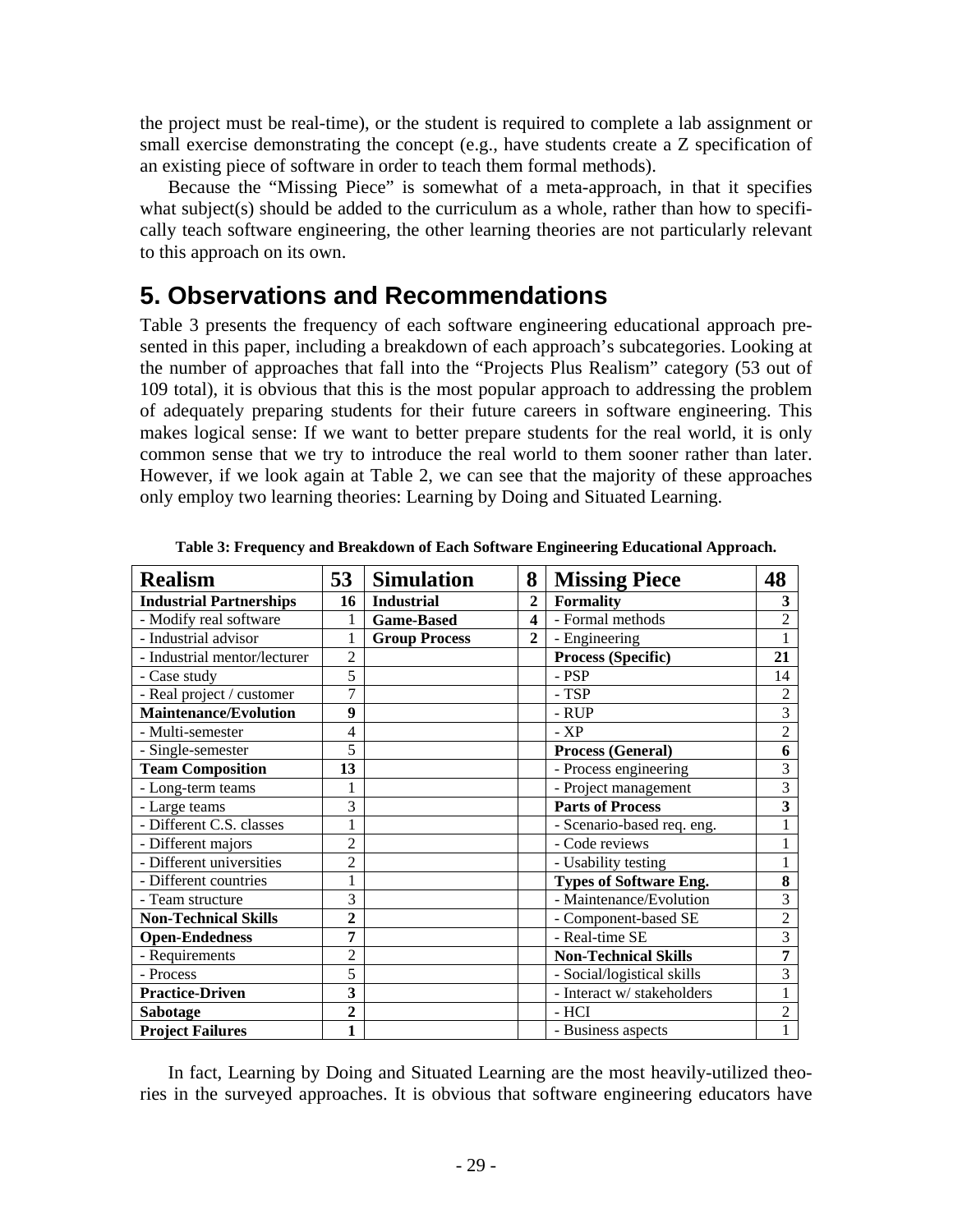the project must be real-time), or the student is required to complete a lab assignment or small exercise demonstrating the concept (e.g., have students create a Z specification of an existing piece of software in order to teach them formal methods).

Because the "Missing Piece" is somewhat of a meta-approach, in that it specifies what subject(s) should be added to the curriculum as a whole, rather than how to specifically teach software engineering, the other learning theories are not particularly relevant to this approach on its own.

# 5. Observations and Recommendations

Table 3 presents the frequency of each software engineering educational approach presented in this paper, including a breakdown of each approach's subcategories. Looking at the number of approaches that fall into the "Projects Plus Realism" category (53 out of 109 total), it is obvious that this is the most popular approach to addressing the problem of adequately preparing students for their future careers in software engineering. This makes logical sense: If we want to better prepare students for the real world, it is only common sense that we try to introduce the real world to them sooner rather than later. However, if we look again at Table 2, we can see that the majority of these approaches only employ two learning theories: Learning by Doing and Situated Learning.

**Table 3: Frequency and Breakdown of Each Software Engineering Educational Approach.**

| **Realism** | **53** | **Simulation** | **8** | **Missing Piece** | **48** |
|---|---|---|---|---|---|
| **Industrial Partnerships** | **16** | **Industrial** | **2** | **Formality** | **3** |
| - Modify real software | 1 | **Game-Based** | **4** | - Formal methods | 2 |
| - Industrial advisor | 1 | **Group Process** | **2** | - Engineering | 1 |
| - Industrial mentor/lecturer | 2 | | | **Process (Specific)** | **21** |
| - Case study | 5 | | | - PSP | 14 |
| - Real project / customer | 7 | | | - TSP | 2 |
| **Maintenance/Evolution** | **9** | | | - RUP | 3 |
| - Multi-semester | 4 | | | - XP | 2 |
| - Single-semester | 5 | | | **Process (General)** | **6** |
| **Team Composition** | **13** | | | - Process engineering | 3 |
| - Long-term teams | 1 | | | - Project management | 3 |
| - Large teams | 3 | | | **Parts of Process** | **3** |
| - Different C.S. classes | 1 | | | - Scenario-based req. eng. | 1 |
| - Different majors | 2 | | | - Code reviews | 1 |
| - Different universities | 2 | | | - Usability testing | 1 |
| - Different countries | 1 | | | **Types of Software Eng.** | **8** |
| - Team structure | 3 | | | - Maintenance/Evolution | 3 |
| **Non-Technical Skills** | **2** | | | - Component-based SE | 2 |
| **Open-Endedness** | **7** | | | - Real-time SE | 3 |
| - Requirements | 2 | | | **Non-Technical Skills** | **7** |
| - Process | 5 | | | - Social/logistical skills | 3 |
| **Practice-Driven** | **3** | | | - Interact w/ stakeholders | 1 |
| **Sabotage** | **2** | | | - HCI | 2 |
| **Project Failures** | **1** | | | - Business aspects | 1 |

In fact, Learning by Doing and Situated Learning are the most heavily-utilized theories in the surveyed approaches. It is obvious that software engineering educators have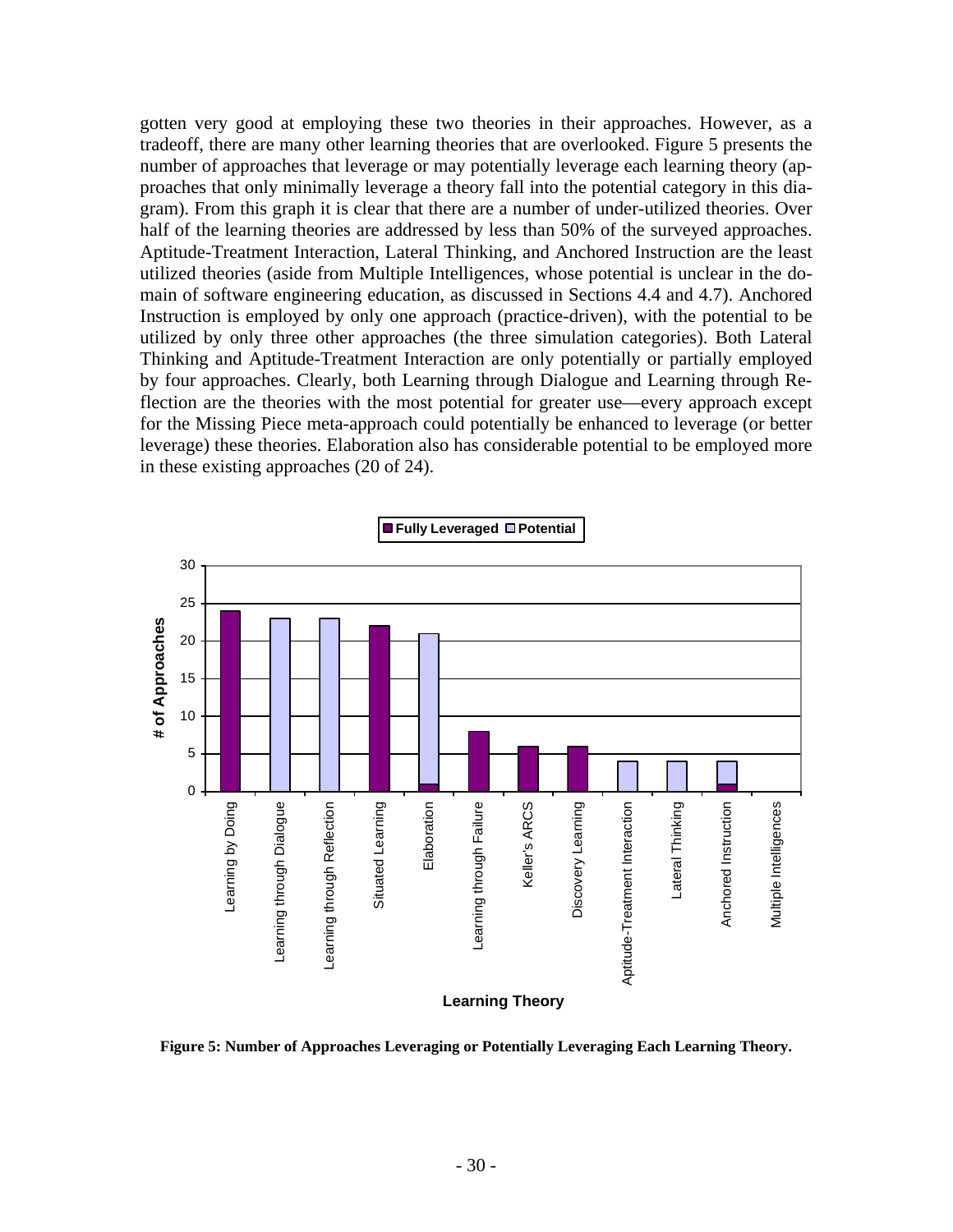gotten very good at employing these two theories in their approaches. However, as a tradeoff, there are many other learning theories that are overlooked. Figure 5 presents the number of approaches that leverage or may potentially leverage each learning theory (approaches that only minimally leverage a theory fall into the potential category in this diagram). From this graph it is clear that there are a number of under-utilized theories. Over half of the learning theories are addressed by less than 50% of the surveyed approaches. Aptitude-Treatment Interaction, Lateral Thinking, and Anchored Instruction are the least utilized theories (aside from Multiple Intelligences, whose potential is unclear in the domain of software engineering education, as discussed in Sections 4.4 and 4.7). Anchored Instruction is employed by only one approach (practice-driven), with the potential to be utilized by only three other approaches (the three simulation categories). Both Lateral Thinking and Aptitude-Treatment Interaction are only potentially or partially employed by four approaches. Clearly, both Learning through Dialogue and Learning through Reflection are the theories with the most potential for greater use—every approach except for the Missing Piece meta-approach could potentially be enhanced to leverage (or better leverage) these theories. Elaboration also has considerable potential to be employed more in these existing approaches (20 of 24).

**Figure 5: Number of Approaches Leveraging or Potentially Leveraging Each Learning Theory.**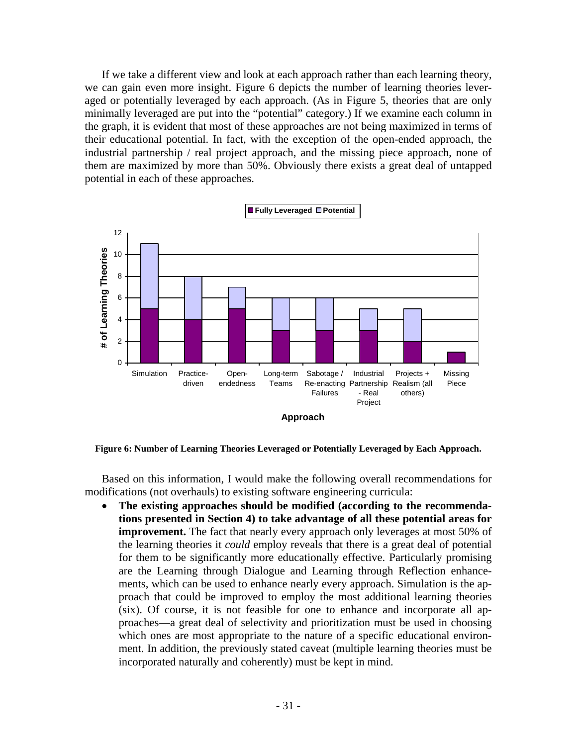If we take a different view and look at each approach rather than each learning theory, we can gain even more insight. Figure 6 depicts the number of learning theories leveraged or potentially leveraged by each approach. (As in Figure 5, theories that are only minimally leveraged are put into the "potential" category.) If we examine each column in the graph, it is evident that most of these approaches are not being maximized in terms of their educational potential. In fact, with the exception of the open-ended approach, the industrial partnership / real project approach, and the missing piece approach, none of them are maximized by more than 50%. Obviously there exists a great deal of untapped potential in each of these approaches.

**Figure 6: Number of Learning Theories Leveraged or Potentially Leveraged by Each Approach.**

Based on this information, I would make the following overall recommendations for modifications (not overhauls) to existing software engineering curricula:

- **The existing approaches should be modified (according to the recommendations presented in Section 4) to take advantage of all these potential areas for improvement.** The fact that nearly every approach only leverages at most 50% of the learning theories it *could* employ reveals that there is a great deal of potential for them to be significantly more educationally effective. Particularly promising are the Learning through Dialogue and Learning through Reflection enhancements, which can be used to enhance nearly every approach. Simulation is the approach that could be improved to employ the most additional learning theories (six). Of course, it is not feasible for one to enhance and incorporate all approaches—a great deal of selectivity and prioritization must be used in choosing which ones are most appropriate to the nature of a specific educational environment. In addition, the previously stated caveat (multiple learning theories must be incorporated naturally and coherently) must be kept in mind.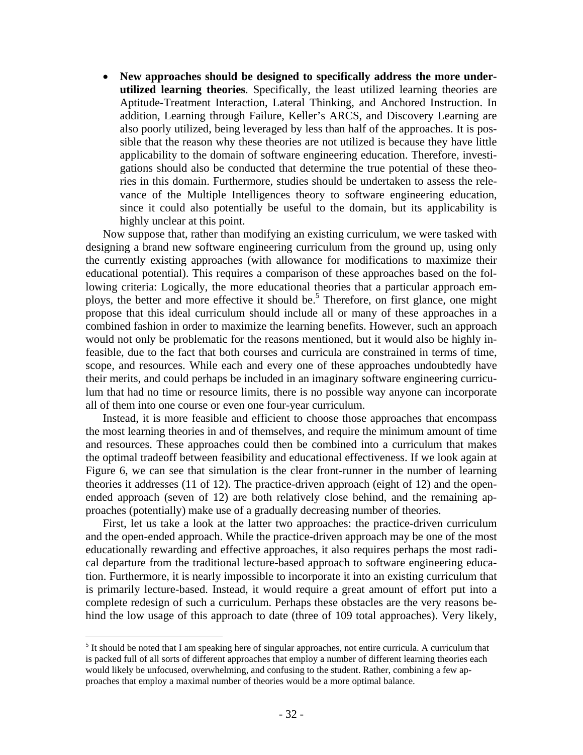- **New approaches should be designed to specifically address the more under-utilized learning theories**. Specifically, the least utilized learning theories are Aptitude-Treatment Interaction, Lateral Thinking, and Anchored Instruction. In addition, Learning through Failure, Keller's ARCS, and Discovery Learning are also poorly utilized, being leveraged by less than half of the approaches. It is possible that the reason why these theories are not utilized is because they have little applicability to the domain of software engineering education. Therefore, investigations should also be conducted that determine the true potential of these theories in this domain. Furthermore, studies should be undertaken to assess the relevance of the Multiple Intelligences theory to software engineering education, since it could also potentially be useful to the domain, but its applicability is highly unclear at this point.

Now suppose that, rather than modifying an existing curriculum, we were tasked with designing a brand new software engineering curriculum from the ground up, using only the currently existing approaches (with allowance for modifications to maximize their educational potential). This requires a comparison of these approaches based on the following criteria: Logically, the more educational theories that a particular approach employs, the better and more effective it should be.[5] Therefore, on first glance, one might propose that this ideal curriculum should include all or many of these approaches in a combined fashion in order to maximize the learning benefits. However, such an approach would not only be problematic for the reasons mentioned, but it would also be highly infeasible, due to the fact that both courses and curricula are constrained in terms of time, scope, and resources. While each and every one of these approaches undoubtedly have their merits, and could perhaps be included in an imaginary software engineering curriculum that had no time or resource limits, there is no possible way anyone can incorporate all of them into one course or even one four-year curriculum.

Instead, it is more feasible and efficient to choose those approaches that encompass the most learning theories in and of themselves, and require the minimum amount of time and resources. These approaches could then be combined into a curriculum that makes the optimal tradeoff between feasibility and educational effectiveness. If we look again at Figure 6, we can see that simulation is the clear front-runner in the number of learning theories it addresses (11 of 12). The practice-driven approach (eight of 12) and the open-ended approach (seven of 12) are both relatively close behind, and the remaining approaches (potentially) make use of a gradually decreasing number of theories.

First, let us take a look at the latter two approaches: the practice-driven curriculum and the open-ended approach. While the practice-driven approach may be one of the most educationally rewarding and effective approaches, it also requires perhaps the most radical departure from the traditional lecture-based approach to software engineering education. Furthermore, it is nearly impossible to incorporate it into an existing curriculum that is primarily lecture-based. Instead, it would require a great amount of effort put into a complete redesign of such a curriculum. Perhaps these obstacles are the very reasons behind the low usage of this approach to date (three of 109 total approaches). Very likely,

[5] It should be noted that I am speaking here of singular approaches, not entire curricula. A curriculum that is packed full of all sorts of different approaches that employ a number of different learning theories each would likely be unfocused, overwhelming, and confusing to the student. Rather, combining a few approaches that employ a maximal number of theories would be a more optimal balance.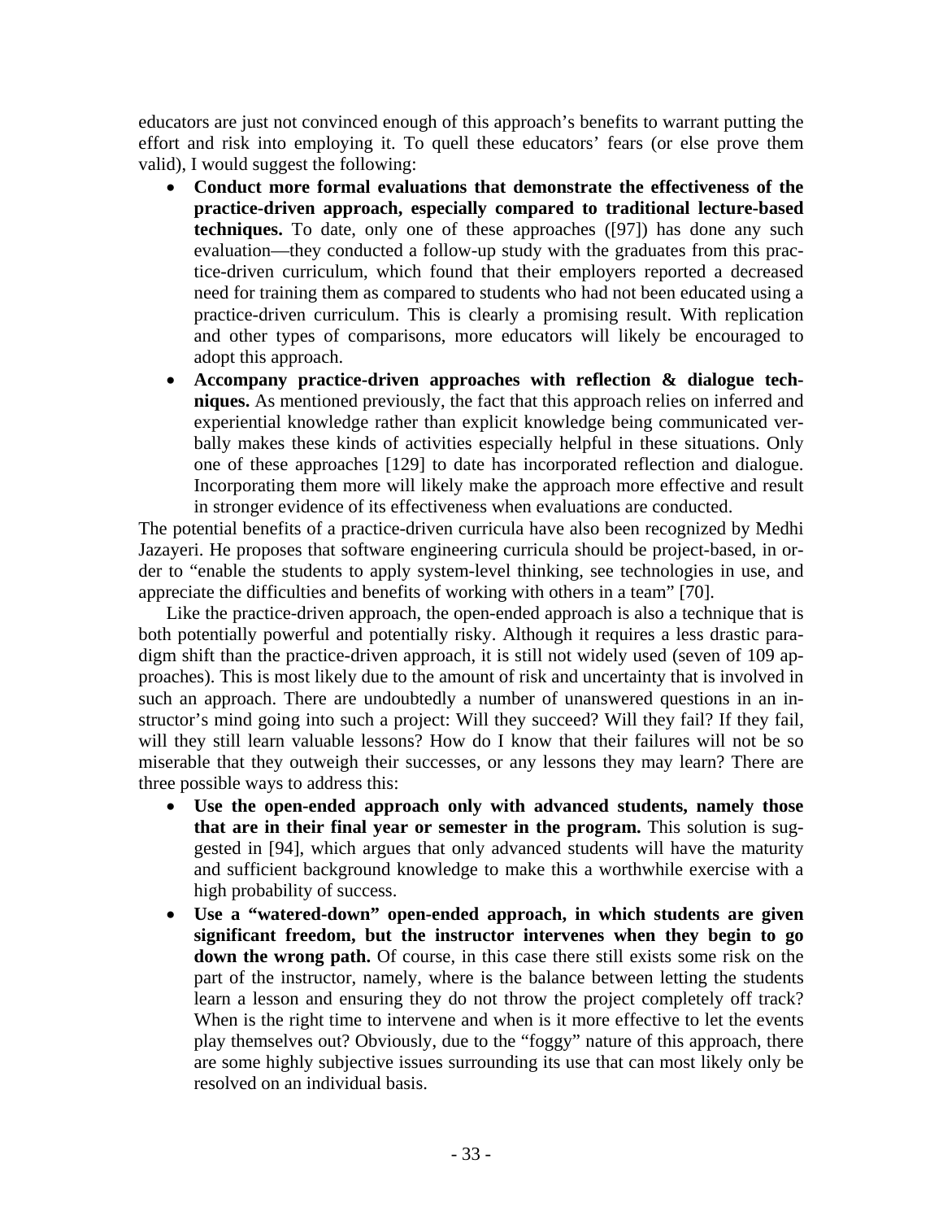educators are just not convinced enough of this approach's benefits to warrant putting the effort and risk into employing it. To quell these educators' fears (or else prove them valid), I would suggest the following:

- **Conduct more formal evaluations that demonstrate the effectiveness of the practice-driven approach, especially compared to traditional lecture-based techniques.** To date, only one of these approaches ([97]) has done any such evaluation—they conducted a follow-up study with the graduates from this practice-driven curriculum, which found that their employers reported a decreased need for training them as compared to students who had not been educated using a practice-driven curriculum. This is clearly a promising result. With replication and other types of comparisons, more educators will likely be encouraged to adopt this approach.
- **Accompany practice-driven approaches with reflection & dialogue techniques.** As mentioned previously, the fact that this approach relies on inferred and experiential knowledge rather than explicit knowledge being communicated verbally makes these kinds of activities especially helpful in these situations. Only one of these approaches [129] to date has incorporated reflection and dialogue. Incorporating them more will likely make the approach more effective and result in stronger evidence of its effectiveness when evaluations are conducted.

The potential benefits of a practice-driven curricula have also been recognized by Medhi Jazayeri. He proposes that software engineering curricula should be project-based, in order to "enable the students to apply system-level thinking, see technologies in use, and appreciate the difficulties and benefits of working with others in a team" [70].

Like the practice-driven approach, the open-ended approach is also a technique that is both potentially powerful and potentially risky. Although it requires a less drastic paradigm shift than the practice-driven approach, it is still not widely used (seven of 109 approaches). This is most likely due to the amount of risk and uncertainty that is involved in such an approach. There are undoubtedly a number of unanswered questions in an instructor's mind going into such a project: Will they succeed? Will they fail? If they fail, will they still learn valuable lessons? How do I know that their failures will not be so miserable that they outweigh their successes, or any lessons they may learn? There are three possible ways to address this:

- **Use the open-ended approach only with advanced students, namely those that are in their final year or semester in the program.** This solution is suggested in [94], which argues that only advanced students will have the maturity and sufficient background knowledge to make this a worthwhile exercise with a high probability of success.
- **Use a "watered-down" open-ended approach, in which students are given significant freedom, but the instructor intervenes when they begin to go down the wrong path.** Of course, in this case there still exists some risk on the part of the instructor, namely, where is the balance between letting the students learn a lesson and ensuring they do not throw the project completely off track? When is the right time to intervene and when is it more effective to let the events play themselves out? Obviously, due to the "foggy" nature of this approach, there are some highly subjective issues surrounding its use that can most likely only be resolved on an individual basis.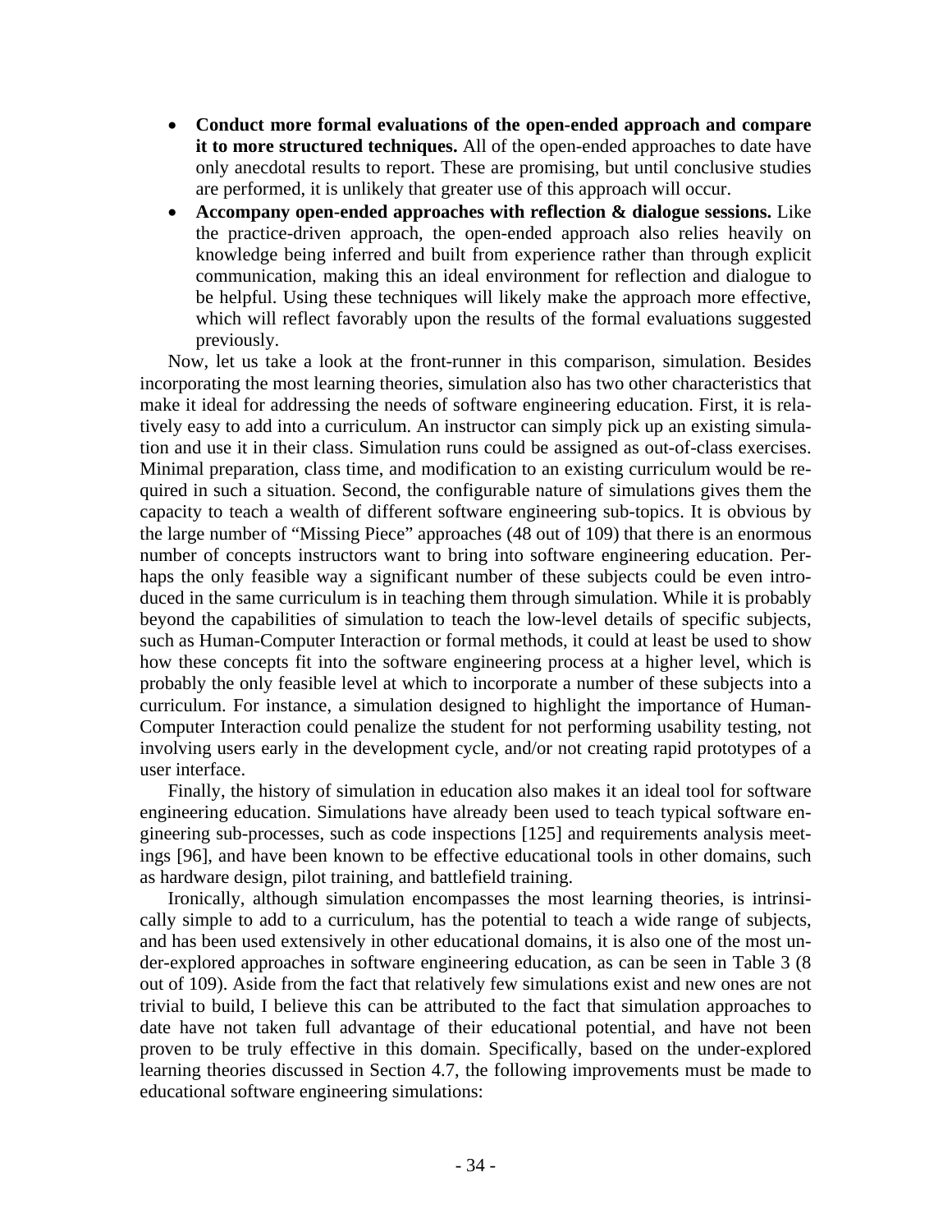- **Conduct more formal evaluations of the open-ended approach and compare it to more structured techniques.** All of the open-ended approaches to date have only anecdotal results to report. These are promising, but until conclusive studies are performed, it is unlikely that greater use of this approach will occur.
- **Accompany open-ended approaches with reflection & dialogue sessions.** Like the practice-driven approach, the open-ended approach also relies heavily on knowledge being inferred and built from experience rather than through explicit communication, making this an ideal environment for reflection and dialogue to be helpful. Using these techniques will likely make the approach more effective, which will reflect favorably upon the results of the formal evaluations suggested previously.

Now, let us take a look at the front-runner in this comparison, simulation. Besides incorporating the most learning theories, simulation also has two other characteristics that make it ideal for addressing the needs of software engineering education. First, it is relatively easy to add into a curriculum. An instructor can simply pick up an existing simulation and use it in their class. Simulation runs could be assigned as out-of-class exercises. Minimal preparation, class time, and modification to an existing curriculum would be required in such a situation. Second, the configurable nature of simulations gives them the capacity to teach a wealth of different software engineering sub-topics. It is obvious by the large number of "Missing Piece" approaches (48 out of 109) that there is an enormous number of concepts instructors want to bring into software engineering education. Perhaps the only feasible way a significant number of these subjects could be even introduced in the same curriculum is in teaching them through simulation. While it is probably beyond the capabilities of simulation to teach the low-level details of specific subjects, such as Human-Computer Interaction or formal methods, it could at least be used to show how these concepts fit into the software engineering process at a higher level, which is probably the only feasible level at which to incorporate a number of these subjects into a curriculum. For instance, a simulation designed to highlight the importance of Human-Computer Interaction could penalize the student for not performing usability testing, not involving users early in the development cycle, and/or not creating rapid prototypes of a user interface.

Finally, the history of simulation in education also makes it an ideal tool for software engineering education. Simulations have already been used to teach typical software engineering sub-processes, such as code inspections [125] and requirements analysis meetings [96], and have been known to be effective educational tools in other domains, such as hardware design, pilot training, and battlefield training.

Ironically, although simulation encompasses the most learning theories, is intrinsically simple to add to a curriculum, has the potential to teach a wide range of subjects, and has been used extensively in other educational domains, it is also one of the most under-explored approaches in software engineering education, as can be seen in Table 3 (8 out of 109). Aside from the fact that relatively few simulations exist and new ones are not trivial to build, I believe this can be attributed to the fact that simulation approaches to date have not taken full advantage of their educational potential, and have not been proven to be truly effective in this domain. Specifically, based on the under-explored learning theories discussed in Section 4.7, the following improvements must be made to educational software engineering simulations: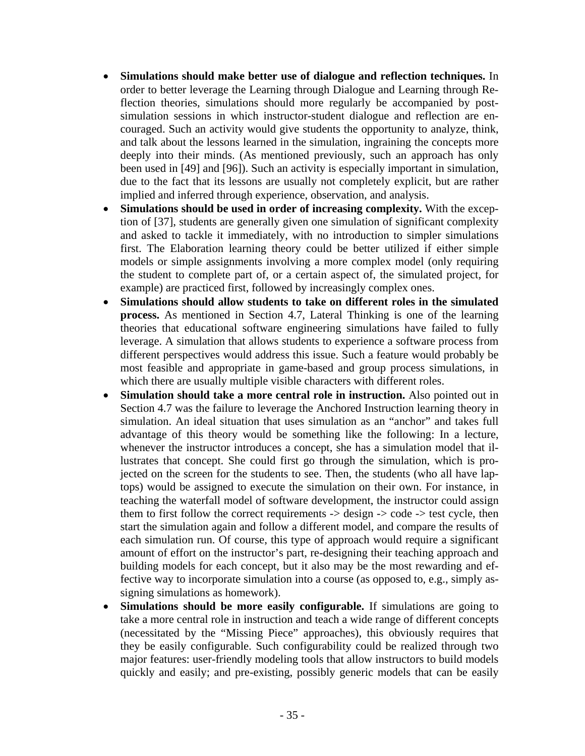- **Simulations should make better use of dialogue and reflection techniques.** In order to better leverage the Learning through Dialogue and Learning through Reflection theories, simulations should more regularly be accompanied by post-simulation sessions in which instructor-student dialogue and reflection are encouraged. Such an activity would give students the opportunity to analyze, think, and talk about the lessons learned in the simulation, ingraining the concepts more deeply into their minds. (As mentioned previously, such an approach has only been used in [49] and [96]). Such an activity is especially important in simulation, due to the fact that its lessons are usually not completely explicit, but are rather implied and inferred through experience, observation, and analysis.
- **Simulations should be used in order of increasing complexity.** With the exception of [37], students are generally given one simulation of significant complexity and asked to tackle it immediately, with no introduction to simpler simulations first. The Elaboration learning theory could be better utilized if either simple models or simple assignments involving a more complex model (only requiring the student to complete part of, or a certain aspect of, the simulated project, for example) are practiced first, followed by increasingly complex ones.
- **Simulations should allow students to take on different roles in the simulated process.** As mentioned in Section 4.7, Lateral Thinking is one of the learning theories that educational software engineering simulations have failed to fully leverage. A simulation that allows students to experience a software process from different perspectives would address this issue. Such a feature would probably be most feasible and appropriate in game-based and group process simulations, in which there are usually multiple visible characters with different roles.
- **Simulation should take a more central role in instruction.** Also pointed out in Section 4.7 was the failure to leverage the Anchored Instruction learning theory in simulation. An ideal situation that uses simulation as an "anchor" and takes full advantage of this theory would be something like the following: In a lecture, whenever the instructor introduces a concept, she has a simulation model that illustrates that concept. She could first go through the simulation, which is projected on the screen for the students to see. Then, the students (who all have laptops) would be assigned to execute the simulation on their own. For instance, in teaching the waterfall model of software development, the instructor could assign them to first follow the correct requirements -> design -> code -> test cycle, then start the simulation again and follow a different model, and compare the results of each simulation run. Of course, this type of approach would require a significant amount of effort on the instructor's part, re-designing their teaching approach and building models for each concept, but it also may be the most rewarding and effective way to incorporate simulation into a course (as opposed to, e.g., simply assigning simulations as homework).
- **Simulations should be more easily configurable.** If simulations are going to take a more central role in instruction and teach a wide range of different concepts (necessitated by the "Missing Piece" approaches), this obviously requires that they be easily configurable. Such configurability could be realized through two major features: user-friendly modeling tools that allow instructors to build models quickly and easily; and pre-existing, possibly generic models that can be easily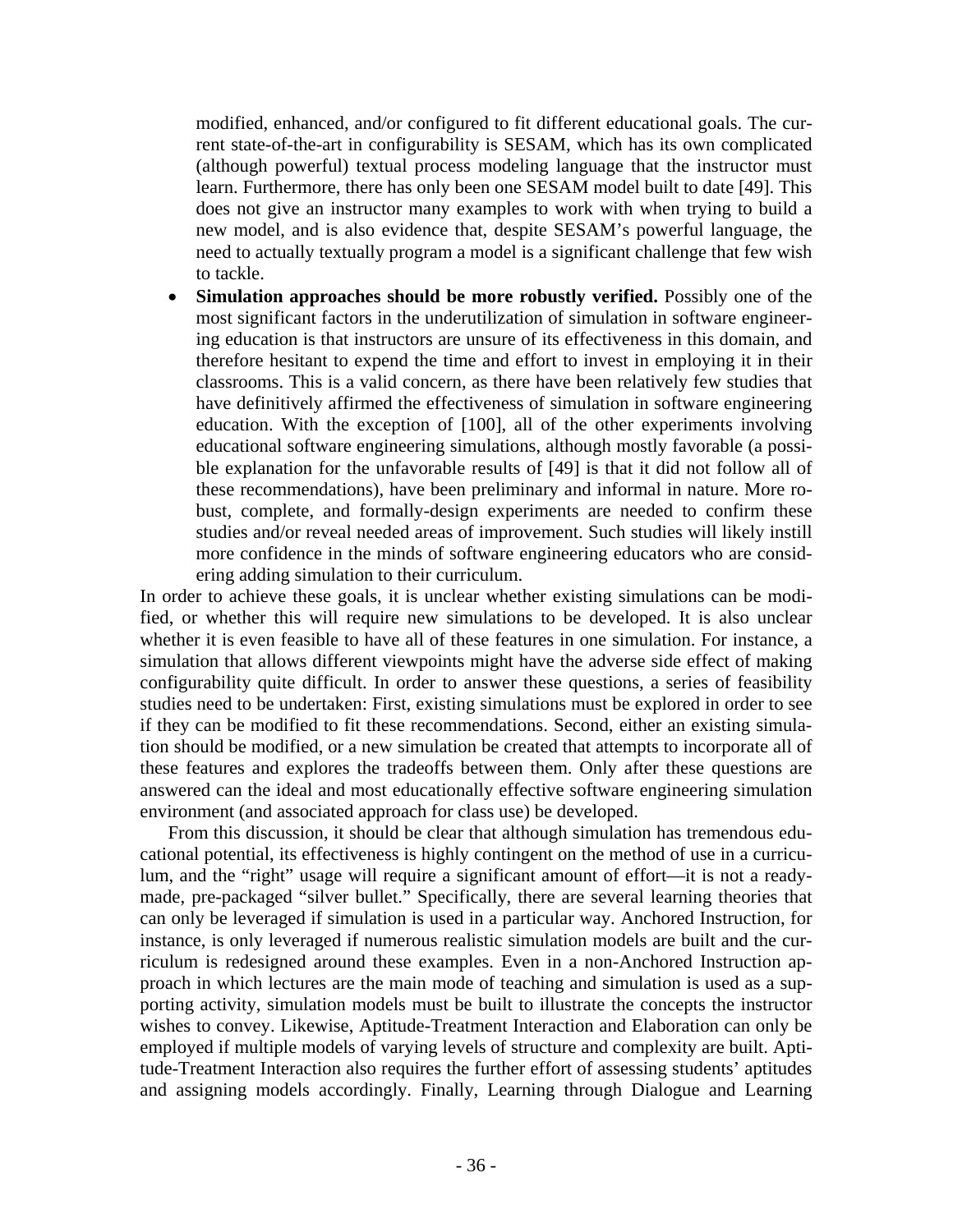modified, enhanced, and/or configured to fit different educational goals. The current state-of-the-art in configurability is SESAM, which has its own complicated (although powerful) textual process modeling language that the instructor must learn. Furthermore, there has only been one SESAM model built to date [49]. This does not give an instructor many examples to work with when trying to build a new model, and is also evidence that, despite SESAM's powerful language, the need to actually textually program a model is a significant challenge that few wish to tackle.

- **Simulation approaches should be more robustly verified.** Possibly one of the most significant factors in the underutilization of simulation in software engineering education is that instructors are unsure of its effectiveness in this domain, and therefore hesitant to expend the time and effort to invest in employing it in their classrooms. This is a valid concern, as there have been relatively few studies that have definitively affirmed the effectiveness of simulation in software engineering education. With the exception of [100], all of the other experiments involving educational software engineering simulations, although mostly favorable (a possible explanation for the unfavorable results of [49] is that it did not follow all of these recommendations), have been preliminary and informal in nature. More robust, complete, and formally-design experiments are needed to confirm these studies and/or reveal needed areas of improvement. Such studies will likely instill more confidence in the minds of software engineering educators who are considering adding simulation to their curriculum.

In order to achieve these goals, it is unclear whether existing simulations can be modified, or whether this will require new simulations to be developed. It is also unclear whether it is even feasible to have all of these features in one simulation. For instance, a simulation that allows different viewpoints might have the adverse side effect of making configurability quite difficult. In order to answer these questions, a series of feasibility studies need to be undertaken: First, existing simulations must be explored in order to see if they can be modified to fit these recommendations. Second, either an existing simulation should be modified, or a new simulation be created that attempts to incorporate all of these features and explores the tradeoffs between them. Only after these questions are answered can the ideal and most educationally effective software engineering simulation environment (and associated approach for class use) be developed.

From this discussion, it should be clear that although simulation has tremendous educational potential, its effectiveness is highly contingent on the method of use in a curriculum, and the "right" usage will require a significant amount of effort—it is not a ready-made, pre-packaged "silver bullet." Specifically, there are several learning theories that can only be leveraged if simulation is used in a particular way. Anchored Instruction, for instance, is only leveraged if numerous realistic simulation models are built and the curriculum is redesigned around these examples. Even in a non-Anchored Instruction approach in which lectures are the main mode of teaching and simulation is used as a supporting activity, simulation models must be built to illustrate the concepts the instructor wishes to convey. Likewise, Aptitude-Treatment Interaction and Elaboration can only be employed if multiple models of varying levels of structure and complexity are built. Aptitude-Treatment Interaction also requires the further effort of assessing students' aptitudes and assigning models accordingly. Finally, Learning through Dialogue and Learning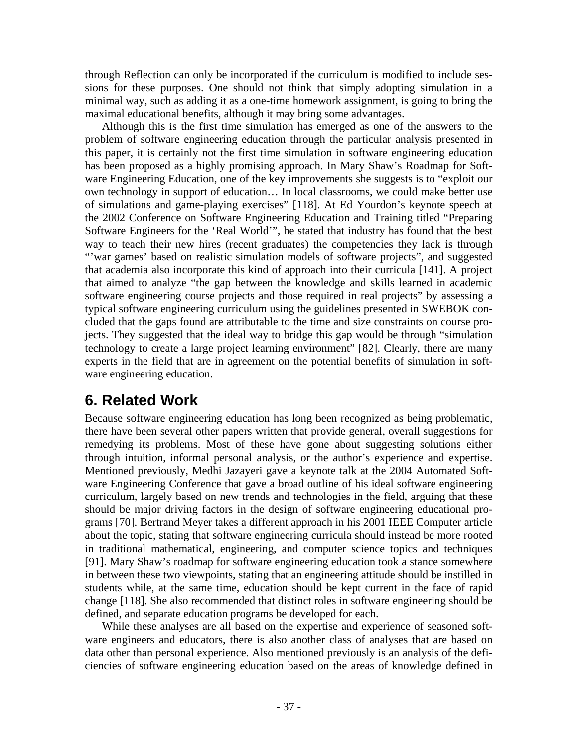through Reflection can only be incorporated if the curriculum is modified to include sessions for these purposes. One should not think that simply adopting simulation in a minimal way, such as adding it as a one-time homework assignment, is going to bring the maximal educational benefits, although it may bring some advantages.

Although this is the first time simulation has emerged as one of the answers to the problem of software engineering education through the particular analysis presented in this paper, it is certainly not the first time simulation in software engineering education has been proposed as a highly promising approach. In Mary Shaw's Roadmap for Software Engineering Education, one of the key improvements she suggests is to "exploit our own technology in support of education… In local classrooms, we could make better use of simulations and game-playing exercises" [118]. At Ed Yourdon's keynote speech at the 2002 Conference on Software Engineering Education and Training titled "Preparing Software Engineers for the 'Real World'", he stated that industry has found that the best way to teach their new hires (recent graduates) the competencies they lack is through "'war games' based on realistic simulation models of software projects", and suggested that academia also incorporate this kind of approach into their curricula [141]. A project that aimed to analyze "the gap between the knowledge and skills learned in academic software engineering course projects and those required in real projects" by assessing a typical software engineering curriculum using the guidelines presented in SWEBOK concluded that the gaps found are attributable to the time and size constraints on course projects. They suggested that the ideal way to bridge this gap would be through "simulation technology to create a large project learning environment" [82]. Clearly, there are many experts in the field that are in agreement on the potential benefits of simulation in software engineering education.

# 6. Related Work

Because software engineering education has long been recognized as being problematic, there have been several other papers written that provide general, overall suggestions for remedying its problems. Most of these have gone about suggesting solutions either through intuition, informal personal analysis, or the author's experience and expertise. Mentioned previously, Medhi Jazayeri gave a keynote talk at the 2004 Automated Software Engineering Conference that gave a broad outline of his ideal software engineering curriculum, largely based on new trends and technologies in the field, arguing that these should be major driving factors in the design of software engineering educational programs [70]. Bertrand Meyer takes a different approach in his 2001 IEEE Computer article about the topic, stating that software engineering curricula should instead be more rooted in traditional mathematical, engineering, and computer science topics and techniques [91]. Mary Shaw's roadmap for software engineering education took a stance somewhere in between these two viewpoints, stating that an engineering attitude should be instilled in students while, at the same time, education should be kept current in the face of rapid change [118]. She also recommended that distinct roles in software engineering should be defined, and separate education programs be developed for each.

While these analyses are all based on the expertise and experience of seasoned software engineers and educators, there is also another class of analyses that are based on data other than personal experience. Also mentioned previously is an analysis of the deficiencies of software engineering education based on the areas of knowledge defined in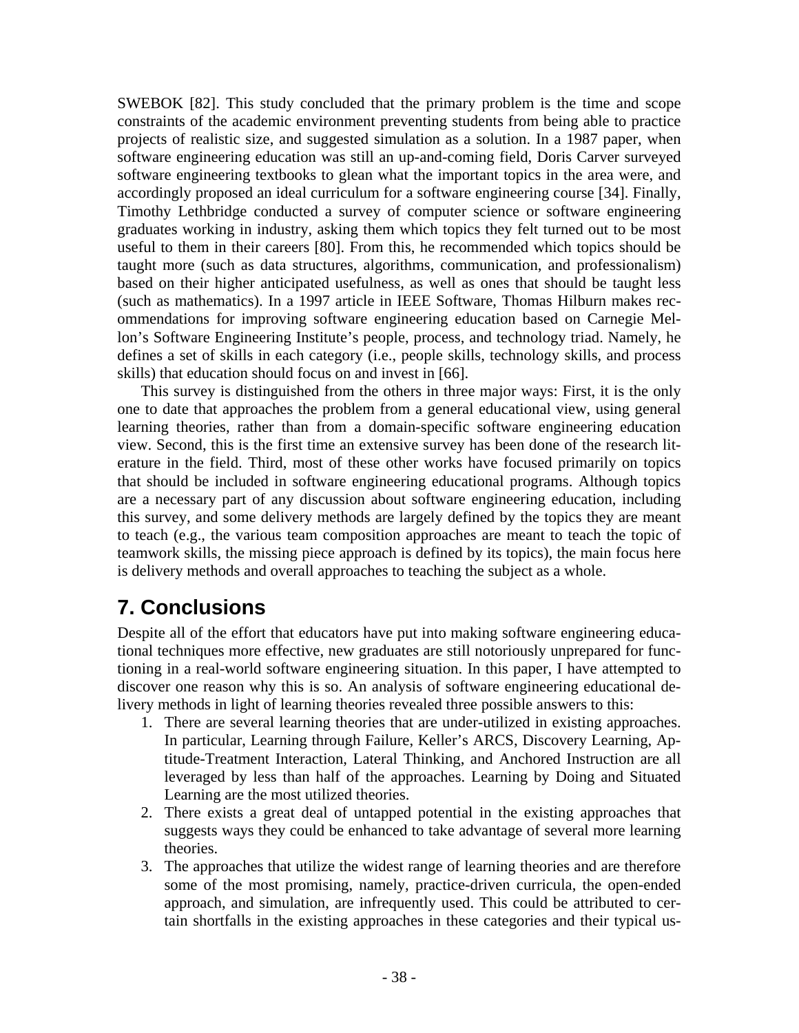SWEBOK [82]. This study concluded that the primary problem is the time and scope constraints of the academic environment preventing students from being able to practice projects of realistic size, and suggested simulation as a solution. In a 1987 paper, when software engineering education was still an up-and-coming field, Doris Carver surveyed software engineering textbooks to glean what the important topics in the area were, and accordingly proposed an ideal curriculum for a software engineering course [34]. Finally, Timothy Lethbridge conducted a survey of computer science or software engineering graduates working in industry, asking them which topics they felt turned out to be most useful to them in their careers [80]. From this, he recommended which topics should be taught more (such as data structures, algorithms, communication, and professionalism) based on their higher anticipated usefulness, as well as ones that should be taught less (such as mathematics). In a 1997 article in IEEE Software, Thomas Hilburn makes recommendations for improving software engineering education based on Carnegie Mellon's Software Engineering Institute's people, process, and technology triad. Namely, he defines a set of skills in each category (i.e., people skills, technology skills, and process skills) that education should focus on and invest in [66].

This survey is distinguished from the others in three major ways: First, it is the only one to date that approaches the problem from a general educational view, using general learning theories, rather than from a domain-specific software engineering education view. Second, this is the first time an extensive survey has been done of the research literature in the field. Third, most of these other works have focused primarily on topics that should be included in software engineering educational programs. Although topics are a necessary part of any discussion about software engineering education, including this survey, and some delivery methods are largely defined by the topics they are meant to teach (e.g., the various team composition approaches are meant to teach the topic of teamwork skills, the missing piece approach is defined by its topics), the main focus here is delivery methods and overall approaches to teaching the subject as a whole.

# 7. Conclusions

Despite all of the effort that educators have put into making software engineering educational techniques more effective, new graduates are still notoriously unprepared for functioning in a real-world software engineering situation. In this paper, I have attempted to discover one reason why this is so. An analysis of software engineering educational delivery methods in light of learning theories revealed three possible answers to this:

1. There are several learning theories that are under-utilized in existing approaches. In particular, Learning through Failure, Keller's ARCS, Discovery Learning, Aptitude-Treatment Interaction, Lateral Thinking, and Anchored Instruction are all leveraged by less than half of the approaches. Learning by Doing and Situated Learning are the most utilized theories.
2. There exists a great deal of untapped potential in the existing approaches that suggests ways they could be enhanced to take advantage of several more learning theories.
3. The approaches that utilize the widest range of learning theories and are therefore some of the most promising, namely, practice-driven curricula, the open-ended approach, and simulation, are infrequently used. This could be attributed to certain shortfalls in the existing approaches in these categories and their typical us-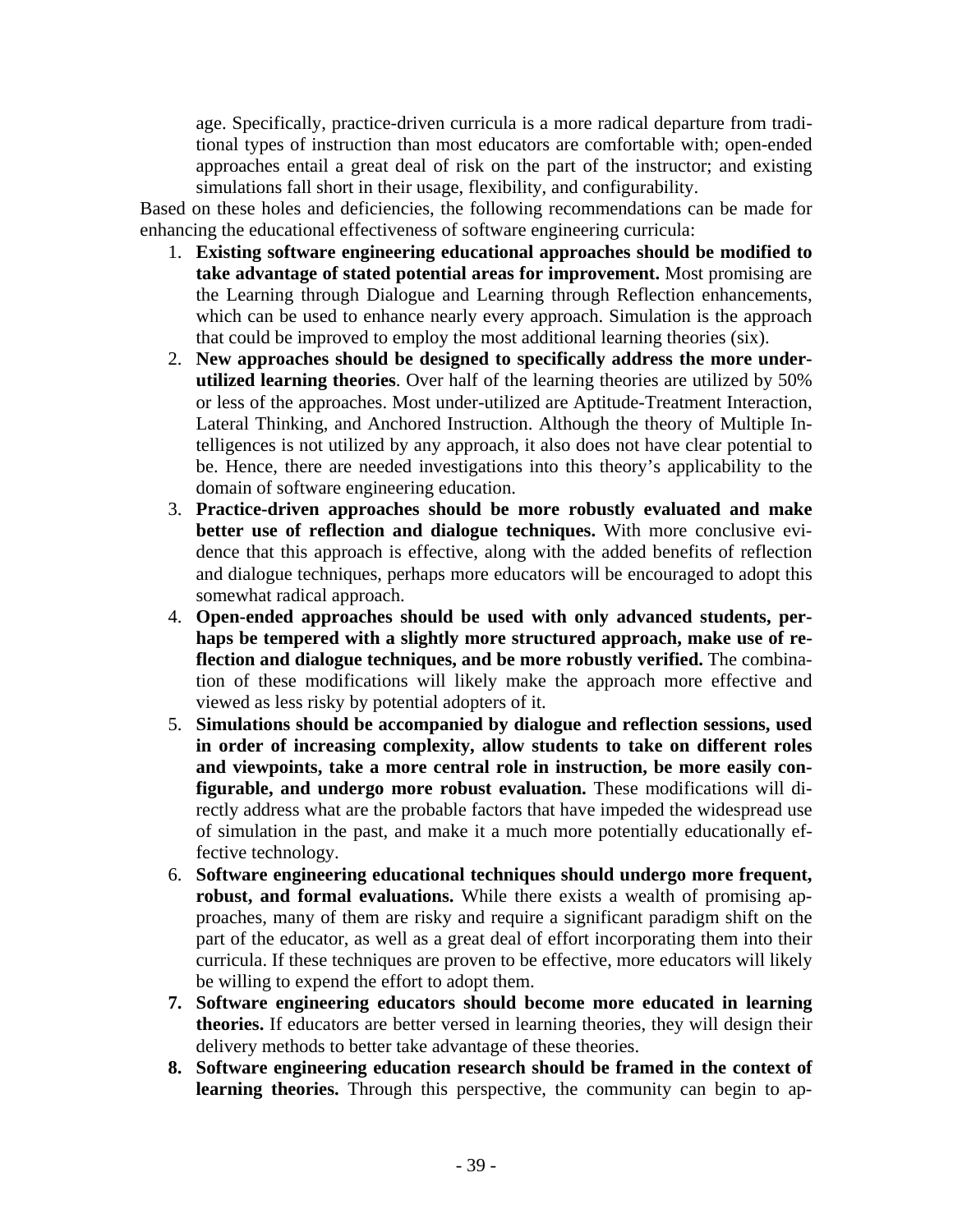age. Specifically, practice-driven curricula is a more radical departure from traditional types of instruction than most educators are comfortable with; open-ended approaches entail a great deal of risk on the part of the instructor; and existing simulations fall short in their usage, flexibility, and configurability.

Based on these holes and deficiencies, the following recommendations can be made for enhancing the educational effectiveness of software engineering curricula:

1. **Existing software engineering educational approaches should be modified to take advantage of stated potential areas for improvement.** Most promising are the Learning through Dialogue and Learning through Reflection enhancements, which can be used to enhance nearly every approach. Simulation is the approach that could be improved to employ the most additional learning theories (six).
2. **New approaches should be designed to specifically address the more under-utilized learning theories**. Over half of the learning theories are utilized by 50% or less of the approaches. Most under-utilized are Aptitude-Treatment Interaction, Lateral Thinking, and Anchored Instruction. Although the theory of Multiple Intelligences is not utilized by any approach, it also does not have clear potential to be. Hence, there are needed investigations into this theory's applicability to the domain of software engineering education.
3. **Practice-driven approaches should be more robustly evaluated and make better use of reflection and dialogue techniques.** With more conclusive evidence that this approach is effective, along with the added benefits of reflection and dialogue techniques, perhaps more educators will be encouraged to adopt this somewhat radical approach.
4. **Open-ended approaches should be used with only advanced students, perhaps be tempered with a slightly more structured approach, make use of reflection and dialogue techniques, and be more robustly verified.** The combination of these modifications will likely make the approach more effective and viewed as less risky by potential adopters of it.
5. **Simulations should be accompanied by dialogue and reflection sessions, used in order of increasing complexity, allow students to take on different roles and viewpoints, take a more central role in instruction, be more easily configurable, and undergo more robust evaluation.** These modifications will directly address what are the probable factors that have impeded the widespread use of simulation in the past, and make it a much more potentially educationally effective technology.
6. **Software engineering educational techniques should undergo more frequent, robust, and formal evaluations.** While there exists a wealth of promising approaches, many of them are risky and require a significant paradigm shift on the part of the educator, as well as a great deal of effort incorporating them into their curricula. If these techniques are proven to be effective, more educators will likely be willing to expend the effort to adopt them.
7. **Software engineering educators should become more educated in learning theories.** If educators are better versed in learning theories, they will design their delivery methods to better take advantage of these theories.
8. **Software engineering education research should be framed in the context of learning theories.** Through this perspective, the community can begin to ap-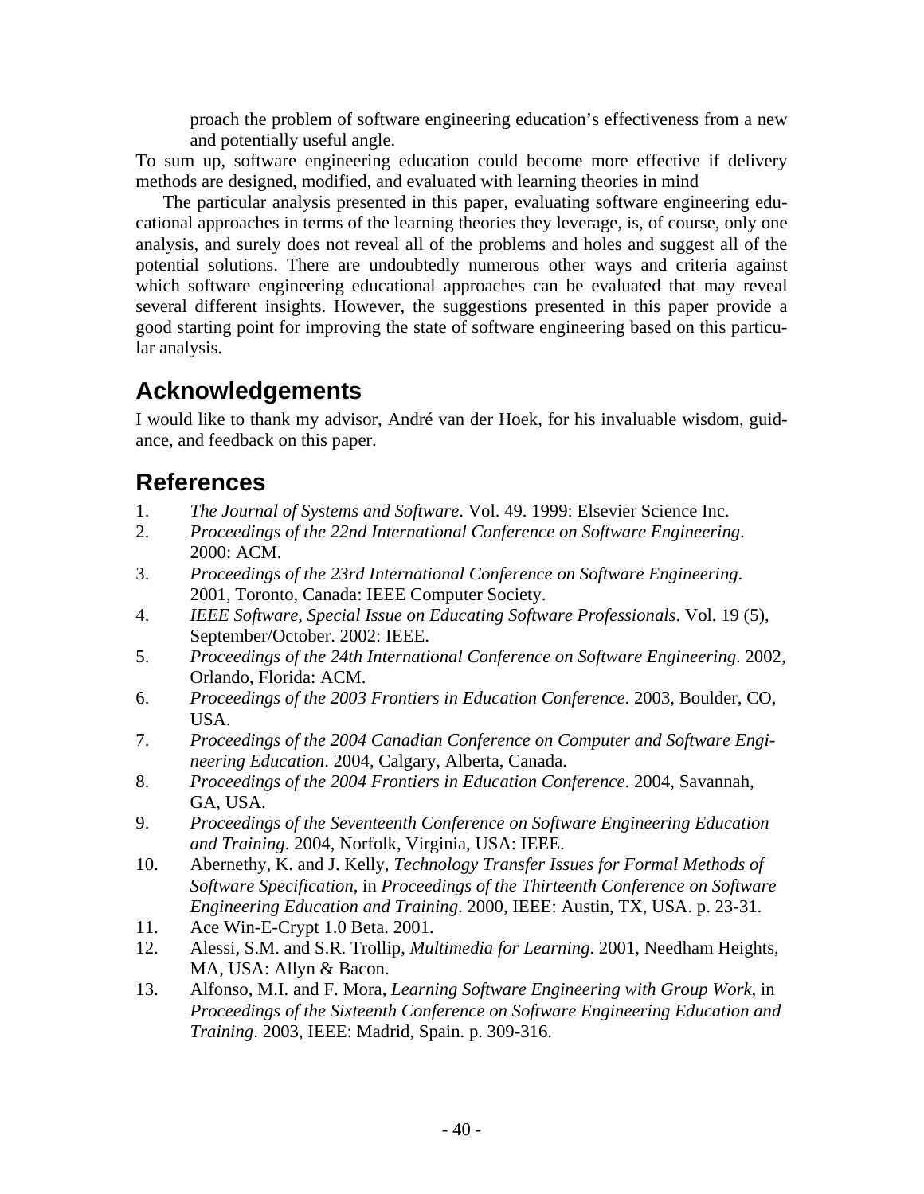proach the problem of software engineering education's effectiveness from a new and potentially useful angle.

To sum up, software engineering education could become more effective if delivery methods are designed, modified, and evaluated with learning theories in mind

The particular analysis presented in this paper, evaluating software engineering educational approaches in terms of the learning theories they leverage, is, of course, only one analysis, and surely does not reveal all of the problems and holes and suggest all of the potential solutions. There are undoubtedly numerous other ways and criteria against which software engineering educational approaches can be evaluated that may reveal several different insights. However, the suggestions presented in this paper provide a good starting point for improving the state of software engineering based on this particular analysis.

## Acknowledgements

I would like to thank my advisor, André van der Hoek, for his invaluable wisdom, guidance, and feedback on this paper.

## References

1. *The Journal of Systems and Software*. Vol. 49. 1999: Elsevier Science Inc.
2. *Proceedings of the 22nd International Conference on Software Engineering*. 2000: ACM.
3. *Proceedings of the 23rd International Conference on Software Engineering*. 2001, Toronto, Canada: IEEE Computer Society.
4. *IEEE Software, Special Issue on Educating Software Professionals*. Vol. 19 (5), September/October. 2002: IEEE.
5. *Proceedings of the 24th International Conference on Software Engineering*. 2002, Orlando, Florida: ACM.
6. *Proceedings of the 2003 Frontiers in Education Conference*. 2003, Boulder, CO, USA.
7. *Proceedings of the 2004 Canadian Conference on Computer and Software Engineering Education*. 2004, Calgary, Alberta, Canada.
8. *Proceedings of the 2004 Frontiers in Education Conference*. 2004, Savannah, GA, USA.
9. *Proceedings of the Seventeenth Conference on Software Engineering Education and Training*. 2004, Norfolk, Virginia, USA: IEEE.
10. Abernethy, K. and J. Kelly, *Technology Transfer Issues for Formal Methods of Software Specification*, in *Proceedings of the Thirteenth Conference on Software Engineering Education and Training*. 2000, IEEE: Austin, TX, USA. p. 23-31.
11. Ace Win-E-Crypt 1.0 Beta. 2001.
12. Alessi, S.M. and S.R. Trollip, *Multimedia for Learning*. 2001, Needham Heights, MA, USA: Allyn & Bacon.
13. Alfonso, M.I. and F. Mora, *Learning Software Engineering with Group Work*, in *Proceedings of the Sixteenth Conference on Software Engineering Education and Training*. 2003, IEEE: Madrid, Spain. p. 309-316.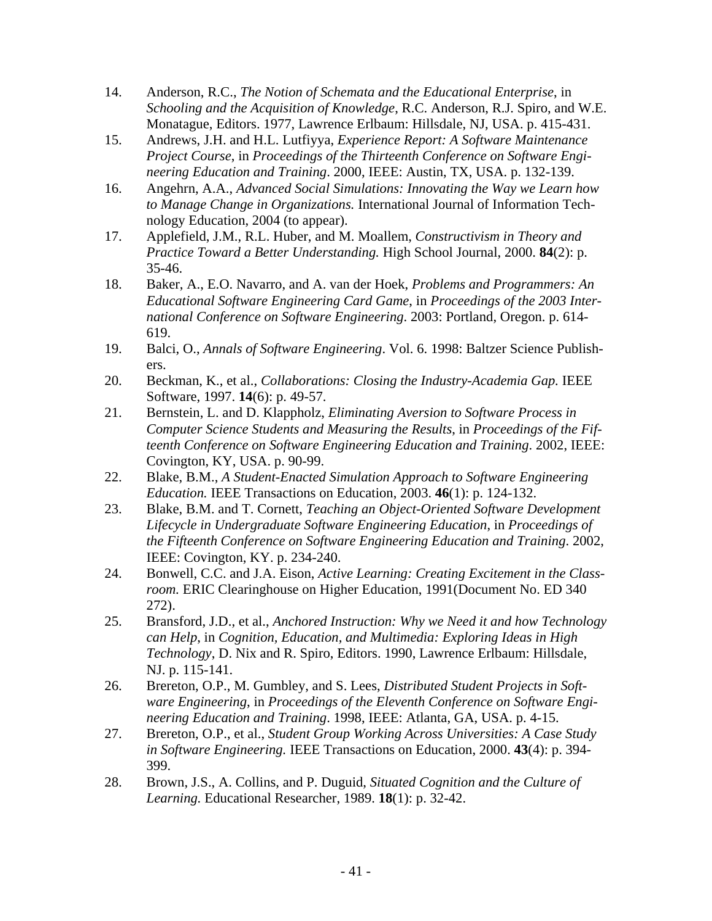14. Anderson, R.C., *The Notion of Schemata and the Educational Enterprise*, in *Schooling and the Acquisition of Knowledge*, R.C. Anderson, R.J. Spiro, and W.E. Monatague, Editors. 1977, Lawrence Erlbaum: Hillsdale, NJ, USA. p. 415-431.
15. Andrews, J.H. and H.L. Lutfiyya, *Experience Report: A Software Maintenance Project Course*, in *Proceedings of the Thirteenth Conference on Software Engineering Education and Training*. 2000, IEEE: Austin, TX, USA. p. 132-139.
16. Angehrn, A.A., *Advanced Social Simulations: Innovating the Way we Learn how to Manage Change in Organizations.* International Journal of Information Technology Education, 2004 (to appear).
17. Applefield, J.M., R.L. Huber, and M. Moallem, *Constructivism in Theory and Practice Toward a Better Understanding.* High School Journal, 2000. **84**(2): p. 35-46.
18. Baker, A., E.O. Navarro, and A. van der Hoek, *Problems and Programmers: An Educational Software Engineering Card Game*, in *Proceedings of the 2003 International Conference on Software Engineering*. 2003: Portland, Oregon. p. 614-619.
19. Balci, O., *Annals of Software Engineering*. Vol. 6. 1998: Baltzer Science Publishers.
20. Beckman, K., et al., *Collaborations: Closing the Industry-Academia Gap.* IEEE Software, 1997. **14**(6): p. 49-57.
21. Bernstein, L. and D. Klappholz, *Eliminating Aversion to Software Process in Computer Science Students and Measuring the Results*, in *Proceedings of the Fifteenth Conference on Software Engineering Education and Training*. 2002, IEEE: Covington, KY, USA. p. 90-99.
22. Blake, B.M., *A Student-Enacted Simulation Approach to Software Engineering Education.* IEEE Transactions on Education, 2003. **46**(1): p. 124-132.
23. Blake, B.M. and T. Cornett, *Teaching an Object-Oriented Software Development Lifecycle in Undergraduate Software Engineering Education*, in *Proceedings of the Fifteenth Conference on Software Engineering Education and Training*. 2002, IEEE: Covington, KY. p. 234-240.
24. Bonwell, C.C. and J.A. Eison, *Active Learning: Creating Excitement in the Classroom.* ERIC Clearinghouse on Higher Education, 1991(Document No. ED 340 272).
25. Bransford, J.D., et al., *Anchored Instruction: Why we Need it and how Technology can Help*, in *Cognition, Education, and Multimedia: Exploring Ideas in High Technology*, D. Nix and R. Spiro, Editors. 1990, Lawrence Erlbaum: Hillsdale, NJ. p. 115-141.
26. Brereton, O.P., M. Gumbley, and S. Lees, *Distributed Student Projects in Software Engineering*, in *Proceedings of the Eleventh Conference on Software Engineering Education and Training*. 1998, IEEE: Atlanta, GA, USA. p. 4-15.
27. Brereton, O.P., et al., *Student Group Working Across Universities: A Case Study in Software Engineering.* IEEE Transactions on Education, 2000. **43**(4): p. 394-399.
28. Brown, J.S., A. Collins, and P. Duguid, *Situated Cognition and the Culture of Learning.* Educational Researcher, 1989. **18**(1): p. 32-42.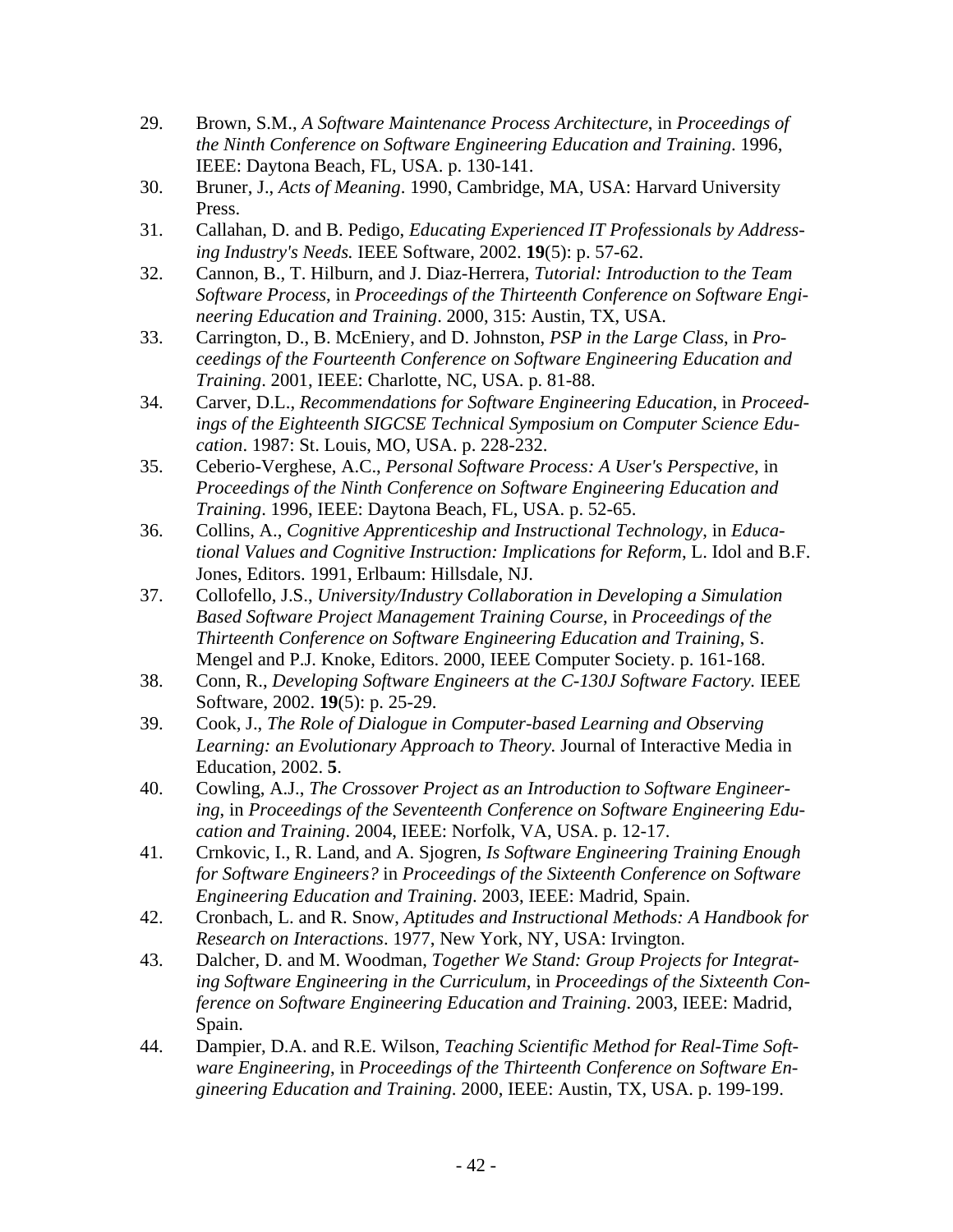29. Brown, S.M., *A Software Maintenance Process Architecture*, in *Proceedings of the Ninth Conference on Software Engineering Education and Training*. 1996, IEEE: Daytona Beach, FL, USA. p. 130-141.
30. Bruner, J., *Acts of Meaning*. 1990, Cambridge, MA, USA: Harvard University Press.
31. Callahan, D. and B. Pedigo, *Educating Experienced IT Professionals by Addressing Industry's Needs.* IEEE Software, 2002. **19**(5): p. 57-62.
32. Cannon, B., T. Hilburn, and J. Diaz-Herrera, *Tutorial: Introduction to the Team Software Process*, in *Proceedings of the Thirteenth Conference on Software Engineering Education and Training*. 2000, 315: Austin, TX, USA.
33. Carrington, D., B. McEniery, and D. Johnston, *PSP in the Large Class*, in *Proceedings of the Fourteenth Conference on Software Engineering Education and Training*. 2001, IEEE: Charlotte, NC, USA. p. 81-88.
34. Carver, D.L., *Recommendations for Software Engineering Education*, in *Proceedings of the Eighteenth SIGCSE Technical Symposium on Computer Science Education*. 1987: St. Louis, MO, USA. p. 228-232.
35. Ceberio-Verghese, A.C., *Personal Software Process: A User's Perspective*, in *Proceedings of the Ninth Conference on Software Engineering Education and Training*. 1996, IEEE: Daytona Beach, FL, USA. p. 52-65.
36. Collins, A., *Cognitive Apprenticeship and Instructional Technology*, in *Educational Values and Cognitive Instruction: Implications for Reform*, L. Idol and B.F. Jones, Editors. 1991, Erlbaum: Hillsdale, NJ.
37. Collofello, J.S., *University/Industry Collaboration in Developing a Simulation Based Software Project Management Training Course*, in *Proceedings of the Thirteenth Conference on Software Engineering Education and Training*, S. Mengel and P.J. Knoke, Editors. 2000, IEEE Computer Society. p. 161-168.
38. Conn, R., *Developing Software Engineers at the C-130J Software Factory.* IEEE Software, 2002. **19**(5): p. 25-29.
39. Cook, J., *The Role of Dialogue in Computer-based Learning and Observing Learning: an Evolutionary Approach to Theory.* Journal of Interactive Media in Education, 2002. **5**.
40. Cowling, A.J., *The Crossover Project as an Introduction to Software Engineering*, in *Proceedings of the Seventeenth Conference on Software Engineering Education and Training*. 2004, IEEE: Norfolk, VA, USA. p. 12-17.
41. Crnkovic, I., R. Land, and A. Sjogren, *Is Software Engineering Training Enough for Software Engineers?* in *Proceedings of the Sixteenth Conference on Software Engineering Education and Training*. 2003, IEEE: Madrid, Spain.
42. Cronbach, L. and R. Snow, *Aptitudes and Instructional Methods: A Handbook for Research on Interactions*. 1977, New York, NY, USA: Irvington.
43. Dalcher, D. and M. Woodman, *Together We Stand: Group Projects for Integrating Software Engineering in the Curriculum*, in *Proceedings of the Sixteenth Conference on Software Engineering Education and Training*. 2003, IEEE: Madrid, Spain.
44. Dampier, D.A. and R.E. Wilson, *Teaching Scientific Method for Real-Time Software Engineering*, in *Proceedings of the Thirteenth Conference on Software Engineering Education and Training*. 2000, IEEE: Austin, TX, USA. p. 199-199.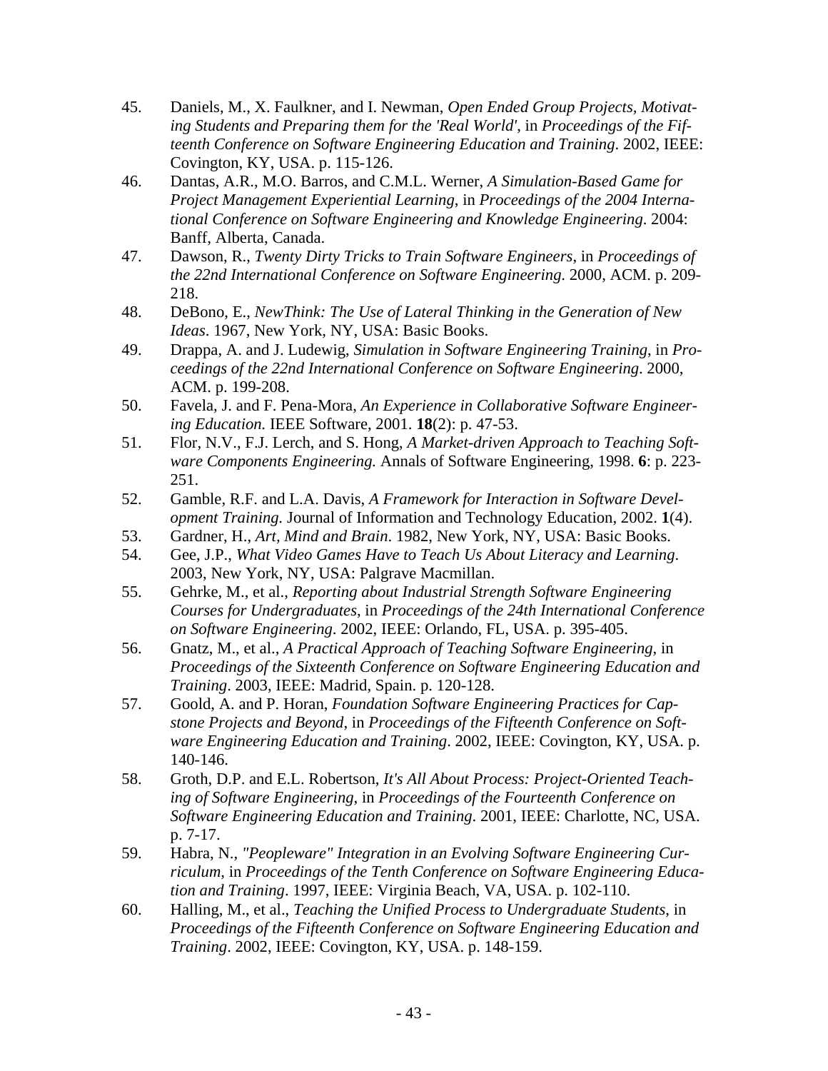45. Daniels, M., X. Faulkner, and I. Newman, *Open Ended Group Projects, Motivating Students and Preparing them for the 'Real World'*, in *Proceedings of the Fifteenth Conference on Software Engineering Education and Training*. 2002, IEEE: Covington, KY, USA. p. 115-126.
46. Dantas, A.R., M.O. Barros, and C.M.L. Werner, *A Simulation-Based Game for Project Management Experiential Learning*, in *Proceedings of the 2004 International Conference on Software Engineering and Knowledge Engineering*. 2004: Banff, Alberta, Canada.
47. Dawson, R., *Twenty Dirty Tricks to Train Software Engineers*, in *Proceedings of the 22nd International Conference on Software Engineering*. 2000, ACM. p. 209-218.
48. DeBono, E., *NewThink: The Use of Lateral Thinking in the Generation of New Ideas*. 1967, New York, NY, USA: Basic Books.
49. Drappa, A. and J. Ludewig, *Simulation in Software Engineering Training*, in *Proceedings of the 22nd International Conference on Software Engineering*. 2000, ACM. p. 199-208.
50. Favela, J. and F. Pena-Mora, *An Experience in Collaborative Software Engineering Education.* IEEE Software, 2001. **18**(2): p. 47-53.
51. Flor, N.V., F.J. Lerch, and S. Hong, *A Market-driven Approach to Teaching Software Components Engineering.* Annals of Software Engineering, 1998. **6**: p. 223-251.
52. Gamble, R.F. and L.A. Davis, *A Framework for Interaction in Software Development Training.* Journal of Information and Technology Education, 2002. **1**(4).
53. Gardner, H., *Art, Mind and Brain*. 1982, New York, NY, USA: Basic Books.
54. Gee, J.P., *What Video Games Have to Teach Us About Literacy and Learning*. 2003, New York, NY, USA: Palgrave Macmillan.
55. Gehrke, M., et al., *Reporting about Industrial Strength Software Engineering Courses for Undergraduates*, in *Proceedings of the 24th International Conference on Software Engineering*. 2002, IEEE: Orlando, FL, USA. p. 395-405.
56. Gnatz, M., et al., *A Practical Approach of Teaching Software Engineering*, in *Proceedings of the Sixteenth Conference on Software Engineering Education and Training*. 2003, IEEE: Madrid, Spain. p. 120-128.
57. Goold, A. and P. Horan, *Foundation Software Engineering Practices for Capstone Projects and Beyond*, in *Proceedings of the Fifteenth Conference on Software Engineering Education and Training*. 2002, IEEE: Covington, KY, USA. p. 140-146.
58. Groth, D.P. and E.L. Robertson, *It's All About Process: Project-Oriented Teaching of Software Engineering*, in *Proceedings of the Fourteenth Conference on Software Engineering Education and Training*. 2001, IEEE: Charlotte, NC, USA. p. 7-17.
59. Habra, N., *"Peopleware" Integration in an Evolving Software Engineering Curriculum*, in *Proceedings of the Tenth Conference on Software Engineering Education and Training*. 1997, IEEE: Virginia Beach, VA, USA. p. 102-110.
60. Halling, M., et al., *Teaching the Unified Process to Undergraduate Students*, in *Proceedings of the Fifteenth Conference on Software Engineering Education and Training*. 2002, IEEE: Covington, KY, USA. p. 148-159.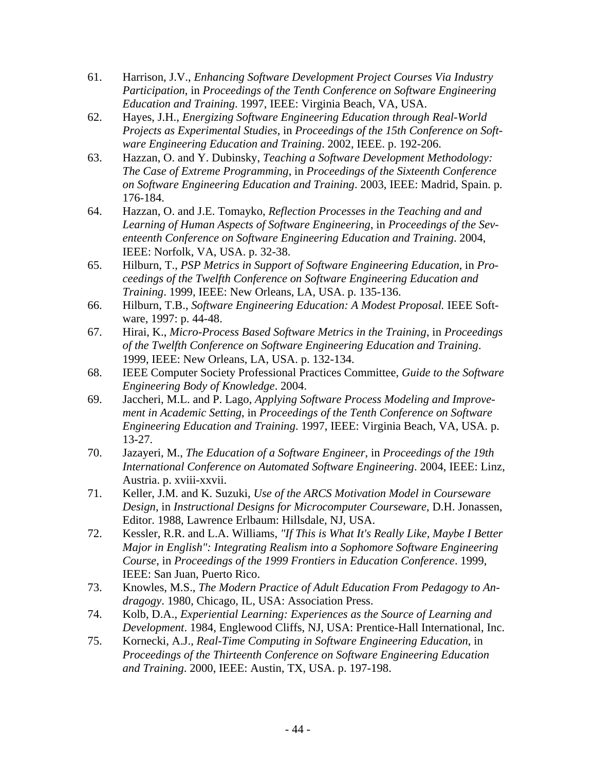61. Harrison, J.V., *Enhancing Software Development Project Courses Via Industry Participation*, in *Proceedings of the Tenth Conference on Software Engineering Education and Training*. 1997, IEEE: Virginia Beach, VA, USA.
62. Hayes, J.H., *Energizing Software Engineering Education through Real-World Projects as Experimental Studies*, in *Proceedings of the 15th Conference on Software Engineering Education and Training*. 2002, IEEE. p. 192-206.
63. Hazzan, O. and Y. Dubinsky, *Teaching a Software Development Methodology: The Case of Extreme Programming*, in *Proceedings of the Sixteenth Conference on Software Engineering Education and Training*. 2003, IEEE: Madrid, Spain. p. 176-184.
64. Hazzan, O. and J.E. Tomayko, *Reflection Processes in the Teaching and and Learning of Human Aspects of Software Engineering*, in *Proceedings of the Seventeenth Conference on Software Engineering Education and Training*. 2004, IEEE: Norfolk, VA, USA. p. 32-38.
65. Hilburn, T., *PSP Metrics in Support of Software Engineering Education*, in *Proceedings of the Twelfth Conference on Software Engineering Education and Training*. 1999, IEEE: New Orleans, LA, USA. p. 135-136.
66. Hilburn, T.B., *Software Engineering Education: A Modest Proposal.* IEEE Software, 1997: p. 44-48.
67. Hirai, K., *Micro-Process Based Software Metrics in the Training*, in *Proceedings of the Twelfth Conference on Software Engineering Education and Training*. 1999, IEEE: New Orleans, LA, USA. p. 132-134.
68. IEEE Computer Society Professional Practices Committee, *Guide to the Software Engineering Body of Knowledge*. 2004.
69. Jaccheri, M.L. and P. Lago, *Applying Software Process Modeling and Improvement in Academic Setting*, in *Proceedings of the Tenth Conference on Software Engineering Education and Training*. 1997, IEEE: Virginia Beach, VA, USA. p. 13-27.
70. Jazayeri, M., *The Education of a Software Engineer*, in *Proceedings of the 19th International Conference on Automated Software Engineering*. 2004, IEEE: Linz, Austria. p. xviii-xxvii.
71. Keller, J.M. and K. Suzuki, *Use of the ARCS Motivation Model in Courseware Design*, in *Instructional Designs for Microcomputer Courseware*, D.H. Jonassen, Editor. 1988, Lawrence Erlbaum: Hillsdale, NJ, USA.
72. Kessler, R.R. and L.A. Williams, *"If This is What It's Really Like, Maybe I Better Major in English": Integrating Realism into a Sophomore Software Engineering Course*, in *Proceedings of the 1999 Frontiers in Education Conference*. 1999, IEEE: San Juan, Puerto Rico.
73. Knowles, M.S., *The Modern Practice of Adult Education From Pedagogy to Andragogy*. 1980, Chicago, IL, USA: Association Press.
74. Kolb, D.A., *Experiential Learning: Experiences as the Source of Learning and Development*. 1984, Englewood Cliffs, NJ, USA: Prentice-Hall International, Inc.
75. Kornecki, A.J., *Real-Time Computing in Software Engineering Education*, in *Proceedings of the Thirteenth Conference on Software Engineering Education and Training*. 2000, IEEE: Austin, TX, USA. p. 197-198.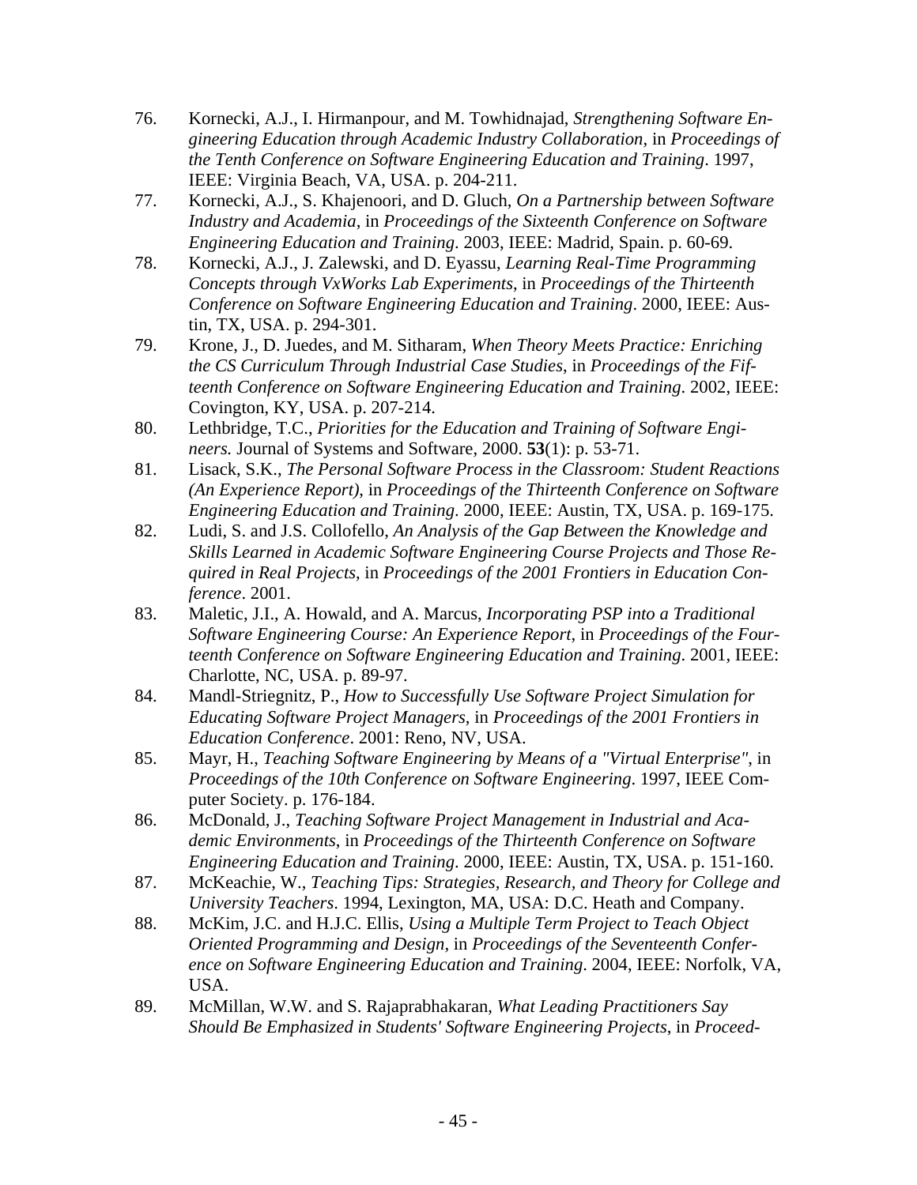76. Kornecki, A.J., I. Hirmanpour, and M. Towhidnajad, *Strengthening Software Engineering Education through Academic Industry Collaboration*, in *Proceedings of the Tenth Conference on Software Engineering Education and Training*. 1997, IEEE: Virginia Beach, VA, USA. p. 204-211.
77. Kornecki, A.J., S. Khajenoori, and D. Gluch, *On a Partnership between Software Industry and Academia*, in *Proceedings of the Sixteenth Conference on Software Engineering Education and Training*. 2003, IEEE: Madrid, Spain. p. 60-69.
78. Kornecki, A.J., J. Zalewski, and D. Eyassu, *Learning Real-Time Programming Concepts through VxWorks Lab Experiments*, in *Proceedings of the Thirteenth Conference on Software Engineering Education and Training*. 2000, IEEE: Austin, TX, USA. p. 294-301.
79. Krone, J., D. Juedes, and M. Sitharam, *When Theory Meets Practice: Enriching the CS Curriculum Through Industrial Case Studies*, in *Proceedings of the Fifteenth Conference on Software Engineering Education and Training*. 2002, IEEE: Covington, KY, USA. p. 207-214.
80. Lethbridge, T.C., *Priorities for the Education and Training of Software Engineers.* Journal of Systems and Software, 2000. **53**(1): p. 53-71.
81. Lisack, S.K., *The Personal Software Process in the Classroom: Student Reactions (An Experience Report)*, in *Proceedings of the Thirteenth Conference on Software Engineering Education and Training*. 2000, IEEE: Austin, TX, USA. p. 169-175.
82. Ludi, S. and J.S. Collofello, *An Analysis of the Gap Between the Knowledge and Skills Learned in Academic Software Engineering Course Projects and Those Required in Real Projects*, in *Proceedings of the 2001 Frontiers in Education Conference*. 2001.
83. Maletic, J.I., A. Howald, and A. Marcus, *Incorporating PSP into a Traditional Software Engineering Course: An Experience Report*, in *Proceedings of the Fourteenth Conference on Software Engineering Education and Training*. 2001, IEEE: Charlotte, NC, USA. p. 89-97.
84. Mandl-Striegnitz, P., *How to Successfully Use Software Project Simulation for Educating Software Project Managers*, in *Proceedings of the 2001 Frontiers in Education Conference*. 2001: Reno, NV, USA.
85. Mayr, H., *Teaching Software Engineering by Means of a "Virtual Enterprise"*, in *Proceedings of the 10th Conference on Software Engineering*. 1997, IEEE Computer Society. p. 176-184.
86. McDonald, J., *Teaching Software Project Management in Industrial and Academic Environments*, in *Proceedings of the Thirteenth Conference on Software Engineering Education and Training*. 2000, IEEE: Austin, TX, USA. p. 151-160.
87. McKeachie, W., *Teaching Tips: Strategies, Research, and Theory for College and University Teachers*. 1994, Lexington, MA, USA: D.C. Heath and Company.
88. McKim, J.C. and H.J.C. Ellis, *Using a Multiple Term Project to Teach Object Oriented Programming and Design*, in *Proceedings of the Seventeenth Conference on Software Engineering Education and Training*. 2004, IEEE: Norfolk, VA, USA.
89. McMillan, W.W. and S. Rajaprabhakaran, *What Leading Practitioners Say Should Be Emphasized in Students' Software Engineering Projects*, in *Proceed-*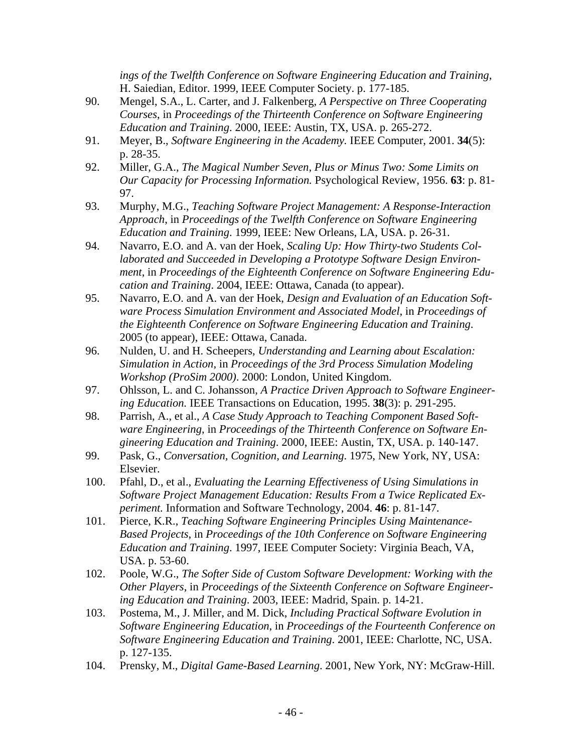*ings of the Twelfth Conference on Software Engineering Education and Training*, H. Saiedian, Editor. 1999, IEEE Computer Society. p. 177-185.

90. Mengel, S.A., L. Carter, and J. Falkenberg, *A Perspective on Three Cooperating Courses*, in *Proceedings of the Thirteenth Conference on Software Engineering Education and Training*. 2000, IEEE: Austin, TX, USA. p. 265-272.
91. Meyer, B., *Software Engineering in the Academy.* IEEE Computer, 2001. **34**(5): p. 28-35.
92. Miller, G.A., *The Magical Number Seven, Plus or Minus Two: Some Limits on Our Capacity for Processing Information.* Psychological Review, 1956. **63**: p. 81-97.
93. Murphy, M.G., *Teaching Software Project Management: A Response-Interaction Approach*, in *Proceedings of the Twelfth Conference on Software Engineering Education and Training*. 1999, IEEE: New Orleans, LA, USA. p. 26-31.
94. Navarro, E.O. and A. van der Hoek, *Scaling Up: How Thirty-two Students Collaborated and Succeeded in Developing a Prototype Software Design Environment*, in *Proceedings of the Eighteenth Conference on Software Engineering Education and Training*. 2004, IEEE: Ottawa, Canada (to appear).
95. Navarro, E.O. and A. van der Hoek, *Design and Evaluation of an Education Software Process Simulation Environment and Associated Model*, in *Proceedings of the Eighteenth Conference on Software Engineering Education and Training*. 2005 (to appear), IEEE: Ottawa, Canada.
96. Nulden, U. and H. Scheepers, *Understanding and Learning about Escalation: Simulation in Action*, in *Proceedings of the 3rd Process Simulation Modeling Workshop (ProSim 2000)*. 2000: London, United Kingdom.
97. Ohlsson, L. and C. Johansson, *A Practice Driven Approach to Software Engineering Education.* IEEE Transactions on Education, 1995. **38**(3): p. 291-295.
98. Parrish, A., et al., *A Case Study Approach to Teaching Component Based Software Engineering*, in *Proceedings of the Thirteenth Conference on Software Engineering Education and Training*. 2000, IEEE: Austin, TX, USA. p. 140-147.
99. Pask, G., *Conversation, Cognition, and Learning*. 1975, New York, NY, USA: Elsevier.
100. Pfahl, D., et al., *Evaluating the Learning Effectiveness of Using Simulations in Software Project Management Education: Results From a Twice Replicated Experiment.* Information and Software Technology, 2004. **46**: p. 81-147.
101. Pierce, K.R., *Teaching Software Engineering Principles Using Maintenance-Based Projects*, in *Proceedings of the 10th Conference on Software Engineering Education and Training*. 1997, IEEE Computer Society: Virginia Beach, VA, USA. p. 53-60.
102. Poole, W.G., *The Softer Side of Custom Software Development: Working with the Other Players*, in *Proceedings of the Sixteenth Conference on Software Engineering Education and Training*. 2003, IEEE: Madrid, Spain. p. 14-21.
103. Postema, M., J. Miller, and M. Dick, *Including Practical Software Evolution in Software Engineering Education*, in *Proceedings of the Fourteenth Conference on Software Engineering Education and Training*. 2001, IEEE: Charlotte, NC, USA. p. 127-135.
104. Prensky, M., *Digital Game-Based Learning*. 2001, New York, NY: McGraw-Hill.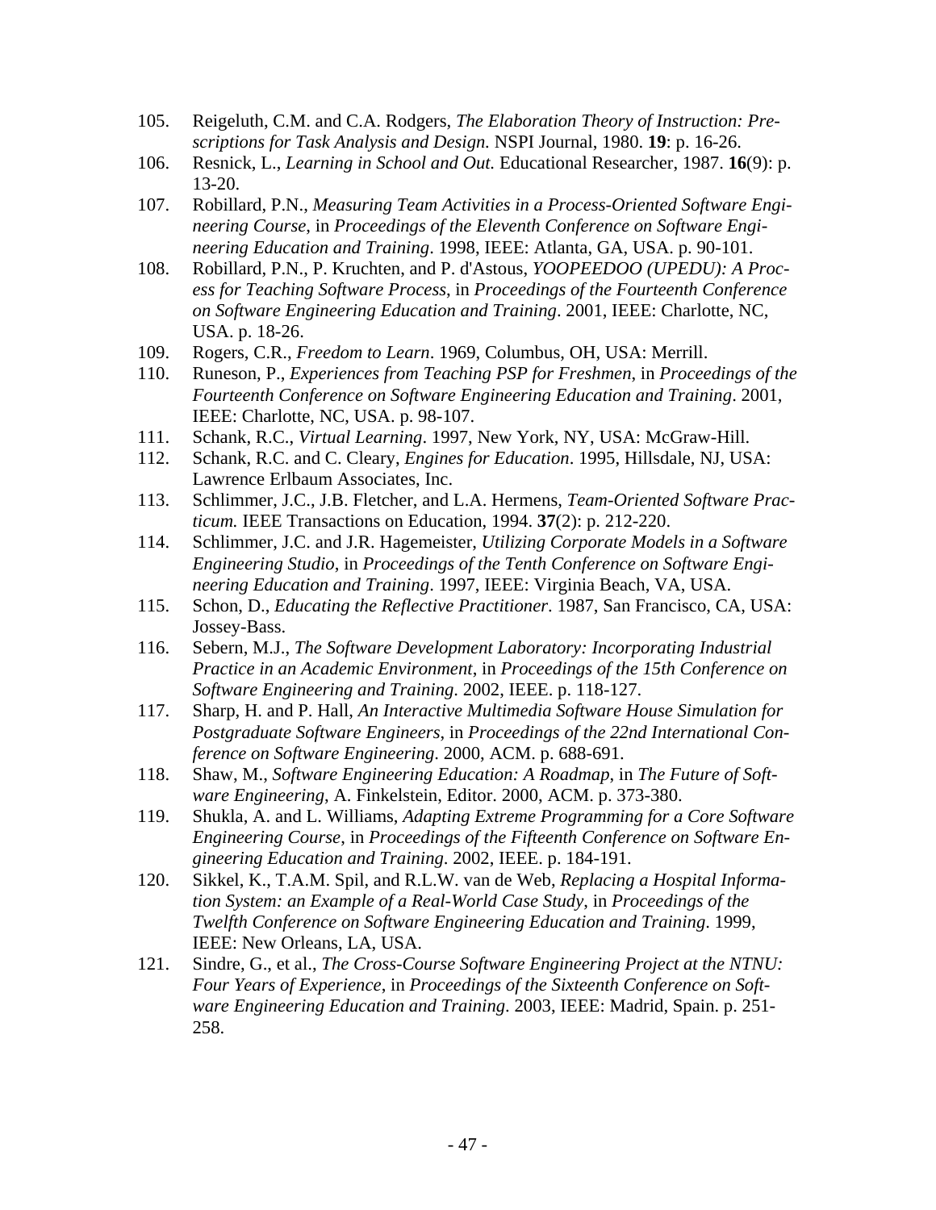105. Reigeluth, C.M. and C.A. Rodgers, *The Elaboration Theory of Instruction: Prescriptions for Task Analysis and Design.* NSPI Journal, 1980. **19**: p. 16-26.
106. Resnick, L., *Learning in School and Out.* Educational Researcher, 1987. **16**(9): p. 13-20.
107. Robillard, P.N., *Measuring Team Activities in a Process-Oriented Software Engineering Course*, in *Proceedings of the Eleventh Conference on Software Engineering Education and Training*. 1998, IEEE: Atlanta, GA, USA. p. 90-101.
108. Robillard, P.N., P. Kruchten, and P. d'Astous, *YOOPEEDOO (UPEDU): A Process for Teaching Software Process*, in *Proceedings of the Fourteenth Conference on Software Engineering Education and Training*. 2001, IEEE: Charlotte, NC, USA. p. 18-26.
109. Rogers, C.R., *Freedom to Learn*. 1969, Columbus, OH, USA: Merrill.
110. Runeson, P., *Experiences from Teaching PSP for Freshmen*, in *Proceedings of the Fourteenth Conference on Software Engineering Education and Training*. 2001, IEEE: Charlotte, NC, USA. p. 98-107.
111. Schank, R.C., *Virtual Learning*. 1997, New York, NY, USA: McGraw-Hill.
112. Schank, R.C. and C. Cleary, *Engines for Education*. 1995, Hillsdale, NJ, USA: Lawrence Erlbaum Associates, Inc.
113. Schlimmer, J.C., J.B. Fletcher, and L.A. Hermens, *Team-Oriented Software Practicum.* IEEE Transactions on Education, 1994. **37**(2): p. 212-220.
114. Schlimmer, J.C. and J.R. Hagemeister, *Utilizing Corporate Models in a Software Engineering Studio*, in *Proceedings of the Tenth Conference on Software Engineering Education and Training*. 1997, IEEE: Virginia Beach, VA, USA.
115. Schon, D., *Educating the Reflective Practitioner*. 1987, San Francisco, CA, USA: Jossey-Bass.
116. Sebern, M.J., *The Software Development Laboratory: Incorporating Industrial Practice in an Academic Environment*, in *Proceedings of the 15th Conference on Software Engineering and Training*. 2002, IEEE. p. 118-127.
117. Sharp, H. and P. Hall, *An Interactive Multimedia Software House Simulation for Postgraduate Software Engineers*, in *Proceedings of the 22nd International Conference on Software Engineering*. 2000, ACM. p. 688-691.
118. Shaw, M., *Software Engineering Education: A Roadmap*, in *The Future of Software Engineering*, A. Finkelstein, Editor. 2000, ACM. p. 373-380.
119. Shukla, A. and L. Williams, *Adapting Extreme Programming for a Core Software Engineering Course*, in *Proceedings of the Fifteenth Conference on Software Engineering Education and Training*. 2002, IEEE. p. 184-191.
120. Sikkel, K., T.A.M. Spil, and R.L.W. van de Web, *Replacing a Hospital Information System: an Example of a Real-World Case Study*, in *Proceedings of the Twelfth Conference on Software Engineering Education and Training*. 1999, IEEE: New Orleans, LA, USA.
121. Sindre, G., et al., *The Cross-Course Software Engineering Project at the NTNU: Four Years of Experience*, in *Proceedings of the Sixteenth Conference on Software Engineering Education and Training*. 2003, IEEE: Madrid, Spain. p. 251-258.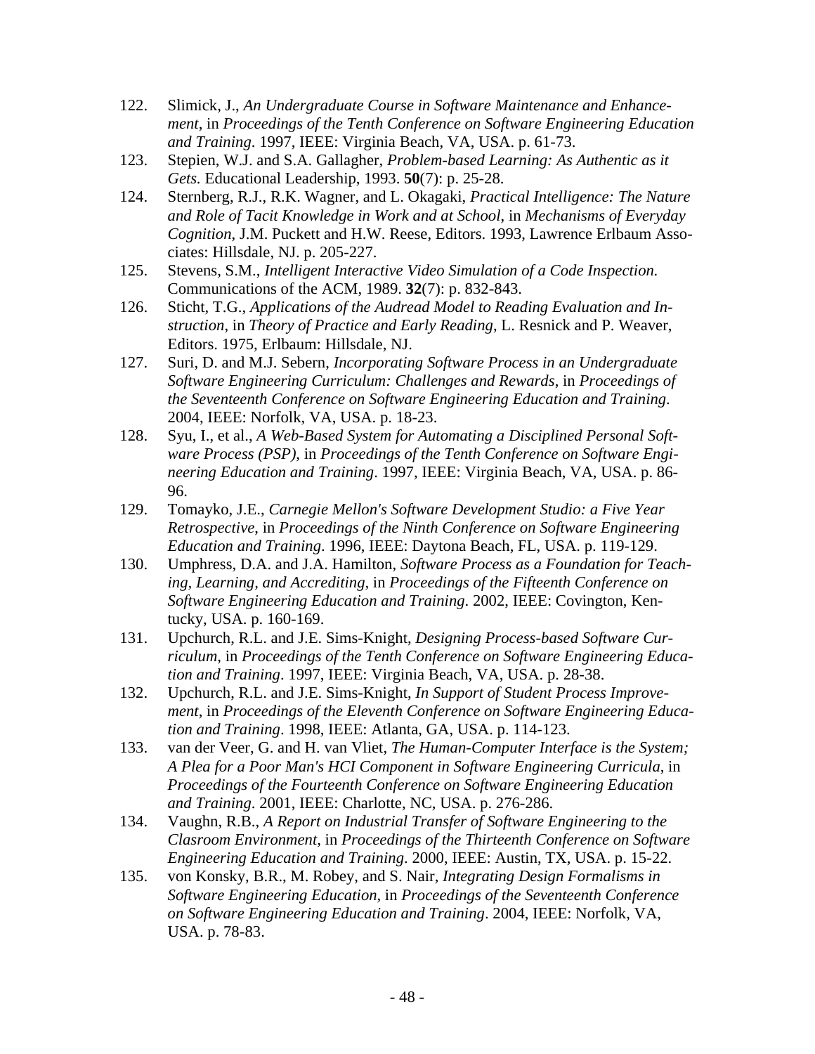122. Slimick, J., *An Undergraduate Course in Software Maintenance and Enhancement*, in *Proceedings of the Tenth Conference on Software Engineering Education and Training*. 1997, IEEE: Virginia Beach, VA, USA. p. 61-73.
123. Stepien, W.J. and S.A. Gallagher, *Problem-based Learning: As Authentic as it Gets.* Educational Leadership, 1993. **50**(7): p. 25-28.
124. Sternberg, R.J., R.K. Wagner, and L. Okagaki, *Practical Intelligence: The Nature and Role of Tacit Knowledge in Work and at School*, in *Mechanisms of Everyday Cognition*, J.M. Puckett and H.W. Reese, Editors. 1993, Lawrence Erlbaum Associates: Hillsdale, NJ. p. 205-227.
125. Stevens, S.M., *Intelligent Interactive Video Simulation of a Code Inspection.* Communications of the ACM, 1989. **32**(7): p. 832-843.
126. Sticht, T.G., *Applications of the Audread Model to Reading Evaluation and Instruction*, in *Theory of Practice and Early Reading*, L. Resnick and P. Weaver, Editors. 1975, Erlbaum: Hillsdale, NJ.
127. Suri, D. and M.J. Sebern, *Incorporating Software Process in an Undergraduate Software Engineering Curriculum: Challenges and Rewards*, in *Proceedings of the Seventeenth Conference on Software Engineering Education and Training*. 2004, IEEE: Norfolk, VA, USA. p. 18-23.
128. Syu, I., et al., *A Web-Based System for Automating a Disciplined Personal Software Process (PSP)*, in *Proceedings of the Tenth Conference on Software Engineering Education and Training*. 1997, IEEE: Virginia Beach, VA, USA. p. 86-96.
129. Tomayko, J.E., *Carnegie Mellon's Software Development Studio: a Five Year Retrospective*, in *Proceedings of the Ninth Conference on Software Engineering Education and Training*. 1996, IEEE: Daytona Beach, FL, USA. p. 119-129.
130. Umphress, D.A. and J.A. Hamilton, *Software Process as a Foundation for Teaching, Learning, and Accrediting*, in *Proceedings of the Fifteenth Conference on Software Engineering Education and Training*. 2002, IEEE: Covington, Kentucky, USA. p. 160-169.
131. Upchurch, R.L. and J.E. Sims-Knight, *Designing Process-based Software Curriculum*, in *Proceedings of the Tenth Conference on Software Engineering Education and Training*. 1997, IEEE: Virginia Beach, VA, USA. p. 28-38.
132. Upchurch, R.L. and J.E. Sims-Knight, *In Support of Student Process Improvement*, in *Proceedings of the Eleventh Conference on Software Engineering Education and Training*. 1998, IEEE: Atlanta, GA, USA. p. 114-123.
133. van der Veer, G. and H. van Vliet, *The Human-Computer Interface is the System; A Plea for a Poor Man's HCI Component in Software Engineering Curricula*, in *Proceedings of the Fourteenth Conference on Software Engineering Education and Training*. 2001, IEEE: Charlotte, NC, USA. p. 276-286.
134. Vaughn, R.B., *A Report on Industrial Transfer of Software Engineering to the Clasroom Environment*, in *Proceedings of the Thirteenth Conference on Software Engineering Education and Training*. 2000, IEEE: Austin, TX, USA. p. 15-22.
135. von Konsky, B.R., M. Robey, and S. Nair, *Integrating Design Formalisms in Software Engineering Education*, in *Proceedings of the Seventeenth Conference on Software Engineering Education and Training*. 2004, IEEE: Norfolk, VA, USA. p. 78-83.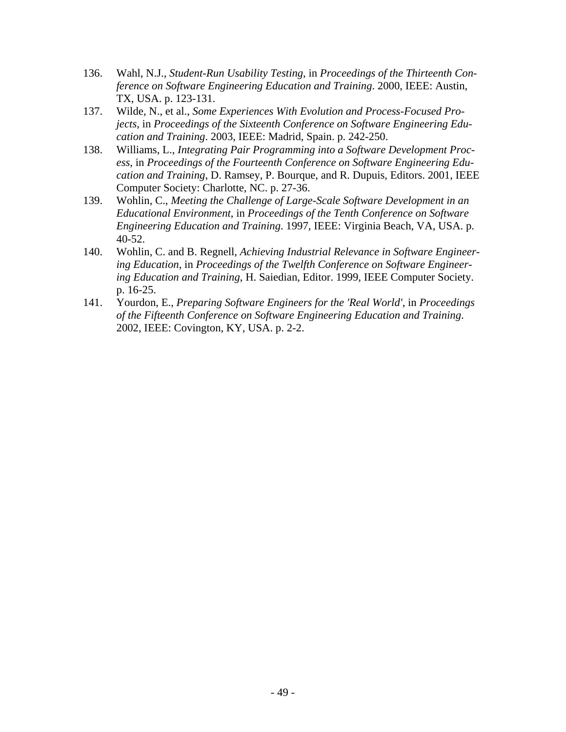136. Wahl, N.J., *Student-Run Usability Testing*, in *Proceedings of the Thirteenth Conference on Software Engineering Education and Training*. 2000, IEEE: Austin, TX, USA. p. 123-131.
137. Wilde, N., et al., *Some Experiences With Evolution and Process-Focused Projects*, in *Proceedings of the Sixteenth Conference on Software Engineering Education and Training*. 2003, IEEE: Madrid, Spain. p. 242-250.
138. Williams, L., *Integrating Pair Programming into a Software Development Process*, in *Proceedings of the Fourteenth Conference on Software Engineering Education and Training*, D. Ramsey, P. Bourque, and R. Dupuis, Editors. 2001, IEEE Computer Society: Charlotte, NC. p. 27-36.
139. Wohlin, C., *Meeting the Challenge of Large-Scale Software Development in an Educational Environment*, in *Proceedings of the Tenth Conference on Software Engineering Education and Training*. 1997, IEEE: Virginia Beach, VA, USA. p. 40-52.
140. Wohlin, C. and B. Regnell, *Achieving Industrial Relevance in Software Engineering Education*, in *Proceedings of the Twelfth Conference on Software Engineering Education and Training*, H. Saiedian, Editor. 1999, IEEE Computer Society. p. 16-25.
141. Yourdon, E., *Preparing Software Engineers for the 'Real World'*, in *Proceedings of the Fifteenth Conference on Software Engineering Education and Training*. 2002, IEEE: Covington, KY, USA. p. 2-2.